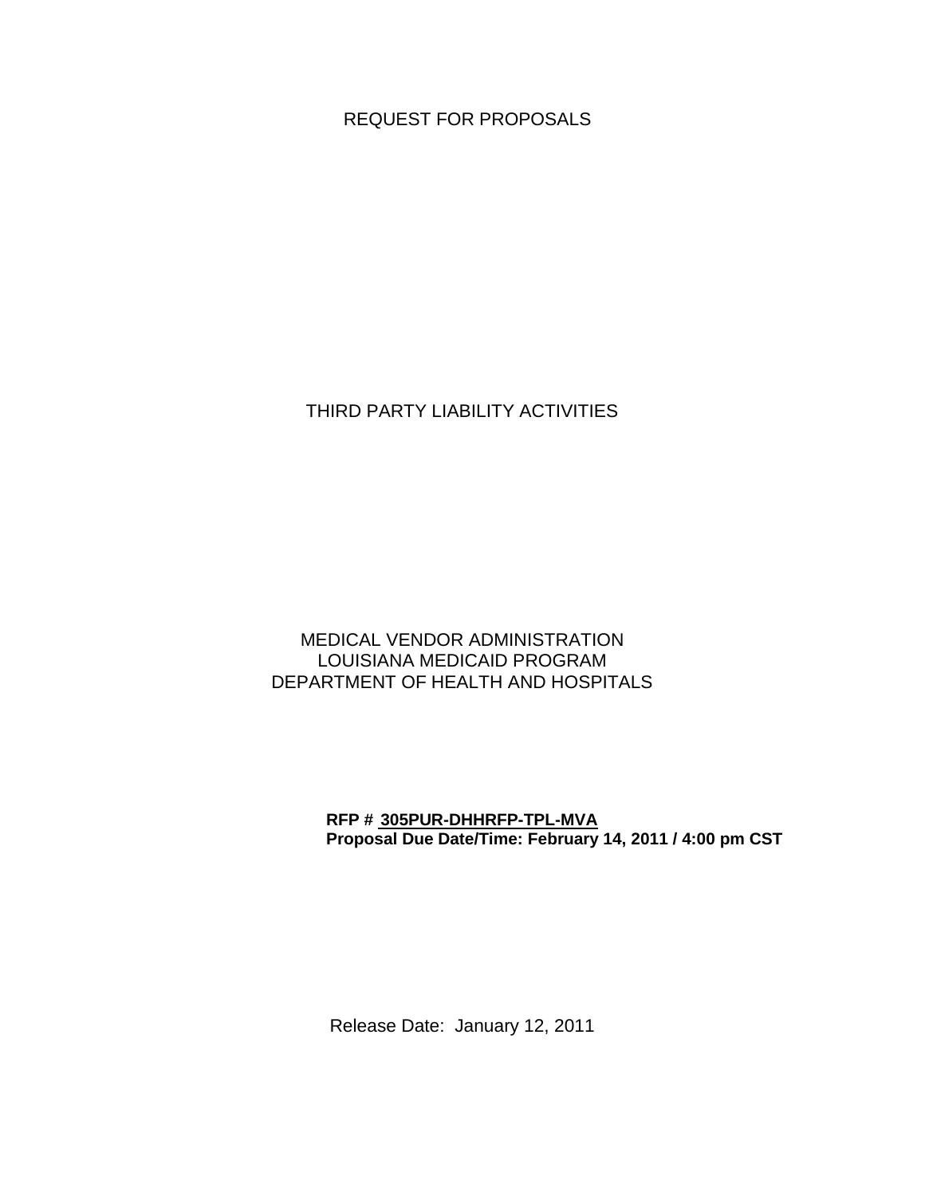# REQUEST FOR PROPOSALS

# THIRD PARTY LIABILITY ACTIVITIES

MEDICAL VENDOR ADMINISTRATION
LOUISIANA MEDICAID PROGRAM
DEPARTMENT OF HEALTH AND HOSPITALS

**RFP # 305PUR-DHHRFP-TPL-MVA**
**Proposal Due Date/Time: February 14, 2011 / 4:00 pm CST**

Release Date: January 12, 2011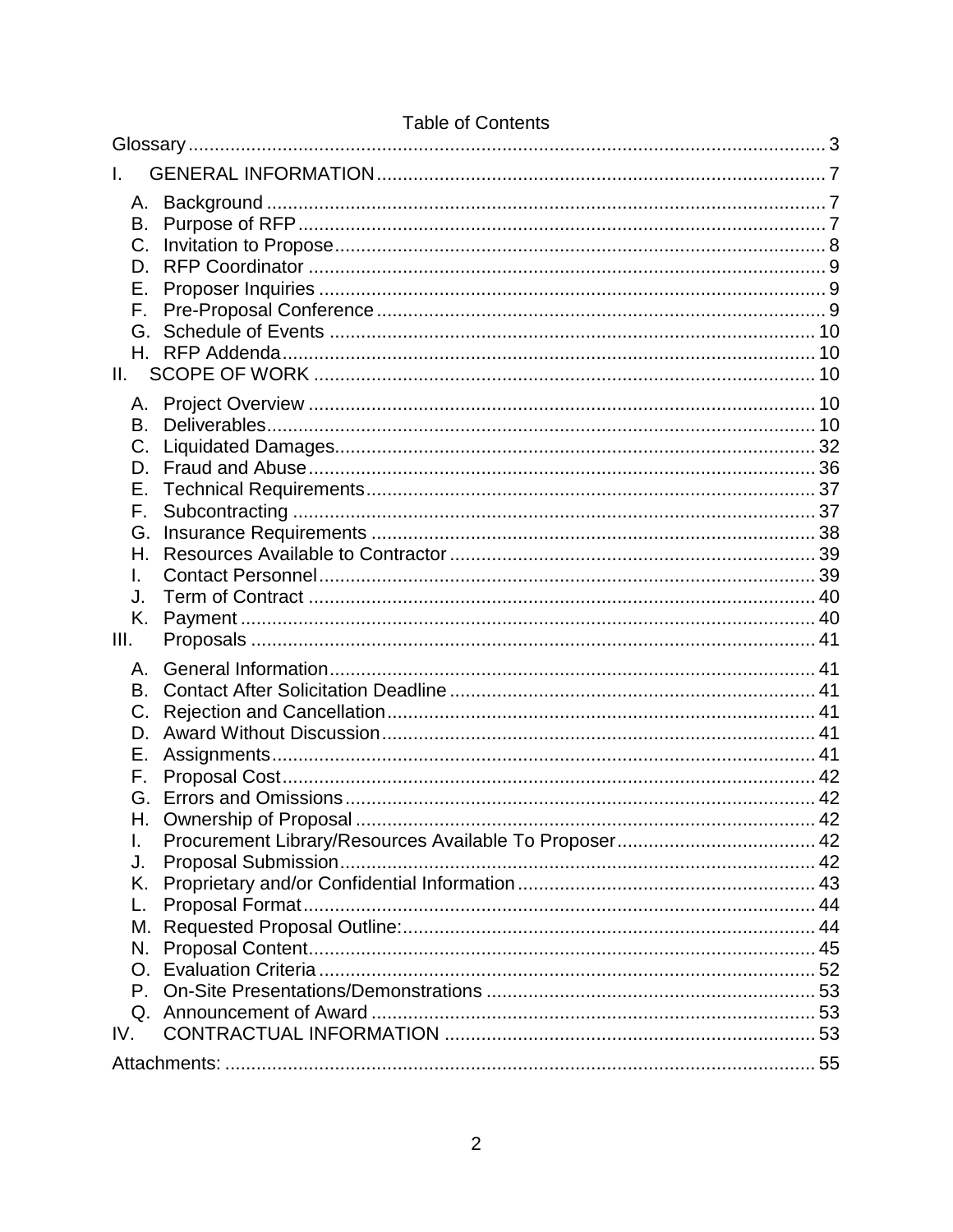# Table of Contents

Glossary ........................................................................................................ 3

I. GENERAL INFORMATION ..................................................................... 7

- A. Background .......................................................................................... 7
- B. Purpose of RFP .................................................................................... 7
- C. Invitation to Propose ............................................................................ 8
- D. RFP Coordinator .................................................................................. 9
- E. Proposer Inquiries ................................................................................ 9
- F. Pre-Proposal Conference ..................................................................... 9
- G. Schedule of Events ............................................................................ 10
- H. RFP Addenda ..................................................................................... 10

II. SCOPE OF WORK ............................................................................... 10

- A. Project Overview ................................................................................ 10
- B. Deliverables ........................................................................................ 10
- C. Liquidated Damages ........................................................................... 32
- D. Fraud and Abuse ................................................................................ 36
- E. Technical Requirements ..................................................................... 37
- F. Subcontracting .................................................................................... 37
- G. Insurance Requirements .................................................................... 38
- H. Resources Available to Contractor ..................................................... 39
- I. Contact Personnel ............................................................................... 39
- J. Term of Contract ................................................................................. 40
- K. Payment ............................................................................................. 40

III. Proposals ........................................................................................... 41

- A. General Information ........................................................................... 41
- B. Contact After Solicitation Deadline ..................................................... 41
- C. Rejection and Cancellation ................................................................. 41
- D. Award Without Discussion .................................................................. 41
- E. Assignments ....................................................................................... 41
- F. Proposal Cost ..................................................................................... 42
- G. Errors and Omissions ......................................................................... 42
- H. Ownership of Proposal ....................................................................... 42
- I. Procurement Library/Resources Available To Proposer ...................... 42
- J. Proposal Submission .......................................................................... 42
- K. Proprietary and/or Confidential Information ........................................ 43
- L. Proposal Format ................................................................................. 44
- M. Requested Proposal Outline: .............................................................. 44
- N. Proposal Content ................................................................................ 45
- O. Evaluation Criteria .............................................................................. 52
- P. On-Site Presentations/Demonstrations .............................................. 53
- Q. Announcement of Award .................................................................... 53

IV. CONTRACTUAL INFORMATION ...................................................... 53

Attachments: ................................................................................................ 55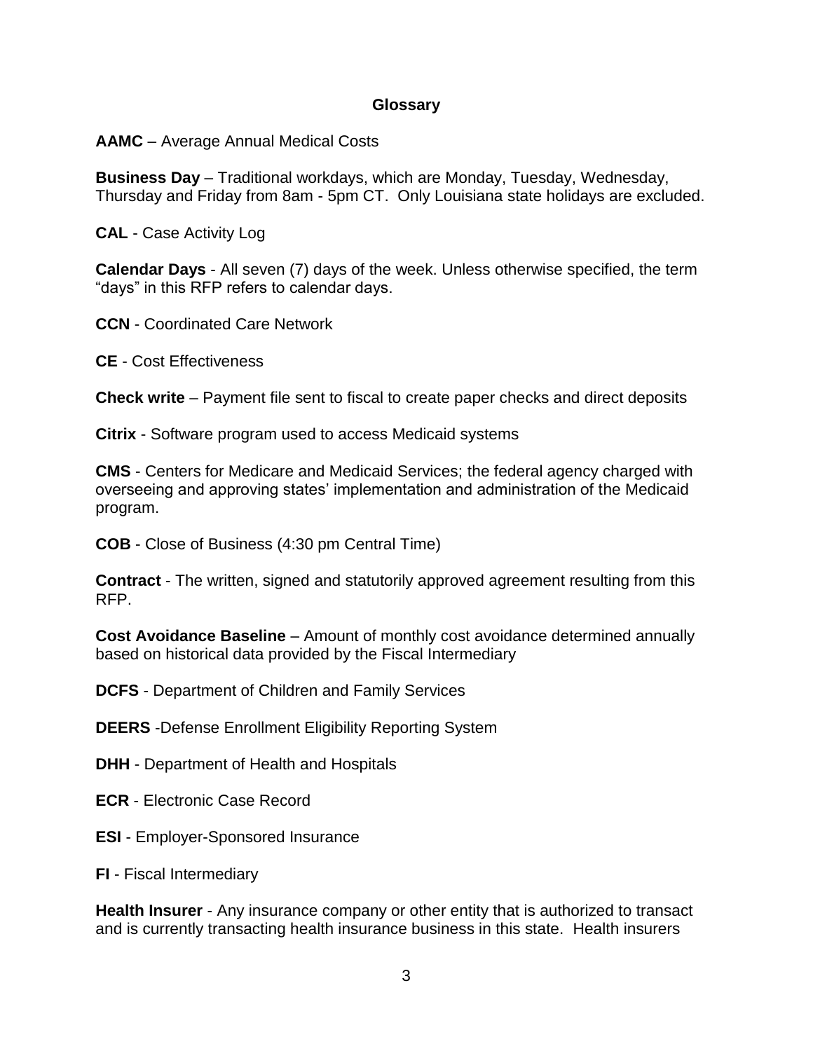## Glossary

**AAMC** – Average Annual Medical Costs

**Business Day** – Traditional workdays, which are Monday, Tuesday, Wednesday, Thursday and Friday from 8am - 5pm CT. Only Louisiana state holidays are excluded.

**CAL** - Case Activity Log

**Calendar Days** - All seven (7) days of the week. Unless otherwise specified, the term “days” in this RFP refers to calendar days.

**CCN** - Coordinated Care Network

**CE** - Cost Effectiveness

**Check write** – Payment file sent to fiscal to create paper checks and direct deposits

**Citrix** - Software program used to access Medicaid systems

**CMS** - Centers for Medicare and Medicaid Services; the federal agency charged with overseeing and approving states’ implementation and administration of the Medicaid program.

**COB** - Close of Business (4:30 pm Central Time)

**Contract** - The written, signed and statutorily approved agreement resulting from this RFP.

**Cost Avoidance Baseline** – Amount of monthly cost avoidance determined annually based on historical data provided by the Fiscal Intermediary

**DCFS** - Department of Children and Family Services

**DEERS** -Defense Enrollment Eligibility Reporting System

**DHH** - Department of Health and Hospitals

**ECR** - Electronic Case Record

**ESI** - Employer-Sponsored Insurance

**FI** - Fiscal Intermediary

**Health Insurer** - Any insurance company or other entity that is authorized to transact and is currently transacting health insurance business in this state. Health insurers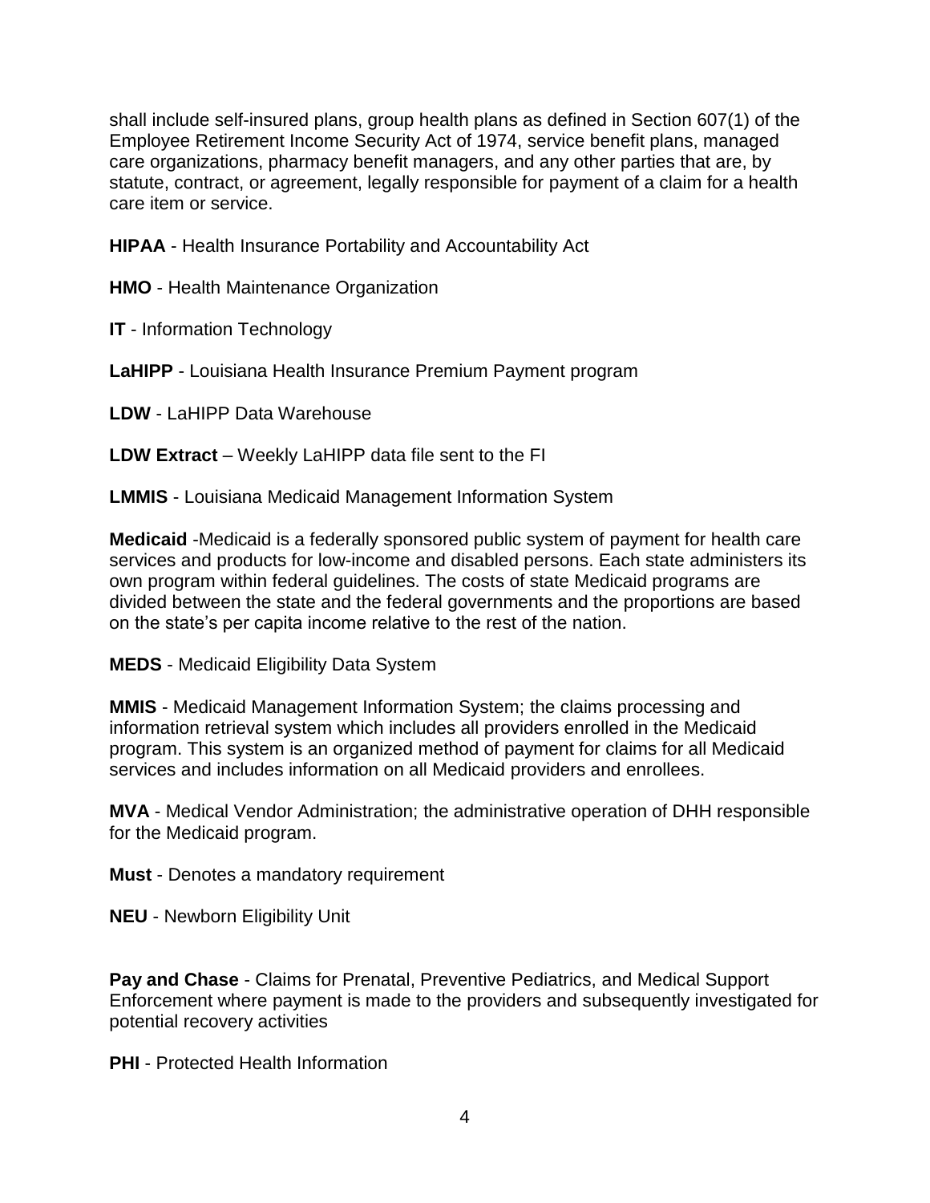shall include self-insured plans, group health plans as defined in Section 607(1) of the Employee Retirement Income Security Act of 1974, service benefit plans, managed care organizations, pharmacy benefit managers, and any other parties that are, by statute, contract, or agreement, legally responsible for payment of a claim for a health care item or service.

**HIPAA** - Health Insurance Portability and Accountability Act

**HMO** - Health Maintenance Organization

**IT** - Information Technology

**LaHIPP** - Louisiana Health Insurance Premium Payment program

**LDW** - LaHIPP Data Warehouse

**LDW Extract** – Weekly LaHIPP data file sent to the FI

**LMMIS** - Louisiana Medicaid Management Information System

**Medicaid** -Medicaid is a federally sponsored public system of payment for health care services and products for low-income and disabled persons. Each state administers its own program within federal guidelines. The costs of state Medicaid programs are divided between the state and the federal governments and the proportions are based on the state's per capita income relative to the rest of the nation.

**MEDS** - Medicaid Eligibility Data System

**MMIS** - Medicaid Management Information System; the claims processing and information retrieval system which includes all providers enrolled in the Medicaid program. This system is an organized method of payment for claims for all Medicaid services and includes information on all Medicaid providers and enrollees.

**MVA** - Medical Vendor Administration; the administrative operation of DHH responsible for the Medicaid program.

**Must** - Denotes a mandatory requirement

**NEU** - Newborn Eligibility Unit

**Pay and Chase** - Claims for Prenatal, Preventive Pediatrics, and Medical Support Enforcement where payment is made to the providers and subsequently investigated for potential recovery activities

**PHI** - Protected Health Information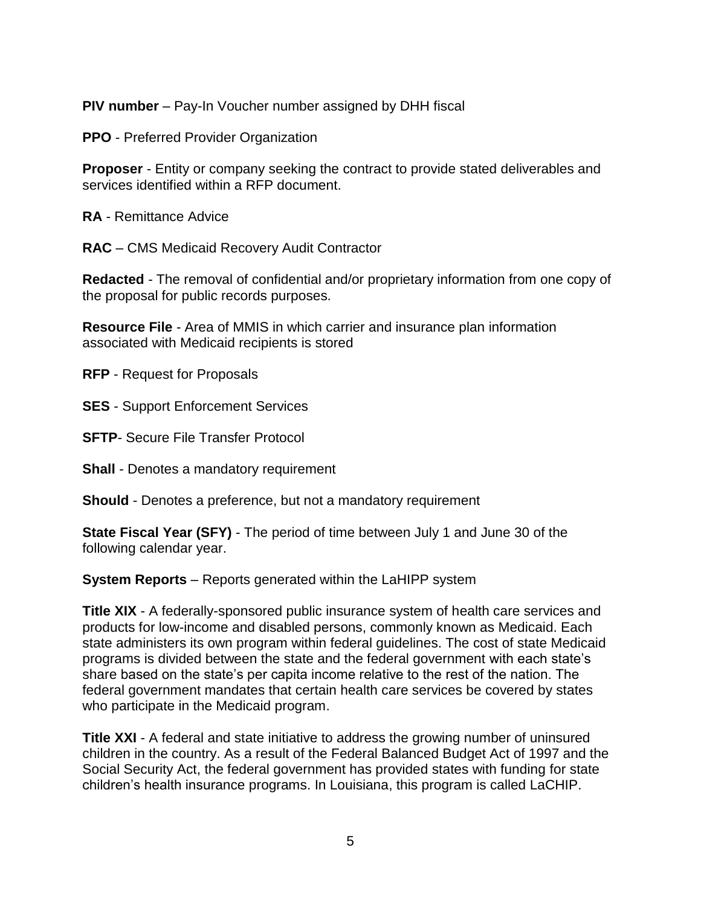**PIV number** – Pay-In Voucher number assigned by DHH fiscal

**PPO** - Preferred Provider Organization

**Proposer** - Entity or company seeking the contract to provide stated deliverables and services identified within a RFP document.

**RA** - Remittance Advice

**RAC** – CMS Medicaid Recovery Audit Contractor

**Redacted** - The removal of confidential and/or proprietary information from one copy of the proposal for public records purposes.

**Resource File** - Area of MMIS in which carrier and insurance plan information associated with Medicaid recipients is stored

**RFP** - Request for Proposals

**SES** - Support Enforcement Services

**SFTP**- Secure File Transfer Protocol

**Shall** - Denotes a mandatory requirement

**Should** - Denotes a preference, but not a mandatory requirement

**State Fiscal Year (SFY)** - The period of time between July 1 and June 30 of the following calendar year.

**System Reports** – Reports generated within the LaHIPP system

**Title XIX** - A federally-sponsored public insurance system of health care services and products for low-income and disabled persons, commonly known as Medicaid. Each state administers its own program within federal guidelines. The cost of state Medicaid programs is divided between the state and the federal government with each state's share based on the state's per capita income relative to the rest of the nation. The federal government mandates that certain health care services be covered by states who participate in the Medicaid program.

**Title XXI** - A federal and state initiative to address the growing number of uninsured children in the country. As a result of the Federal Balanced Budget Act of 1997 and the Social Security Act, the federal government has provided states with funding for state children's health insurance programs. In Louisiana, this program is called LaCHIP.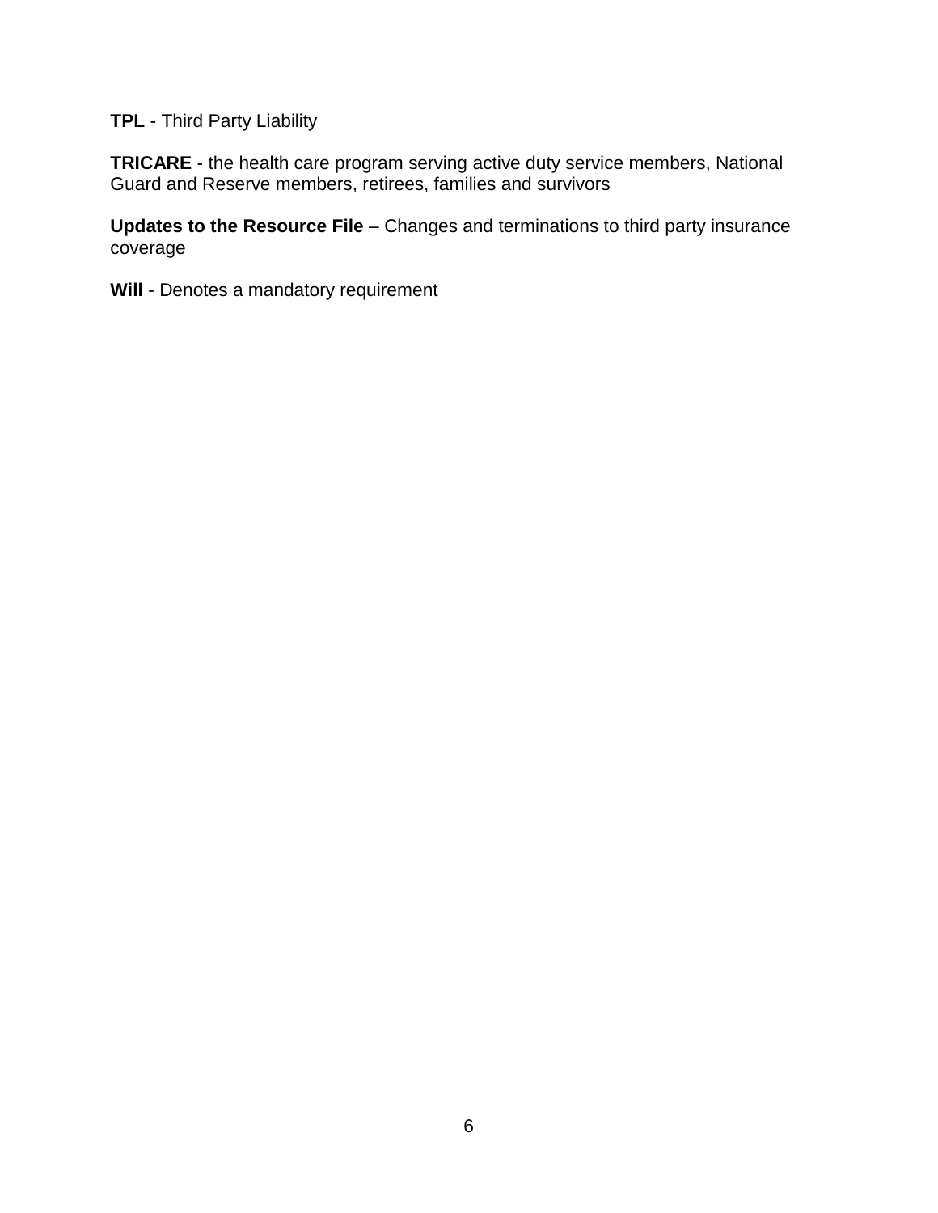**TPL** - Third Party Liability

**TRICARE** - the health care program serving active duty service members, National Guard and Reserve members, retirees, families and survivors

**Updates to the Resource File** – Changes and terminations to third party insurance coverage

**Will** - Denotes a mandatory requirement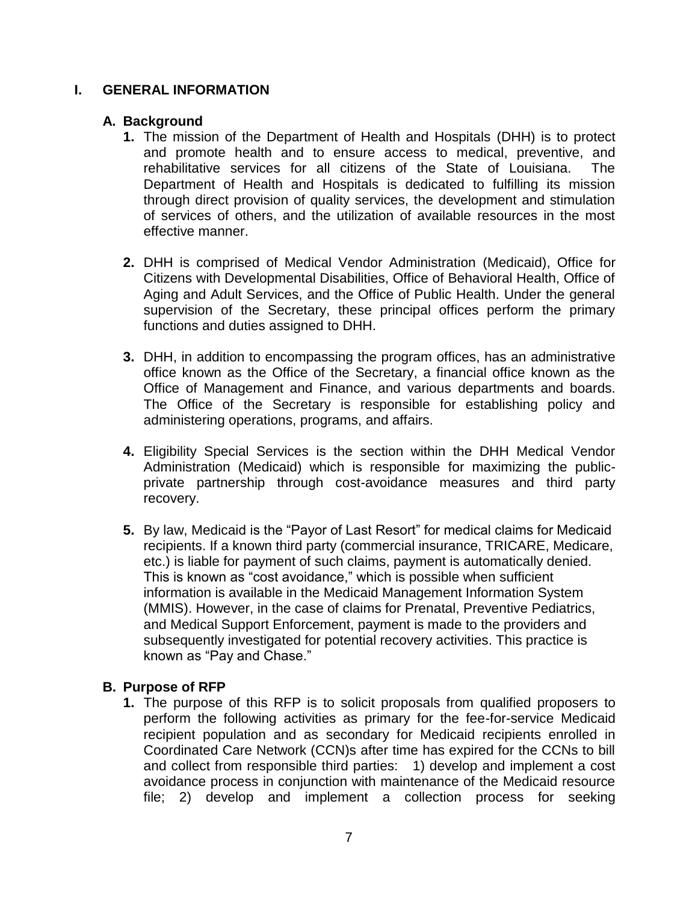# I. GENERAL INFORMATION

## A. Background

1. The mission of the Department of Health and Hospitals (DHH) is to protect and promote health and to ensure access to medical, preventive, and rehabilitative services for all citizens of the State of Louisiana. The Department of Health and Hospitals is dedicated to fulfilling its mission through direct provision of quality services, the development and stimulation of services of others, and the utilization of available resources in the most effective manner.

2. DHH is comprised of Medical Vendor Administration (Medicaid), Office for Citizens with Developmental Disabilities, Office of Behavioral Health, Office of Aging and Adult Services, and the Office of Public Health. Under the general supervision of the Secretary, these principal offices perform the primary functions and duties assigned to DHH.

3. DHH, in addition to encompassing the program offices, has an administrative office known as the Office of the Secretary, a financial office known as the Office of Management and Finance, and various departments and boards. The Office of the Secretary is responsible for establishing policy and administering operations, programs, and affairs.

4. Eligibility Special Services is the section within the DHH Medical Vendor Administration (Medicaid) which is responsible for maximizing the public-private partnership through cost-avoidance measures and third party recovery.

5. By law, Medicaid is the "Payor of Last Resort" for medical claims for Medicaid recipients. If a known third party (commercial insurance, TRICARE, Medicare, etc.) is liable for payment of such claims, payment is automatically denied. This is known as "cost avoidance," which is possible when sufficient information is available in the Medicaid Management Information System (MMIS). However, in the case of claims for Prenatal, Preventive Pediatrics, and Medical Support Enforcement, payment is made to the providers and subsequently investigated for potential recovery activities. This practice is known as "Pay and Chase."

## B. Purpose of RFP

1. The purpose of this RFP is to solicit proposals from qualified proposers to perform the following activities as primary for the fee-for-service Medicaid recipient population and as secondary for Medicaid recipients enrolled in Coordinated Care Network (CCN)s after time has expired for the CCNs to bill and collect from responsible third parties: 1) develop and implement a cost avoidance process in conjunction with maintenance of the Medicaid resource file; 2) develop and implement a collection process for seeking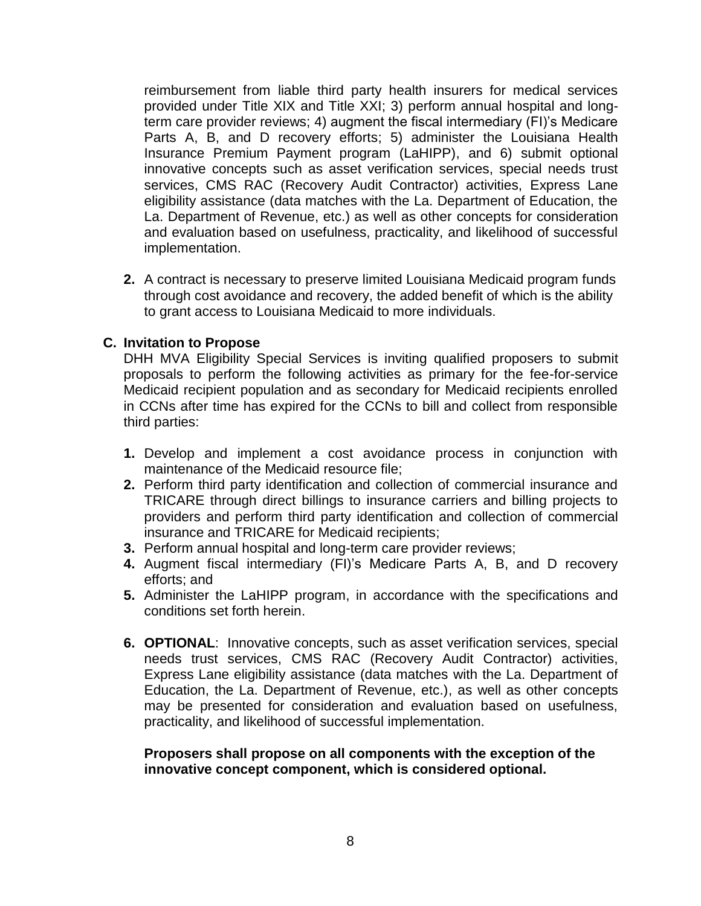reimbursement from liable third party health insurers for medical services provided under Title XIX and Title XXI; 3) perform annual hospital and long-term care provider reviews; 4) augment the fiscal intermediary (FI)'s Medicare Parts A, B, and D recovery efforts; 5) administer the Louisiana Health Insurance Premium Payment program (LaHIPP), and 6) submit optional innovative concepts such as asset verification services, special needs trust services, CMS RAC (Recovery Audit Contractor) activities, Express Lane eligibility assistance (data matches with the La. Department of Education, the La. Department of Revenue, etc.) as well as other concepts for consideration and evaluation based on usefulness, practicality, and likelihood of successful implementation.

**2.** A contract is necessary to preserve limited Louisiana Medicaid program funds through cost avoidance and recovery, the added benefit of which is the ability to grant access to Louisiana Medicaid to more individuals.

### C. Invitation to Propose

DHH MVA Eligibility Special Services is inviting qualified proposers to submit proposals to perform the following activities as primary for the fee-for-service Medicaid recipient population and as secondary for Medicaid recipients enrolled in CCNs after time has expired for the CCNs to bill and collect from responsible third parties:

**1.** Develop and implement a cost avoidance process in conjunction with maintenance of the Medicaid resource file;

**2.** Perform third party identification and collection of commercial insurance and TRICARE through direct billings to insurance carriers and billing projects to providers and perform third party identification and collection of commercial insurance and TRICARE for Medicaid recipients;

**3.** Perform annual hospital and long-term care provider reviews;

**4.** Augment fiscal intermediary (FI)'s Medicare Parts A, B, and D recovery efforts; and

**5.** Administer the LaHIPP program, in accordance with the specifications and conditions set forth herein.

**6.** **OPTIONAL**: Innovative concepts, such as asset verification services, special needs trust services, CMS RAC (Recovery Audit Contractor) activities, Express Lane eligibility assistance (data matches with the La. Department of Education, the La. Department of Revenue, etc.), as well as other concepts may be presented for consideration and evaluation based on usefulness, practicality, and likelihood of successful implementation.

**Proposers shall propose on all components with the exception of the innovative concept component, which is considered optional.**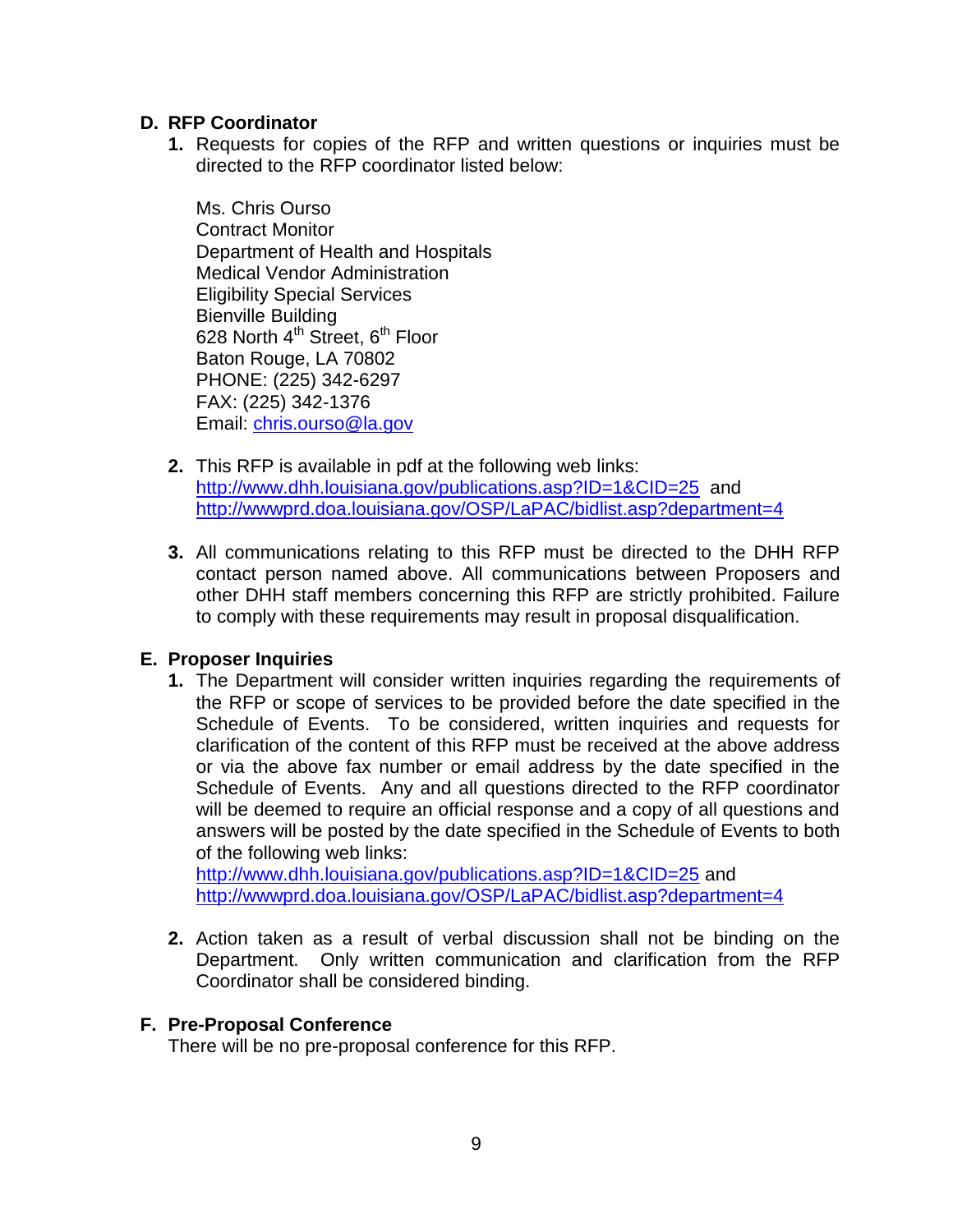### D. RFP Coordinator

1. Requests for copies of the RFP and written questions or inquiries must be directed to the RFP coordinator listed below:

   Ms. Chris Ourso  
   Contract Monitor  
   Department of Health and Hospitals  
   Medical Vendor Administration  
   Eligibility Special Services  
   Bienville Building  
   628 North 4th Street, 6th Floor  
   Baton Rouge, LA 70802  
   PHONE: (225) 342-6297  
   FAX: (225) 342-1376  
   Email: chris.ourso@la.gov

2. This RFP is available in pdf at the following web links:  
   http://www.dhh.louisiana.gov/publications.asp?ID=1&CID=25 and  
   http://wwwprd.doa.louisiana.gov/OSP/LaPAC/bidlist.asp?department=4

3. All communications relating to this RFP must be directed to the DHH RFP contact person named above. All communications between Proposers and other DHH staff members concerning this RFP are strictly prohibited. Failure to comply with these requirements may result in proposal disqualification.

### E. Proposer Inquiries

1. The Department will consider written inquiries regarding the requirements of the RFP or scope of services to be provided before the date specified in the Schedule of Events. To be considered, written inquiries and requests for clarification of the content of this RFP must be received at the above address or via the above fax number or email address by the date specified in the Schedule of Events. Any and all questions directed to the RFP coordinator will be deemed to require an official response and a copy of all questions and answers will be posted by the date specified in the Schedule of Events to both of the following web links:  
   http://www.dhh.louisiana.gov/publications.asp?ID=1&CID=25 and  
   http://wwwprd.doa.louisiana.gov/OSP/LaPAC/bidlist.asp?department=4

2. Action taken as a result of verbal discussion shall not be binding on the Department. Only written communication and clarification from the RFP Coordinator shall be considered binding.

### F. Pre-Proposal Conference

There will be no pre-proposal conference for this RFP.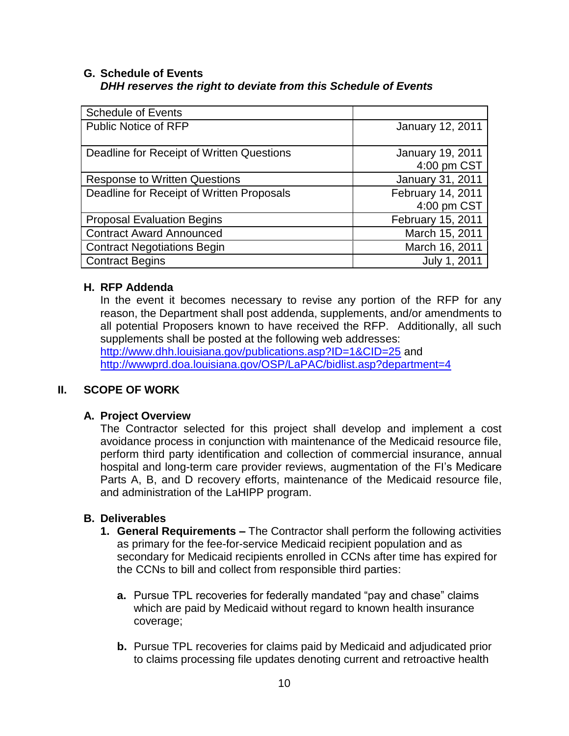### G. Schedule of Events

***DHH reserves the right to deviate from this Schedule of Events***

| Schedule of Events | |
|---|---|
| Public Notice of RFP | January 12, 2011 |
| Deadline for Receipt of Written Questions | January 19, 2011 4:00 pm CST |
| Response to Written Questions | January 31, 2011 |
| Deadline for Receipt of Written Proposals | February 14, 2011 4:00 pm CST |
| Proposal Evaluation Begins | February 15, 2011 |
| Contract Award Announced | March 15, 2011 |
| Contract Negotiations Begin | March 16, 2011 |
| Contract Begins | July 1, 2011 |

### H. RFP Addenda

In the event it becomes necessary to revise any portion of the RFP for any reason, the Department shall post addenda, supplements, and/or amendments to all potential Proposers known to have received the RFP. Additionally, all such supplements shall be posted at the following web addresses:
http://www.dhh.louisiana.gov/publications.asp?ID=1&CID=25 and
http://wwwprd.doa.louisiana.gov/OSP/LaPAC/bidlist.asp?department=4

## II. SCOPE OF WORK

### A. Project Overview

The Contractor selected for this project shall develop and implement a cost avoidance process in conjunction with maintenance of the Medicaid resource file, perform third party identification and collection of commercial insurance, annual hospital and long-term care provider reviews, augmentation of the FI's Medicare Parts A, B, and D recovery efforts, maintenance of the Medicaid resource file, and administration of the LaHIPP program.

### B. Deliverables

1. **General Requirements –** The Contractor shall perform the following activities as primary for the fee-for-service Medicaid recipient population and as secondary for Medicaid recipients enrolled in CCNs after time has expired for the CCNs to bill and collect from responsible third parties:

   **a.** Pursue TPL recoveries for federally mandated "pay and chase" claims which are paid by Medicaid without regard to known health insurance coverage;

   **b.** Pursue TPL recoveries for claims paid by Medicaid and adjudicated prior to claims processing file updates denoting current and retroactive health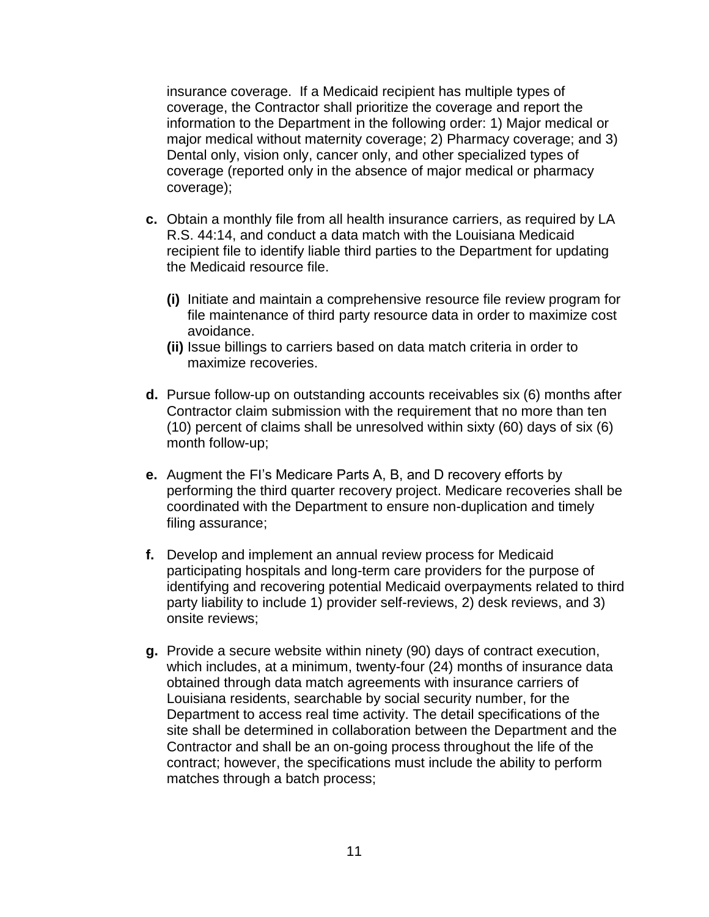insurance coverage. If a Medicaid recipient has multiple types of coverage, the Contractor shall prioritize the coverage and report the information to the Department in the following order: 1) Major medical or major medical without maternity coverage; 2) Pharmacy coverage; and 3) Dental only, vision only, cancer only, and other specialized types of coverage (reported only in the absence of major medical or pharmacy coverage);

**c.** Obtain a monthly file from all health insurance carriers, as required by LA R.S. 44:14, and conduct a data match with the Louisiana Medicaid recipient file to identify liable third parties to the Department for updating the Medicaid resource file.

   **(i)** Initiate and maintain a comprehensive resource file review program for file maintenance of third party resource data in order to maximize cost avoidance.

   **(ii)** Issue billings to carriers based on data match criteria in order to maximize recoveries.

**d.** Pursue follow-up on outstanding accounts receivables six (6) months after Contractor claim submission with the requirement that no more than ten (10) percent of claims shall be unresolved within sixty (60) days of six (6) month follow-up;

**e.** Augment the FI's Medicare Parts A, B, and D recovery efforts by performing the third quarter recovery project. Medicare recoveries shall be coordinated with the Department to ensure non-duplication and timely filing assurance;

**f.** Develop and implement an annual review process for Medicaid participating hospitals and long-term care providers for the purpose of identifying and recovering potential Medicaid overpayments related to third party liability to include 1) provider self-reviews, 2) desk reviews, and 3) onsite reviews;

**g.** Provide a secure website within ninety (90) days of contract execution, which includes, at a minimum, twenty-four (24) months of insurance data obtained through data match agreements with insurance carriers of Louisiana residents, searchable by social security number, for the Department to access real time activity. The detail specifications of the site shall be determined in collaboration between the Department and the Contractor and shall be an on-going process throughout the life of the contract; however, the specifications must include the ability to perform matches through a batch process;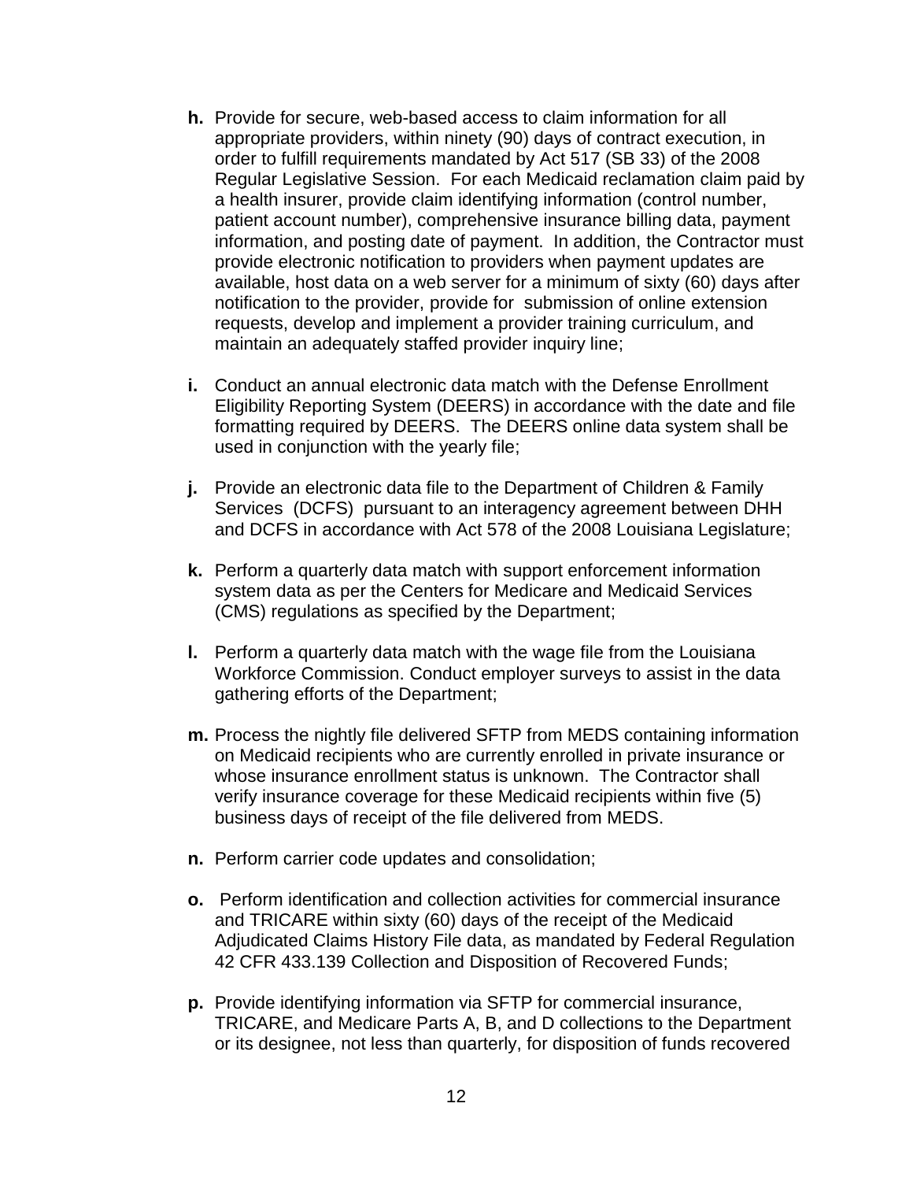**h.** Provide for secure, web-based access to claim information for all appropriate providers, within ninety (90) days of contract execution, in order to fulfill requirements mandated by Act 517 (SB 33) of the 2008 Regular Legislative Session. For each Medicaid reclamation claim paid by a health insurer, provide claim identifying information (control number, patient account number), comprehensive insurance billing data, payment information, and posting date of payment. In addition, the Contractor must provide electronic notification to providers when payment updates are available, host data on a web server for a minimum of sixty (60) days after notification to the provider, provide for submission of online extension requests, develop and implement a provider training curriculum, and maintain an adequately staffed provider inquiry line;

**i.** Conduct an annual electronic data match with the Defense Enrollment Eligibility Reporting System (DEERS) in accordance with the date and file formatting required by DEERS. The DEERS online data system shall be used in conjunction with the yearly file;

**j.** Provide an electronic data file to the Department of Children & Family Services (DCFS) pursuant to an interagency agreement between DHH and DCFS in accordance with Act 578 of the 2008 Louisiana Legislature;

**k.** Perform a quarterly data match with support enforcement information system data as per the Centers for Medicare and Medicaid Services (CMS) regulations as specified by the Department;

**l.** Perform a quarterly data match with the wage file from the Louisiana Workforce Commission. Conduct employer surveys to assist in the data gathering efforts of the Department;

**m.** Process the nightly file delivered SFTP from MEDS containing information on Medicaid recipients who are currently enrolled in private insurance or whose insurance enrollment status is unknown. The Contractor shall verify insurance coverage for these Medicaid recipients within five (5) business days of receipt of the file delivered from MEDS.

**n.** Perform carrier code updates and consolidation;

**o.** Perform identification and collection activities for commercial insurance and TRICARE within sixty (60) days of the receipt of the Medicaid Adjudicated Claims History File data, as mandated by Federal Regulation 42 CFR 433.139 Collection and Disposition of Recovered Funds;

**p.** Provide identifying information via SFTP for commercial insurance, TRICARE, and Medicare Parts A, B, and D collections to the Department or its designee, not less than quarterly, for disposition of funds recovered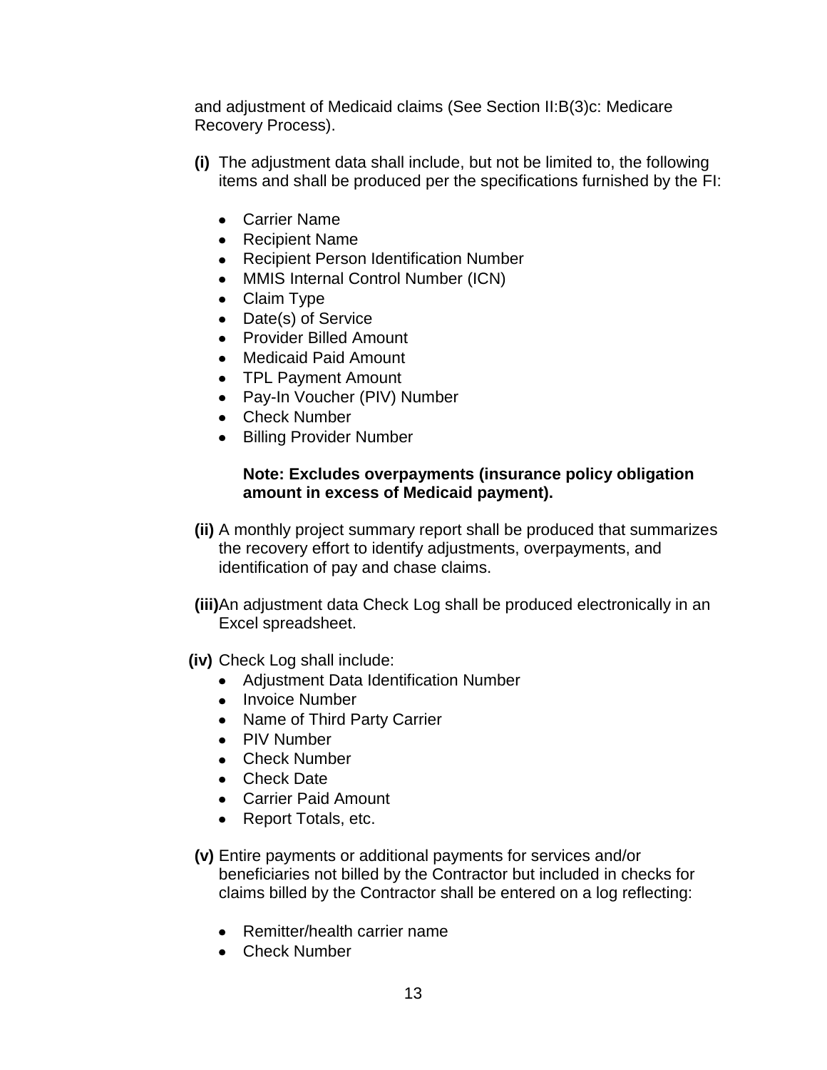and adjustment of Medicaid claims (See Section II:B(3)c: Medicare Recovery Process).

**(i)** The adjustment data shall include, but not be limited to, the following items and shall be produced per the specifications furnished by the FI:

- Carrier Name
- Recipient Name
- Recipient Person Identification Number
- MMIS Internal Control Number (ICN)
- Claim Type
- Date(s) of Service
- Provider Billed Amount
- Medicaid Paid Amount
- TPL Payment Amount
- Pay-In Voucher (PIV) Number
- Check Number
- Billing Provider Number

**Note: Excludes overpayments (insurance policy obligation amount in excess of Medicaid payment).**

**(ii)** A monthly project summary report shall be produced that summarizes the recovery effort to identify adjustments, overpayments, and identification of pay and chase claims.

**(iii)** An adjustment data Check Log shall be produced electronically in an Excel spreadsheet.

**(iv)** Check Log shall include:

- Adjustment Data Identification Number
- Invoice Number
- Name of Third Party Carrier
- PIV Number
- Check Number
- Check Date
- Carrier Paid Amount
- Report Totals, etc.

**(v)** Entire payments or additional payments for services and/or beneficiaries not billed by the Contractor but included in checks for claims billed by the Contractor shall be entered on a log reflecting:

- Remitter/health carrier name
- Check Number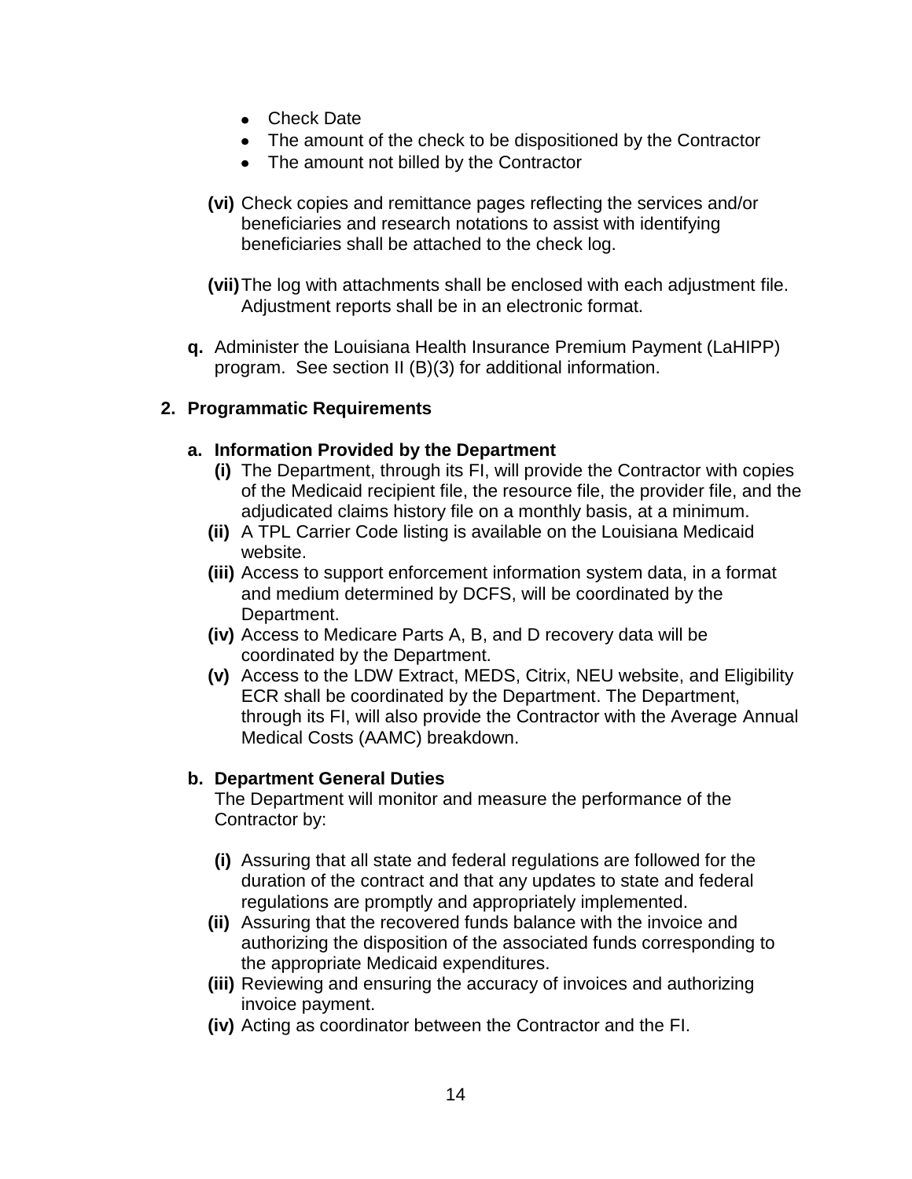- Check Date
- The amount of the check to be dispositioned by the Contractor
- The amount not billed by the Contractor

**(vi)** Check copies and remittance pages reflecting the services and/or beneficiaries and research notations to assist with identifying beneficiaries shall be attached to the check log.

**(vii)** The log with attachments shall be enclosed with each adjustment file. Adjustment reports shall be in an electronic format.

**q.** Administer the Louisiana Health Insurance Premium Payment (LaHIPP) program. See section II (B)(3) for additional information.

**2. Programmatic Requirements**

**a. Information Provided by the Department**

**(i)** The Department, through its FI, will provide the Contractor with copies of the Medicaid recipient file, the resource file, the provider file, and the adjudicated claims history file on a monthly basis, at a minimum.

**(ii)** A TPL Carrier Code listing is available on the Louisiana Medicaid website.

**(iii)** Access to support enforcement information system data, in a format and medium determined by DCFS, will be coordinated by the Department.

**(iv)** Access to Medicare Parts A, B, and D recovery data will be coordinated by the Department.

**(v)** Access to the LDW Extract, MEDS, Citrix, NEU website, and Eligibility ECR shall be coordinated by the Department. The Department, through its FI, will also provide the Contractor with the Average Annual Medical Costs (AAMC) breakdown.

**b. Department General Duties**

The Department will monitor and measure the performance of the Contractor by:

**(i)** Assuring that all state and federal regulations are followed for the duration of the contract and that any updates to state and federal regulations are promptly and appropriately implemented.

**(ii)** Assuring that the recovered funds balance with the invoice and authorizing the disposition of the associated funds corresponding to the appropriate Medicaid expenditures.

**(iii)** Reviewing and ensuring the accuracy of invoices and authorizing invoice payment.

**(iv)** Acting as coordinator between the Contractor and the FI.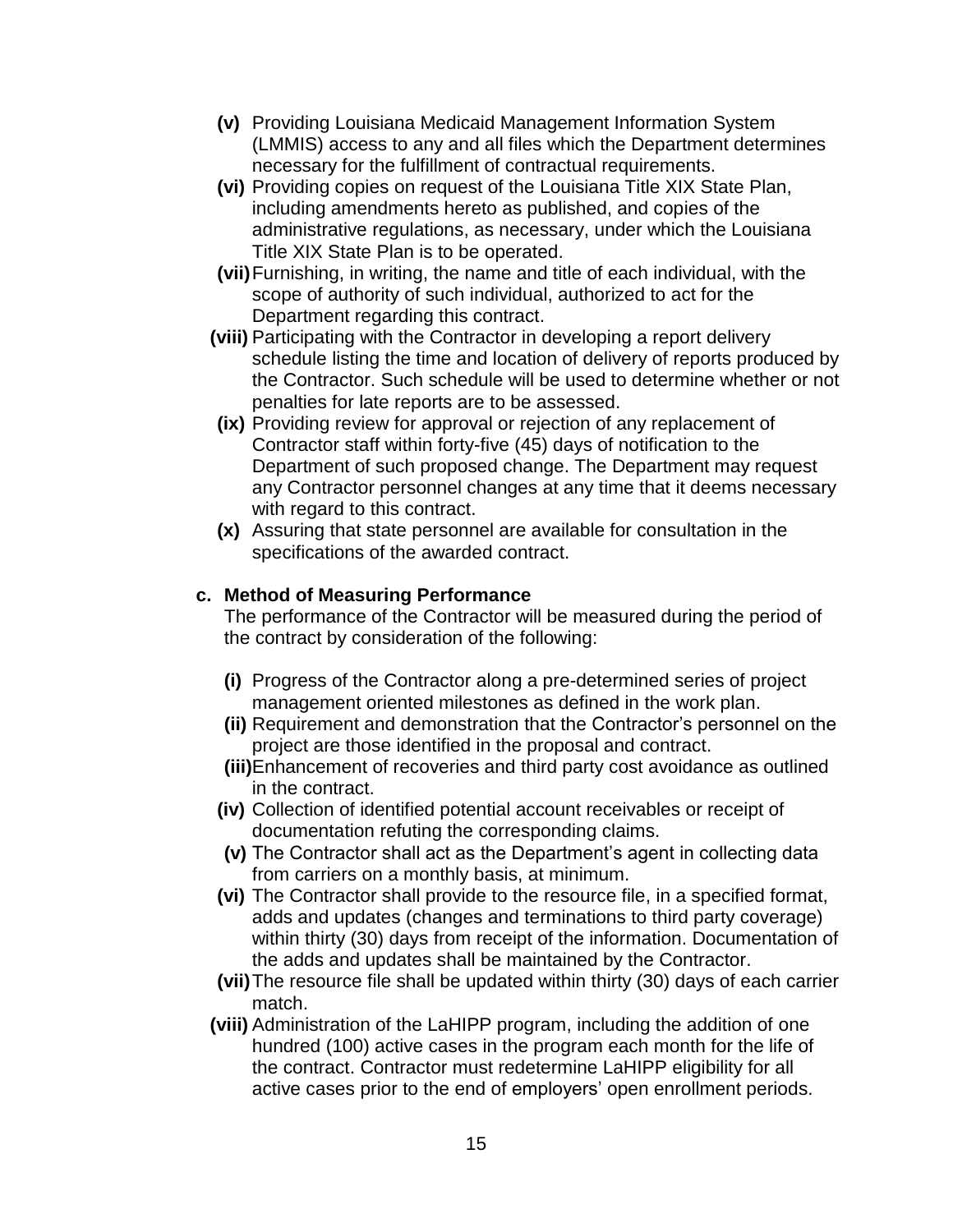**(v)** Providing Louisiana Medicaid Management Information System (LMMIS) access to any and all files which the Department determines necessary for the fulfillment of contractual requirements.

**(vi)** Providing copies on request of the Louisiana Title XIX State Plan, including amendments hereto as published, and copies of the administrative regulations, as necessary, under which the Louisiana Title XIX State Plan is to be operated.

**(vii)** Furnishing, in writing, the name and title of each individual, with the scope of authority of such individual, authorized to act for the Department regarding this contract.

**(viii)** Participating with the Contractor in developing a report delivery schedule listing the time and location of delivery of reports produced by the Contractor. Such schedule will be used to determine whether or not penalties for late reports are to be assessed.

**(ix)** Providing review for approval or rejection of any replacement of Contractor staff within forty-five (45) days of notification to the Department of such proposed change. The Department may request any Contractor personnel changes at any time that it deems necessary with regard to this contract.

**(x)** Assuring that state personnel are available for consultation in the specifications of the awarded contract.

**c. Method of Measuring Performance**

The performance of the Contractor will be measured during the period of the contract by consideration of the following:

**(i)** Progress of the Contractor along a pre-determined series of project management oriented milestones as defined in the work plan.

**(ii)** Requirement and demonstration that the Contractor's personnel on the project are those identified in the proposal and contract.

**(iii)** Enhancement of recoveries and third party cost avoidance as outlined in the contract.

**(iv)** Collection of identified potential account receivables or receipt of documentation refuting the corresponding claims.

**(v)** The Contractor shall act as the Department's agent in collecting data from carriers on a monthly basis, at minimum.

**(vi)** The Contractor shall provide to the resource file, in a specified format, adds and updates (changes and terminations to third party coverage) within thirty (30) days from receipt of the information. Documentation of the adds and updates shall be maintained by the Contractor.

**(vii)** The resource file shall be updated within thirty (30) days of each carrier match.

**(viii)** Administration of the LaHIPP program, including the addition of one hundred (100) active cases in the program each month for the life of the contract. Contractor must redetermine LaHIPP eligibility for all active cases prior to the end of employers' open enrollment periods.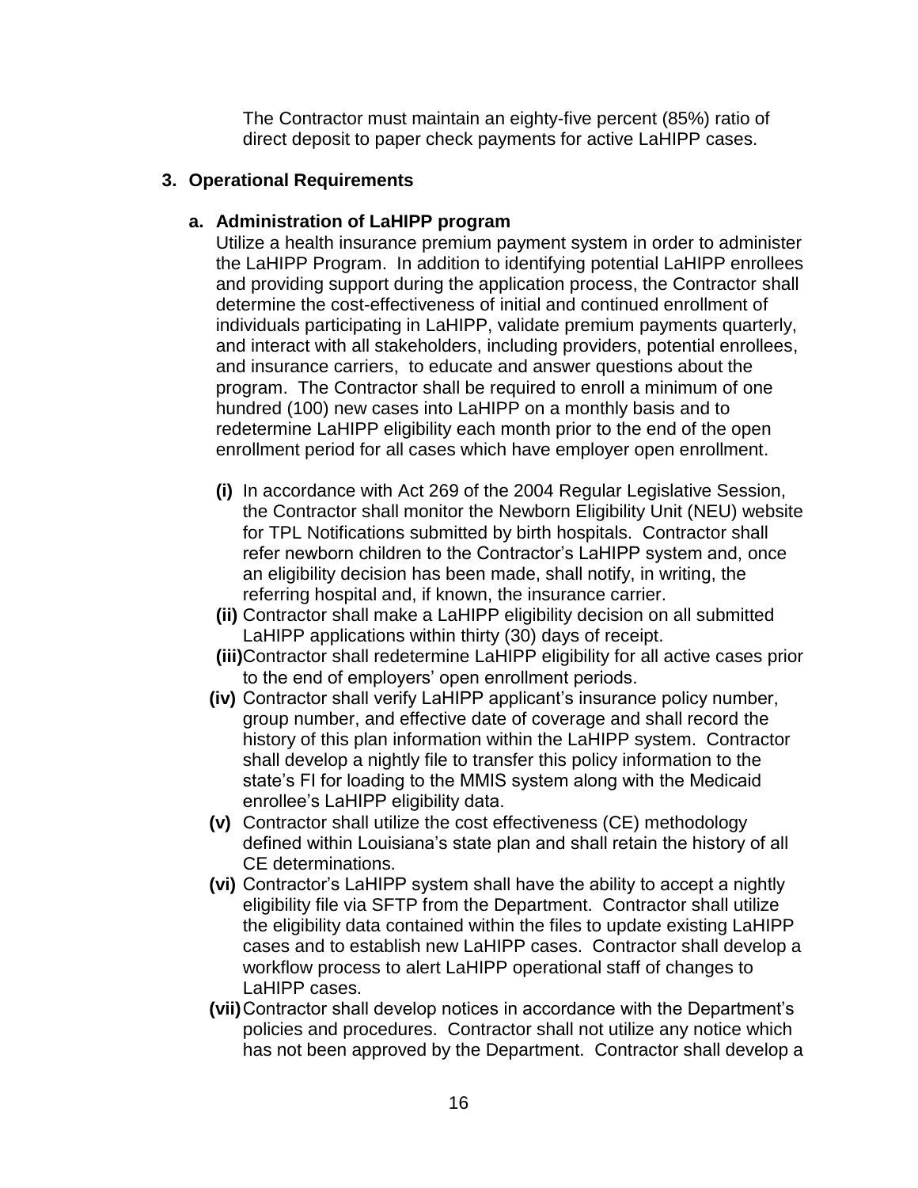The Contractor must maintain an eighty-five percent (85%) ratio of direct deposit to paper check payments for active LaHIPP cases.

## 3. Operational Requirements

### a. Administration of LaHIPP program

Utilize a health insurance premium payment system in order to administer the LaHIPP Program. In addition to identifying potential LaHIPP enrollees and providing support during the application process, the Contractor shall determine the cost-effectiveness of initial and continued enrollment of individuals participating in LaHIPP, validate premium payments quarterly, and interact with all stakeholders, including providers, potential enrollees, and insurance carriers, to educate and answer questions about the program. The Contractor shall be required to enroll a minimum of one hundred (100) new cases into LaHIPP on a monthly basis and to redetermine LaHIPP eligibility each month prior to the end of the open enrollment period for all cases which have employer open enrollment.

- **(i)** In accordance with Act 269 of the 2004 Regular Legislative Session, the Contractor shall monitor the Newborn Eligibility Unit (NEU) website for TPL Notifications submitted by birth hospitals. Contractor shall refer newborn children to the Contractor's LaHIPP system and, once an eligibility decision has been made, shall notify, in writing, the referring hospital and, if known, the insurance carrier.
- **(ii)** Contractor shall make a LaHIPP eligibility decision on all submitted LaHIPP applications within thirty (30) days of receipt.
- **(iii)** Contractor shall redetermine LaHIPP eligibility for all active cases prior to the end of employers' open enrollment periods.
- **(iv)** Contractor shall verify LaHIPP applicant's insurance policy number, group number, and effective date of coverage and shall record the history of this plan information within the LaHIPP system. Contractor shall develop a nightly file to transfer this policy information to the state's FI for loading to the MMIS system along with the Medicaid enrollee's LaHIPP eligibility data.
- **(v)** Contractor shall utilize the cost effectiveness (CE) methodology defined within Louisiana's state plan and shall retain the history of all CE determinations.
- **(vi)** Contractor's LaHIPP system shall have the ability to accept a nightly eligibility file via SFTP from the Department. Contractor shall utilize the eligibility data contained within the files to update existing LaHIPP cases and to establish new LaHIPP cases. Contractor shall develop a workflow process to alert LaHIPP operational staff of changes to LaHIPP cases.
- **(vii)** Contractor shall develop notices in accordance with the Department's policies and procedures. Contractor shall not utilize any notice which has not been approved by the Department. Contractor shall develop a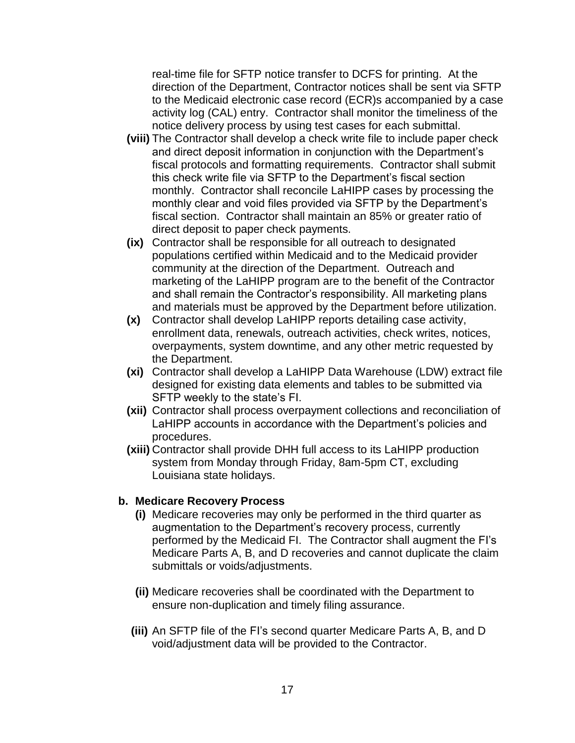real-time file for SFTP notice transfer to DCFS for printing. At the direction of the Department, Contractor notices shall be sent via SFTP to the Medicaid electronic case record (ECR)s accompanied by a case activity log (CAL) entry. Contractor shall monitor the timeliness of the notice delivery process by using test cases for each submittal.

**(viii)** The Contractor shall develop a check write file to include paper check and direct deposit information in conjunction with the Department's fiscal protocols and formatting requirements. Contractor shall submit this check write file via SFTP to the Department's fiscal section monthly. Contractor shall reconcile LaHIPP cases by processing the monthly clear and void files provided via SFTP by the Department's fiscal section. Contractor shall maintain an 85% or greater ratio of direct deposit to paper check payments.

**(ix)** Contractor shall be responsible for all outreach to designated populations certified within Medicaid and to the Medicaid provider community at the direction of the Department. Outreach and marketing of the LaHIPP program are to the benefit of the Contractor and shall remain the Contractor's responsibility. All marketing plans and materials must be approved by the Department before utilization.

**(x)** Contractor shall develop LaHIPP reports detailing case activity, enrollment data, renewals, outreach activities, check writes, notices, overpayments, system downtime, and any other metric requested by the Department.

**(xi)** Contractor shall develop a LaHIPP Data Warehouse (LDW) extract file designed for existing data elements and tables to be submitted via SFTP weekly to the state's FI.

**(xii)** Contractor shall process overpayment collections and reconciliation of LaHIPP accounts in accordance with the Department's policies and procedures.

**(xiii)** Contractor shall provide DHH full access to its LaHIPP production system from Monday through Friday, 8am-5pm CT, excluding Louisiana state holidays.

**b. Medicare Recovery Process**

**(i)** Medicare recoveries may only be performed in the third quarter as augmentation to the Department's recovery process, currently performed by the Medicaid FI. The Contractor shall augment the FI's Medicare Parts A, B, and D recoveries and cannot duplicate the claim submittals or voids/adjustments.

**(ii)** Medicare recoveries shall be coordinated with the Department to ensure non-duplication and timely filing assurance.

**(iii)** An SFTP file of the FI's second quarter Medicare Parts A, B, and D void/adjustment data will be provided to the Contractor.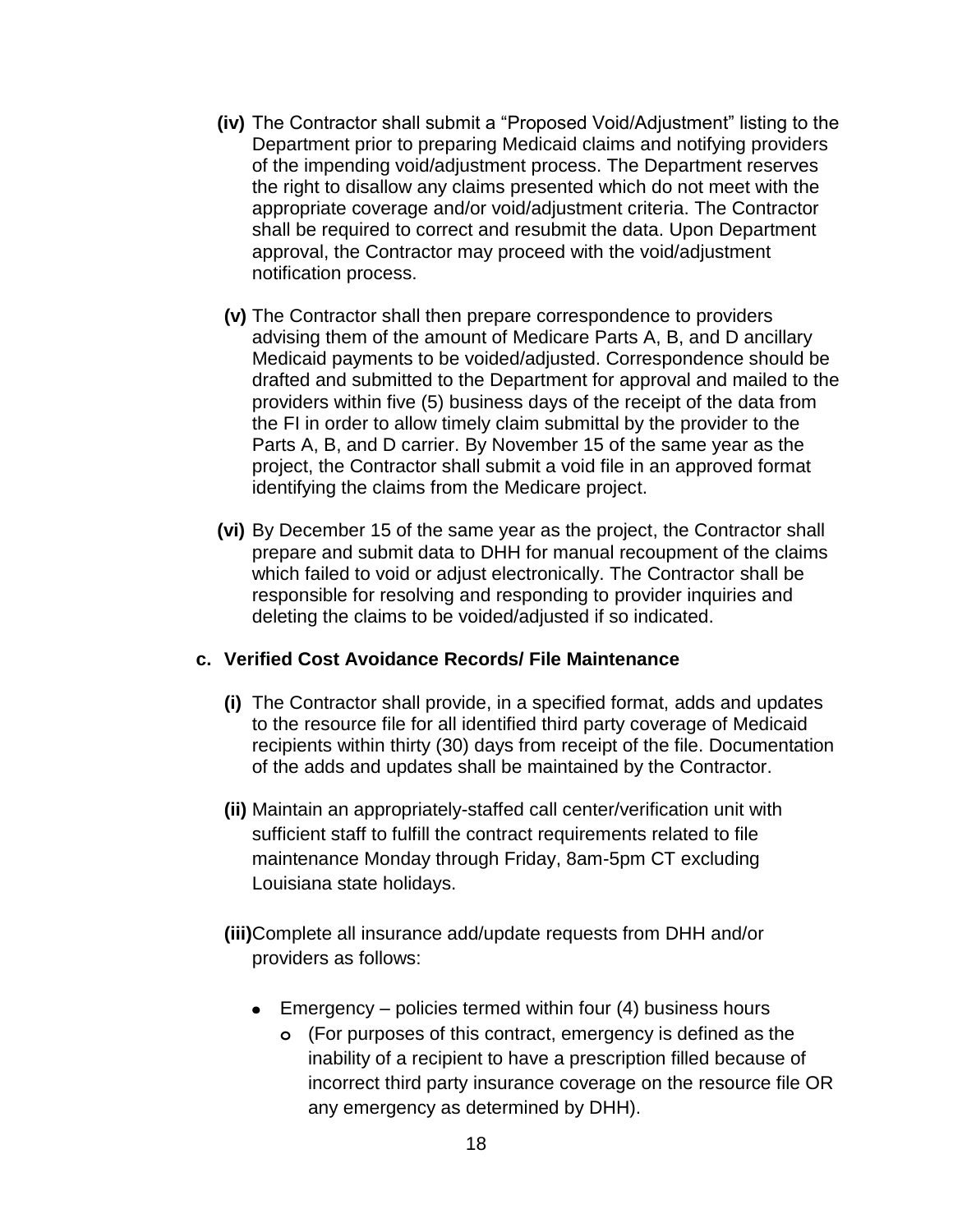**(iv)** The Contractor shall submit a "Proposed Void/Adjustment" listing to the Department prior to preparing Medicaid claims and notifying providers of the impending void/adjustment process. The Department reserves the right to disallow any claims presented which do not meet with the appropriate coverage and/or void/adjustment criteria. The Contractor shall be required to correct and resubmit the data. Upon Department approval, the Contractor may proceed with the void/adjustment notification process.

**(v)** The Contractor shall then prepare correspondence to providers advising them of the amount of Medicare Parts A, B, and D ancillary Medicaid payments to be voided/adjusted. Correspondence should be drafted and submitted to the Department for approval and mailed to the providers within five (5) business days of the receipt of the data from the FI in order to allow timely claim submittal by the provider to the Parts A, B, and D carrier. By November 15 of the same year as the project, the Contractor shall submit a void file in an approved format identifying the claims from the Medicare project.

**(vi)** By December 15 of the same year as the project, the Contractor shall prepare and submit data to DHH for manual recoupment of the claims which failed to void or adjust electronically. The Contractor shall be responsible for resolving and responding to provider inquiries and deleting the claims to be voided/adjusted if so indicated.

**c. Verified Cost Avoidance Records/ File Maintenance**

**(i)** The Contractor shall provide, in a specified format, adds and updates to the resource file for all identified third party coverage of Medicaid recipients within thirty (30) days from receipt of the file. Documentation of the adds and updates shall be maintained by the Contractor.

**(ii)** Maintain an appropriately-staffed call center/verification unit with sufficient staff to fulfill the contract requirements related to file maintenance Monday through Friday, 8am-5pm CT excluding Louisiana state holidays.

**(iii)** Complete all insurance add/update requests from DHH and/or providers as follows:

- Emergency – policies termed within four (4) business hours
  - (For purposes of this contract, emergency is defined as the inability of a recipient to have a prescription filled because of incorrect third party insurance coverage on the resource file OR any emergency as determined by DHH).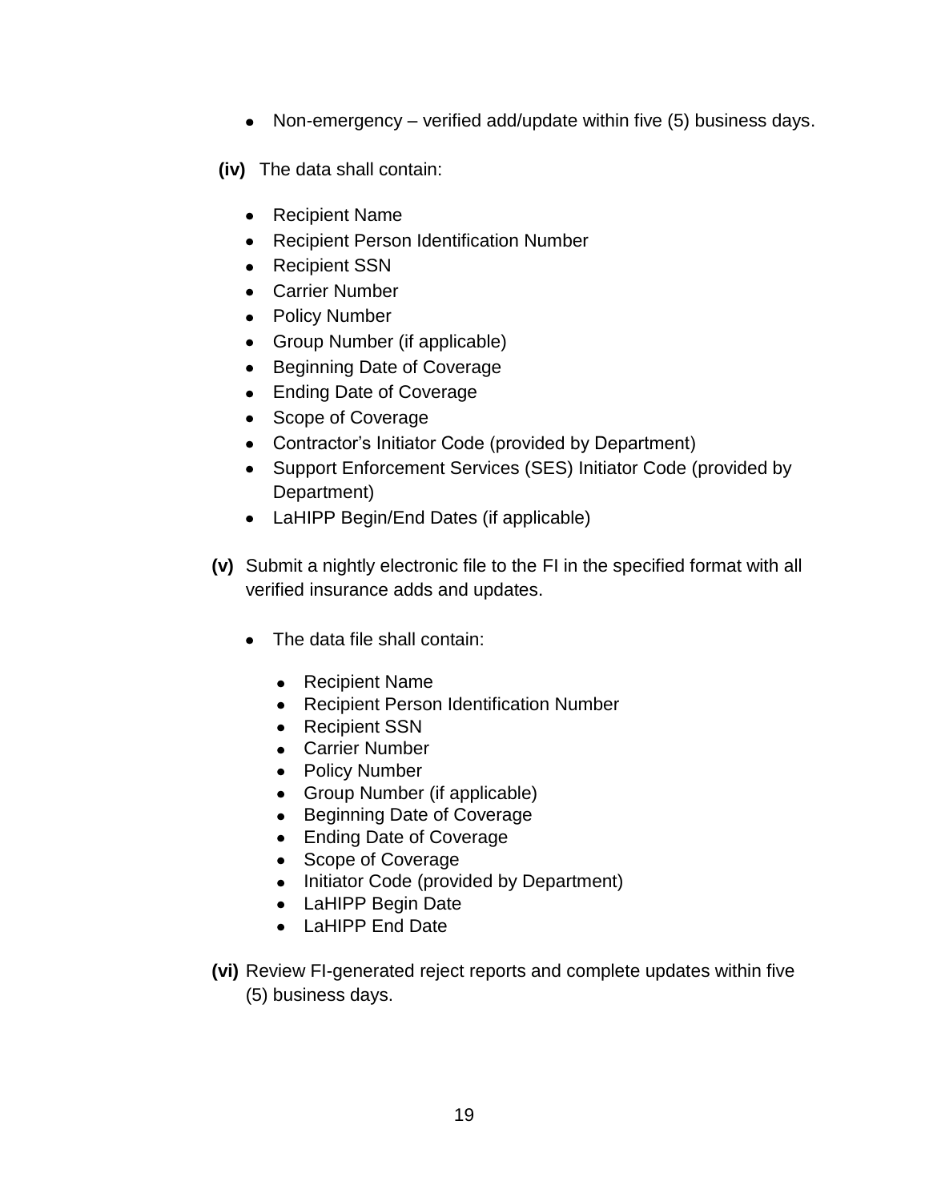- Non-emergency – verified add/update within five (5) business days.

**(iv)** The data shall contain:

- Recipient Name
- Recipient Person Identification Number
- Recipient SSN
- Carrier Number
- Policy Number
- Group Number (if applicable)
- Beginning Date of Coverage
- Ending Date of Coverage
- Scope of Coverage
- Contractor's Initiator Code (provided by Department)
- Support Enforcement Services (SES) Initiator Code (provided by Department)
- LaHIPP Begin/End Dates (if applicable)

**(v)** Submit a nightly electronic file to the FI in the specified format with all verified insurance adds and updates.

- The data file shall contain:
  - Recipient Name
  - Recipient Person Identification Number
  - Recipient SSN
  - Carrier Number
  - Policy Number
  - Group Number (if applicable)
  - Beginning Date of Coverage
  - Ending Date of Coverage
  - Scope of Coverage
  - Initiator Code (provided by Department)
  - LaHIPP Begin Date
  - LaHIPP End Date

**(vi)** Review FI-generated reject reports and complete updates within five (5) business days.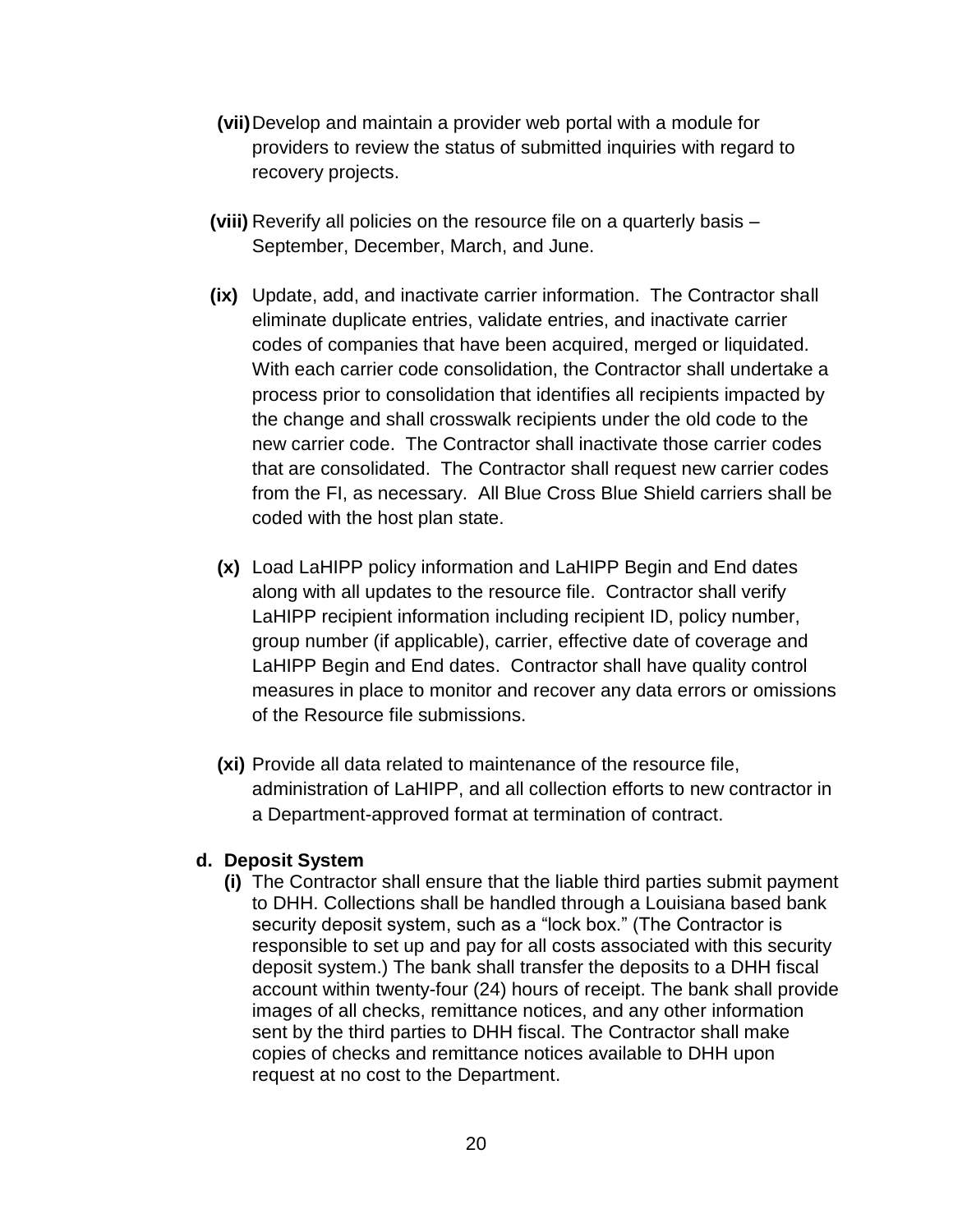**(vii)** Develop and maintain a provider web portal with a module for providers to review the status of submitted inquiries with regard to recovery projects.

**(viii)** Reverify all policies on the resource file on a quarterly basis – September, December, March, and June.

**(ix)** Update, add, and inactivate carrier information. The Contractor shall eliminate duplicate entries, validate entries, and inactivate carrier codes of companies that have been acquired, merged or liquidated. With each carrier code consolidation, the Contractor shall undertake a process prior to consolidation that identifies all recipients impacted by the change and shall crosswalk recipients under the old code to the new carrier code. The Contractor shall inactivate those carrier codes that are consolidated. The Contractor shall request new carrier codes from the FI, as necessary. All Blue Cross Blue Shield carriers shall be coded with the host plan state.

**(x)** Load LaHIPP policy information and LaHIPP Begin and End dates along with all updates to the resource file. Contractor shall verify LaHIPP recipient information including recipient ID, policy number, group number (if applicable), carrier, effective date of coverage and LaHIPP Begin and End dates. Contractor shall have quality control measures in place to monitor and recover any data errors or omissions of the Resource file submissions.

**(xi)** Provide all data related to maintenance of the resource file, administration of LaHIPP, and all collection efforts to new contractor in a Department-approved format at termination of contract.

**d. Deposit System**

**(i)** The Contractor shall ensure that the liable third parties submit payment to DHH. Collections shall be handled through a Louisiana based bank security deposit system, such as a "lock box." (The Contractor is responsible to set up and pay for all costs associated with this security deposit system.) The bank shall transfer the deposits to a DHH fiscal account within twenty-four (24) hours of receipt. The bank shall provide images of all checks, remittance notices, and any other information sent by the third parties to DHH fiscal. The Contractor shall make copies of checks and remittance notices available to DHH upon request at no cost to the Department.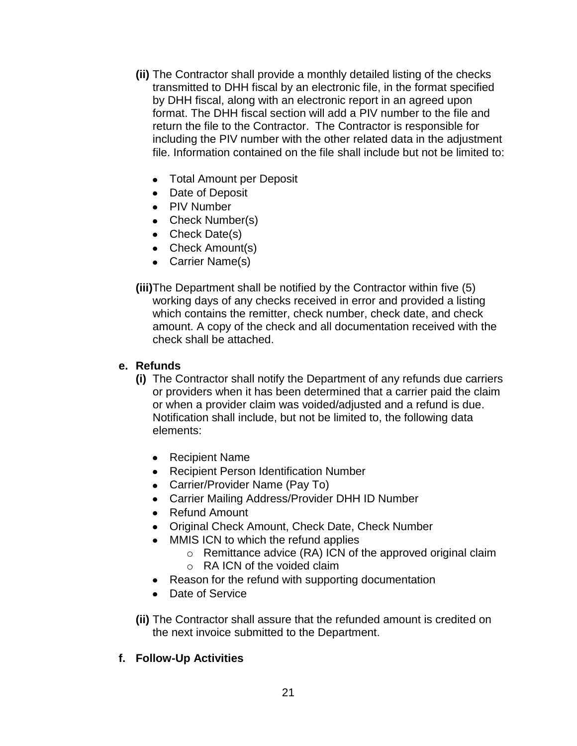**(ii)** The Contractor shall provide a monthly detailed listing of the checks transmitted to DHH fiscal by an electronic file, in the format specified by DHH fiscal, along with an electronic report in an agreed upon format. The DHH fiscal section will add a PIV number to the file and return the file to the Contractor. The Contractor is responsible for including the PIV number with the other related data in the adjustment file. Information contained on the file shall include but not be limited to:

- Total Amount per Deposit
- Date of Deposit
- PIV Number
- Check Number(s)
- Check Date(s)
- Check Amount(s)
- Carrier Name(s)

**(iii)** The Department shall be notified by the Contractor within five (5) working days of any checks received in error and provided a listing which contains the remitter, check number, check date, and check amount. A copy of the check and all documentation received with the check shall be attached.

**e. Refunds**

**(i)** The Contractor shall notify the Department of any refunds due carriers or providers when it has been determined that a carrier paid the claim or when a provider claim was voided/adjusted and a refund is due. Notification shall include, but not be limited to, the following data elements:

- Recipient Name
- Recipient Person Identification Number
- Carrier/Provider Name (Pay To)
- Carrier Mailing Address/Provider DHH ID Number
- Refund Amount
- Original Check Amount, Check Date, Check Number
- MMIS ICN to which the refund applies
  - Remittance advice (RA) ICN of the approved original claim
  - RA ICN of the voided claim
- Reason for the refund with supporting documentation
- Date of Service

**(ii)** The Contractor shall assure that the refunded amount is credited on the next invoice submitted to the Department.

**f. Follow-Up Activities**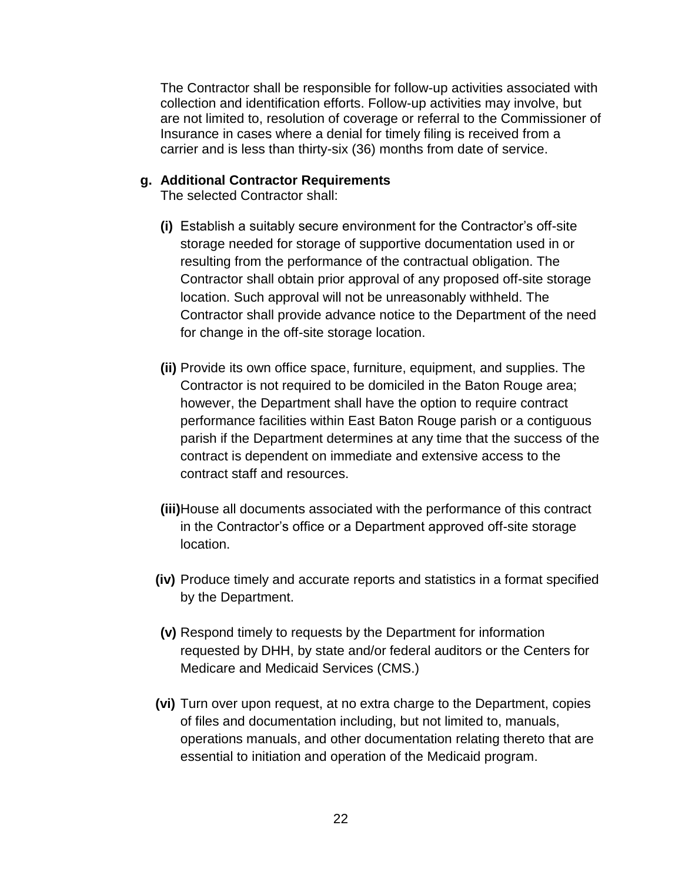The Contractor shall be responsible for follow-up activities associated with collection and identification efforts. Follow-up activities may involve, but are not limited to, resolution of coverage or referral to the Commissioner of Insurance in cases where a denial for timely filing is received from a carrier and is less than thirty-six (36) months from date of service.

**g. Additional Contractor Requirements**

The selected Contractor shall:

**(i)** Establish a suitably secure environment for the Contractor's off-site storage needed for storage of supportive documentation used in or resulting from the performance of the contractual obligation. The Contractor shall obtain prior approval of any proposed off-site storage location. Such approval will not be unreasonably withheld. The Contractor shall provide advance notice to the Department of the need for change in the off-site storage location.

**(ii)** Provide its own office space, furniture, equipment, and supplies. The Contractor is not required to be domiciled in the Baton Rouge area; however, the Department shall have the option to require contract performance facilities within East Baton Rouge parish or a contiguous parish if the Department determines at any time that the success of the contract is dependent on immediate and extensive access to the contract staff and resources.

**(iii)** House all documents associated with the performance of this contract in the Contractor's office or a Department approved off-site storage location.

**(iv)** Produce timely and accurate reports and statistics in a format specified by the Department.

**(v)** Respond timely to requests by the Department for information requested by DHH, by state and/or federal auditors or the Centers for Medicare and Medicaid Services (CMS.)

**(vi)** Turn over upon request, at no extra charge to the Department, copies of files and documentation including, but not limited to, manuals, operations manuals, and other documentation relating thereto that are essential to initiation and operation of the Medicaid program.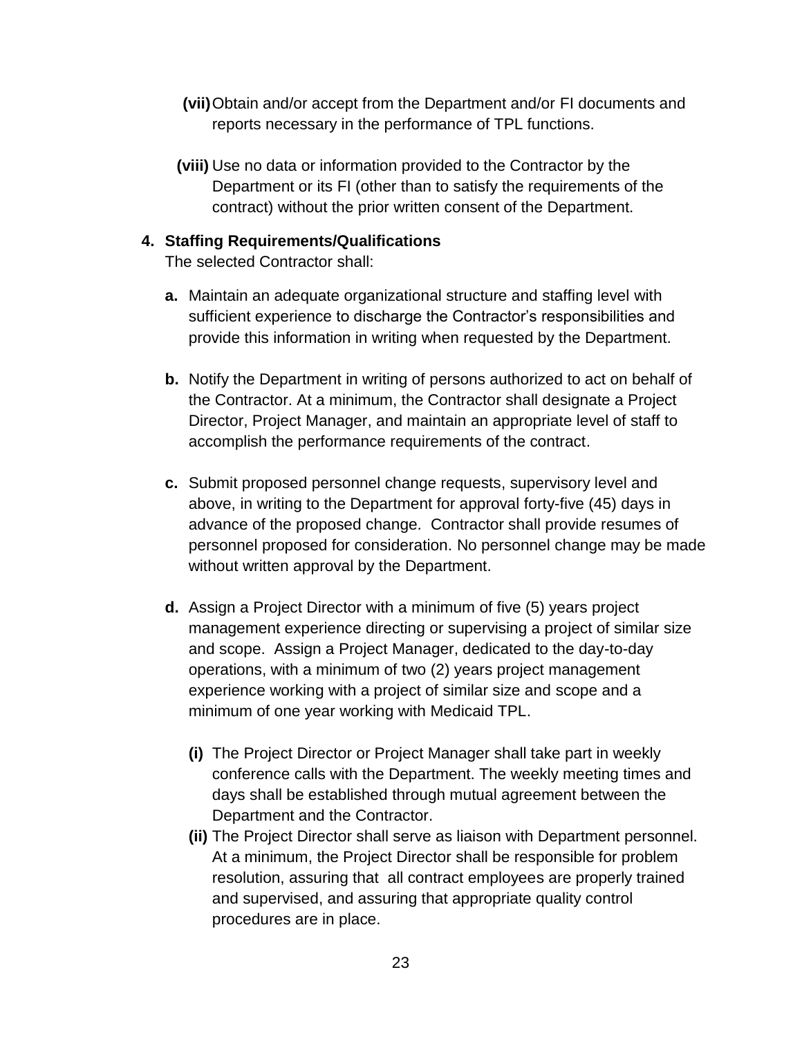**(vii)** Obtain and/or accept from the Department and/or FI documents and reports necessary in the performance of TPL functions.

**(viii)** Use no data or information provided to the Contractor by the Department or its FI (other than to satisfy the requirements of the contract) without the prior written consent of the Department.

**4. Staffing Requirements/Qualifications**

The selected Contractor shall:

**a.** Maintain an adequate organizational structure and staffing level with sufficient experience to discharge the Contractor's responsibilities and provide this information in writing when requested by the Department.

**b.** Notify the Department in writing of persons authorized to act on behalf of the Contractor. At a minimum, the Contractor shall designate a Project Director, Project Manager, and maintain an appropriate level of staff to accomplish the performance requirements of the contract.

**c.** Submit proposed personnel change requests, supervisory level and above, in writing to the Department for approval forty-five (45) days in advance of the proposed change. Contractor shall provide resumes of personnel proposed for consideration. No personnel change may be made without written approval by the Department.

**d.** Assign a Project Director with a minimum of five (5) years project management experience directing or supervising a project of similar size and scope. Assign a Project Manager, dedicated to the day-to-day operations, with a minimum of two (2) years project management experience working with a project of similar size and scope and a minimum of one year working with Medicaid TPL.

**(i)** The Project Director or Project Manager shall take part in weekly conference calls with the Department. The weekly meeting times and days shall be established through mutual agreement between the Department and the Contractor.

**(ii)** The Project Director shall serve as liaison with Department personnel. At a minimum, the Project Director shall be responsible for problem resolution, assuring that all contract employees are properly trained and supervised, and assuring that appropriate quality control procedures are in place.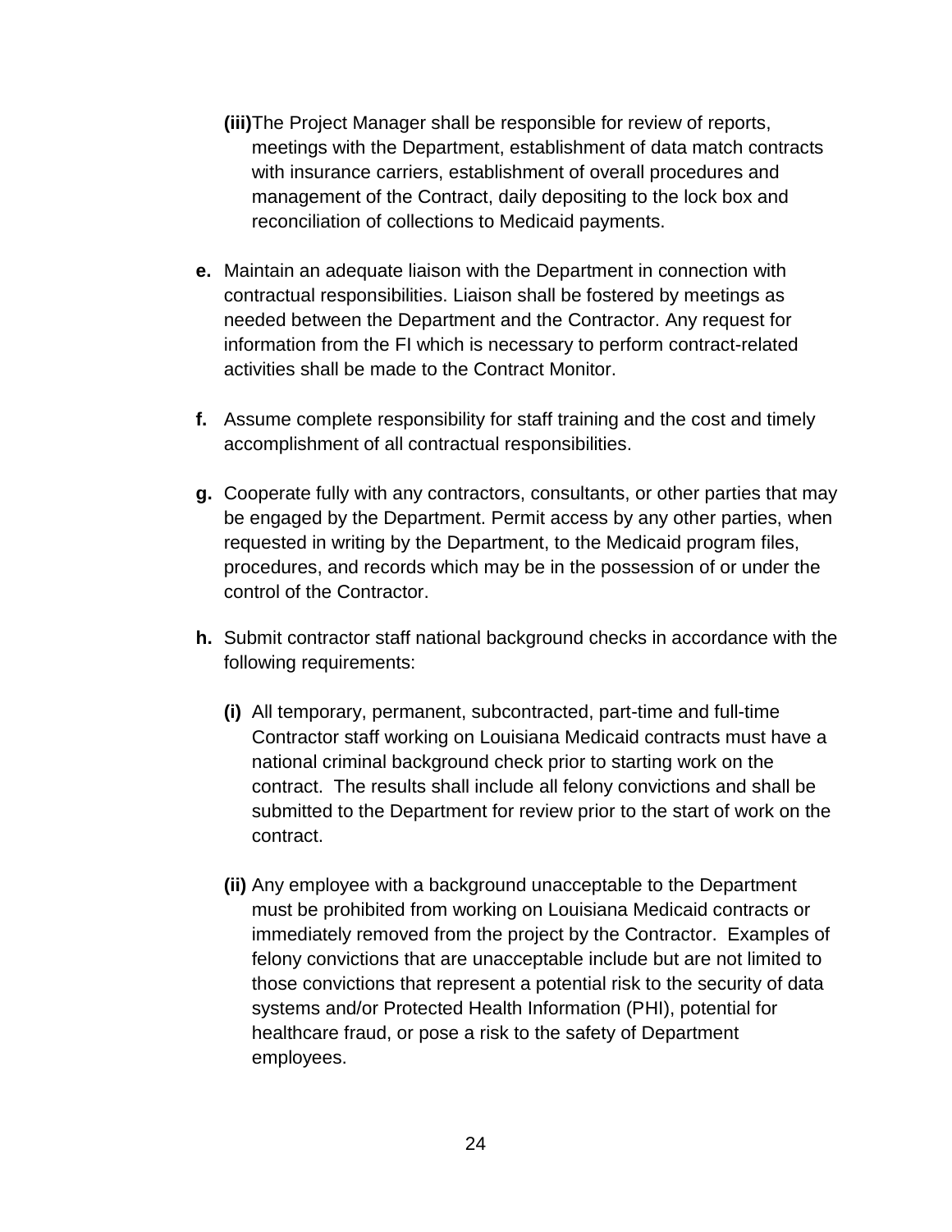**(iii)** The Project Manager shall be responsible for review of reports, meetings with the Department, establishment of data match contracts with insurance carriers, establishment of overall procedures and management of the Contract, daily depositing to the lock box and reconciliation of collections to Medicaid payments.

**e.** Maintain an adequate liaison with the Department in connection with contractual responsibilities. Liaison shall be fostered by meetings as needed between the Department and the Contractor. Any request for information from the FI which is necessary to perform contract-related activities shall be made to the Contract Monitor.

**f.** Assume complete responsibility for staff training and the cost and timely accomplishment of all contractual responsibilities.

**g.** Cooperate fully with any contractors, consultants, or other parties that may be engaged by the Department. Permit access by any other parties, when requested in writing by the Department, to the Medicaid program files, procedures, and records which may be in the possession of or under the control of the Contractor.

**h.** Submit contractor staff national background checks in accordance with the following requirements:

**(i)** All temporary, permanent, subcontracted, part-time and full-time Contractor staff working on Louisiana Medicaid contracts must have a national criminal background check prior to starting work on the contract. The results shall include all felony convictions and shall be submitted to the Department for review prior to the start of work on the contract.

**(ii)** Any employee with a background unacceptable to the Department must be prohibited from working on Louisiana Medicaid contracts or immediately removed from the project by the Contractor. Examples of felony convictions that are unacceptable include but are not limited to those convictions that represent a potential risk to the security of data systems and/or Protected Health Information (PHI), potential for healthcare fraud, or pose a risk to the safety of Department employees.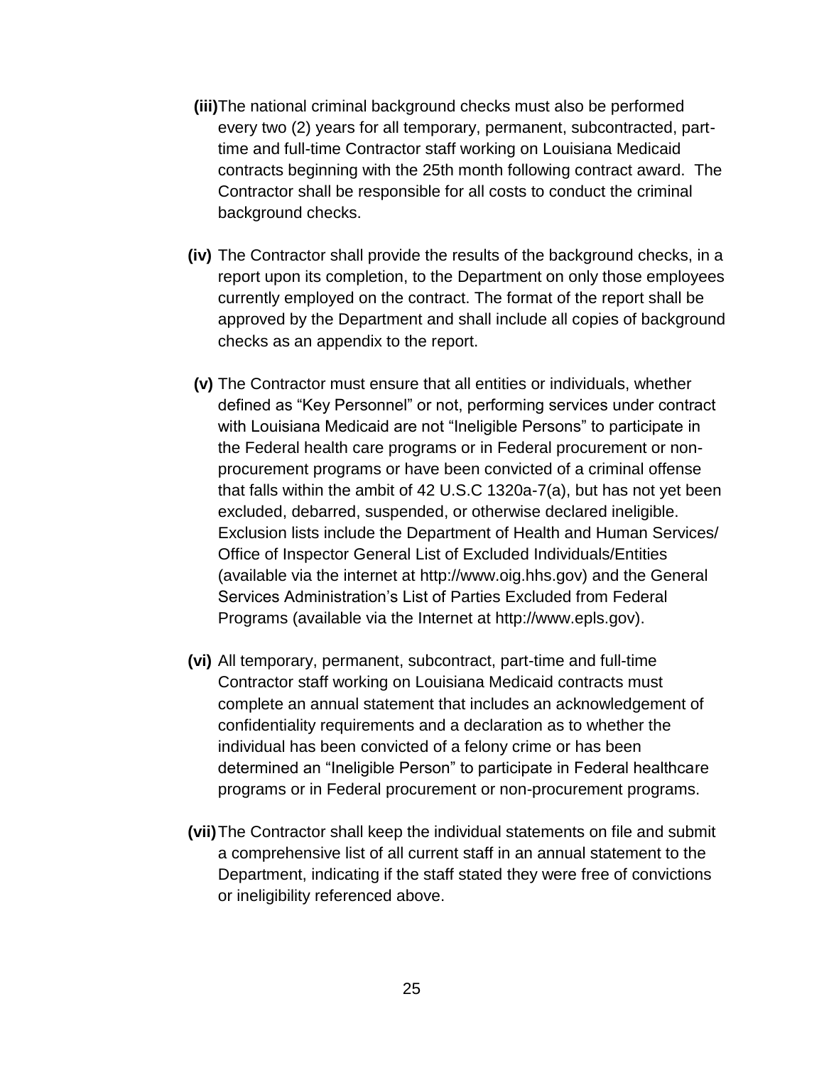**(iii)** The national criminal background checks must also be performed every two (2) years for all temporary, permanent, subcontracted, part-time and full-time Contractor staff working on Louisiana Medicaid contracts beginning with the 25th month following contract award. The Contractor shall be responsible for all costs to conduct the criminal background checks.

**(iv)** The Contractor shall provide the results of the background checks, in a report upon its completion, to the Department on only those employees currently employed on the contract. The format of the report shall be approved by the Department and shall include all copies of background checks as an appendix to the report.

**(v)** The Contractor must ensure that all entities or individuals, whether defined as "Key Personnel" or not, performing services under contract with Louisiana Medicaid are not "Ineligible Persons" to participate in the Federal health care programs or in Federal procurement or non-procurement programs or have been convicted of a criminal offense that falls within the ambit of 42 U.S.C 1320a-7(a), but has not yet been excluded, debarred, suspended, or otherwise declared ineligible. Exclusion lists include the Department of Health and Human Services/ Office of Inspector General List of Excluded Individuals/Entities (available via the internet at http://www.oig.hhs.gov) and the General Services Administration's List of Parties Excluded from Federal Programs (available via the Internet at http://www.epls.gov).

**(vi)** All temporary, permanent, subcontract, part-time and full-time Contractor staff working on Louisiana Medicaid contracts must complete an annual statement that includes an acknowledgement of confidentiality requirements and a declaration as to whether the individual has been convicted of a felony crime or has been determined an "Ineligible Person" to participate in Federal healthcare programs or in Federal procurement or non-procurement programs.

**(vii)** The Contractor shall keep the individual statements on file and submit a comprehensive list of all current staff in an annual statement to the Department, indicating if the staff stated they were free of convictions or ineligibility referenced above.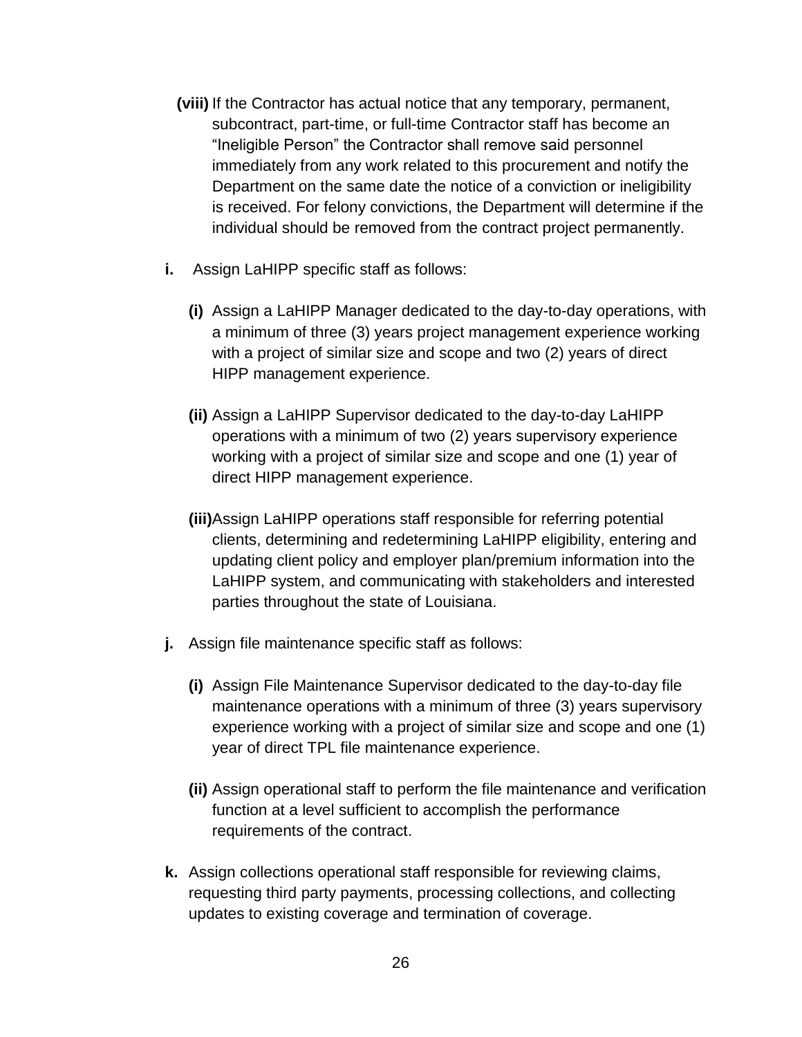**(viii)** If the Contractor has actual notice that any temporary, permanent, subcontract, part-time, or full-time Contractor staff has become an "Ineligible Person" the Contractor shall remove said personnel immediately from any work related to this procurement and notify the Department on the same date the notice of a conviction or ineligibility is received. For felony convictions, the Department will determine if the individual should be removed from the contract project permanently.

**i.** Assign LaHIPP specific staff as follows:

**(i)** Assign a LaHIPP Manager dedicated to the day-to-day operations, with a minimum of three (3) years project management experience working with a project of similar size and scope and two (2) years of direct HIPP management experience.

**(ii)** Assign a LaHIPP Supervisor dedicated to the day-to-day LaHIPP operations with a minimum of two (2) years supervisory experience working with a project of similar size and scope and one (1) year of direct HIPP management experience.

**(iii)** Assign LaHIPP operations staff responsible for referring potential clients, determining and redetermining LaHIPP eligibility, entering and updating client policy and employer plan/premium information into the LaHIPP system, and communicating with stakeholders and interested parties throughout the state of Louisiana.

**j.** Assign file maintenance specific staff as follows:

**(i)** Assign File Maintenance Supervisor dedicated to the day-to-day file maintenance operations with a minimum of three (3) years supervisory experience working with a project of similar size and scope and one (1) year of direct TPL file maintenance experience.

**(ii)** Assign operational staff to perform the file maintenance and verification function at a level sufficient to accomplish the performance requirements of the contract.

**k.** Assign collections operational staff responsible for reviewing claims, requesting third party payments, processing collections, and collecting updates to existing coverage and termination of coverage.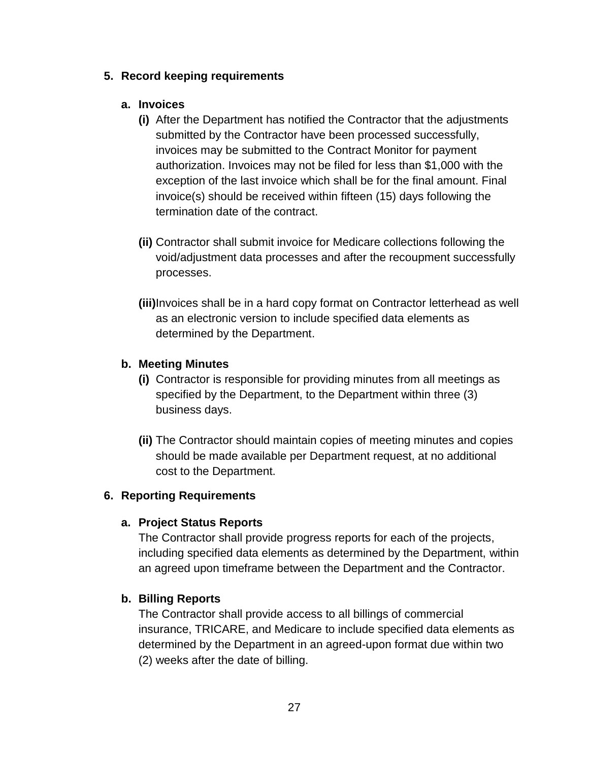5. **Record keeping requirements**

   a. **Invoices**

      **(i)** After the Department has notified the Contractor that the adjustments submitted by the Contractor have been processed successfully, invoices may be submitted to the Contract Monitor for payment authorization. Invoices may not be filed for less than $1,000 with the exception of the last invoice which shall be for the final amount. Final invoice(s) should be received within fifteen (15) days following the termination date of the contract.

      **(ii)** Contractor shall submit invoice for Medicare collections following the void/adjustment data processes and after the recoupment successfully processes.

      **(iii)** Invoices shall be in a hard copy format on Contractor letterhead as well as an electronic version to include specified data elements as determined by the Department.

   b. **Meeting Minutes**

      **(i)** Contractor is responsible for providing minutes from all meetings as specified by the Department, to the Department within three (3) business days.

      **(ii)** The Contractor should maintain copies of meeting minutes and copies should be made available per Department request, at no additional cost to the Department.

6. **Reporting Requirements**

   a. **Project Status Reports**

      The Contractor shall provide progress reports for each of the projects, including specified data elements as determined by the Department, within an agreed upon timeframe between the Department and the Contractor.

   b. **Billing Reports**

      The Contractor shall provide access to all billings of commercial insurance, TRICARE, and Medicare to include specified data elements as determined by the Department in an agreed-upon format due within two (2) weeks after the date of billing.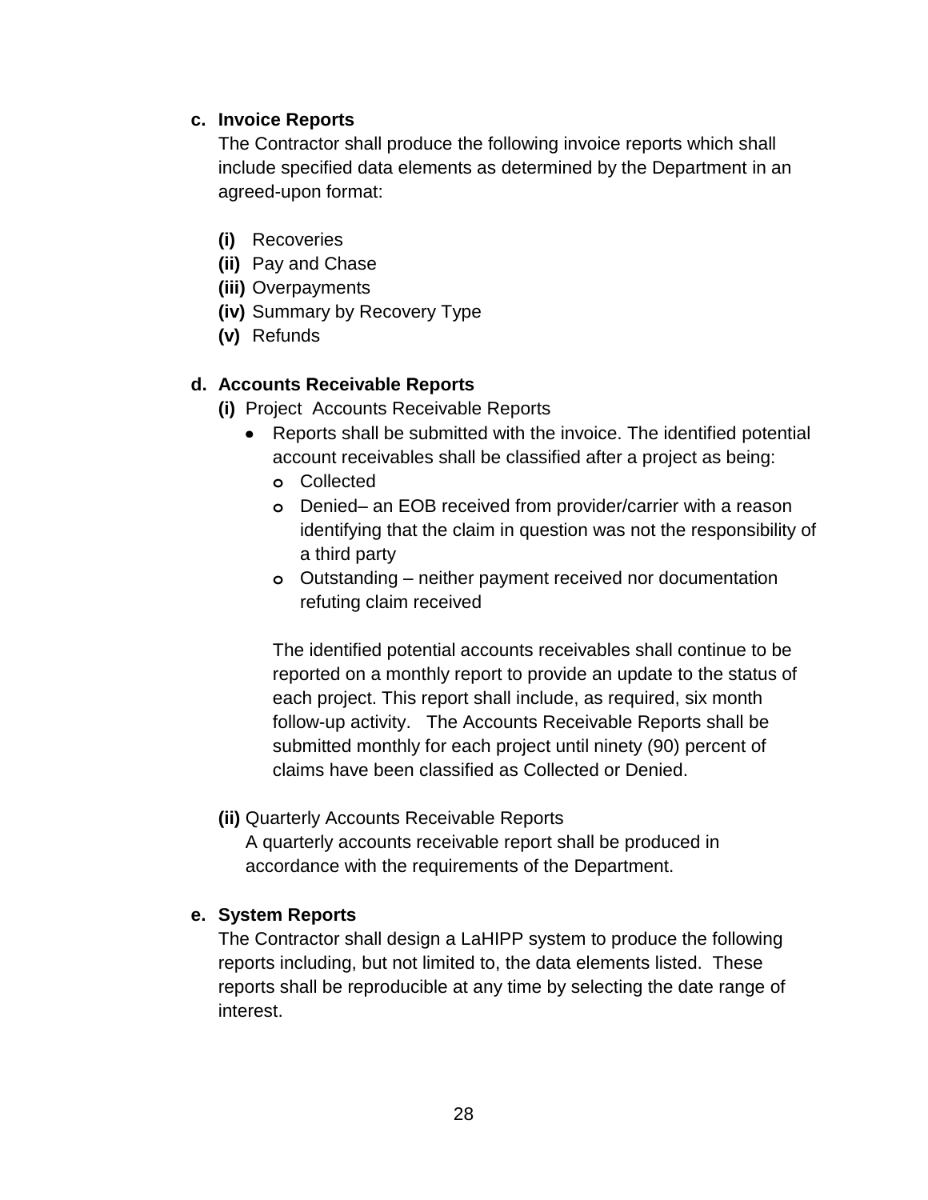**c. Invoice Reports**

The Contractor shall produce the following invoice reports which shall include specified data elements as determined by the Department in an agreed-upon format:

- **(i)** Recoveries
- **(ii)** Pay and Chase
- **(iii)** Overpayments
- **(iv)** Summary by Recovery Type
- **(v)** Refunds

**d. Accounts Receivable Reports**

**(i)** Project Accounts Receivable Reports

- Reports shall be submitted with the invoice. The identified potential account receivables shall be classified after a project as being:
  - Collected
  - Denied– an EOB received from provider/carrier with a reason identifying that the claim in question was not the responsibility of a third party
  - Outstanding – neither payment received nor documentation refuting claim received

  The identified potential accounts receivables shall continue to be reported on a monthly report to provide an update to the status of each project. This report shall include, as required, six month follow-up activity. The Accounts Receivable Reports shall be submitted monthly for each project until ninety (90) percent of claims have been classified as Collected or Denied.

**(ii)** Quarterly Accounts Receivable Reports

A quarterly accounts receivable report shall be produced in accordance with the requirements of the Department.

**e. System Reports**

The Contractor shall design a LaHIPP system to produce the following reports including, but not limited to, the data elements listed. These reports shall be reproducible at any time by selecting the date range of interest.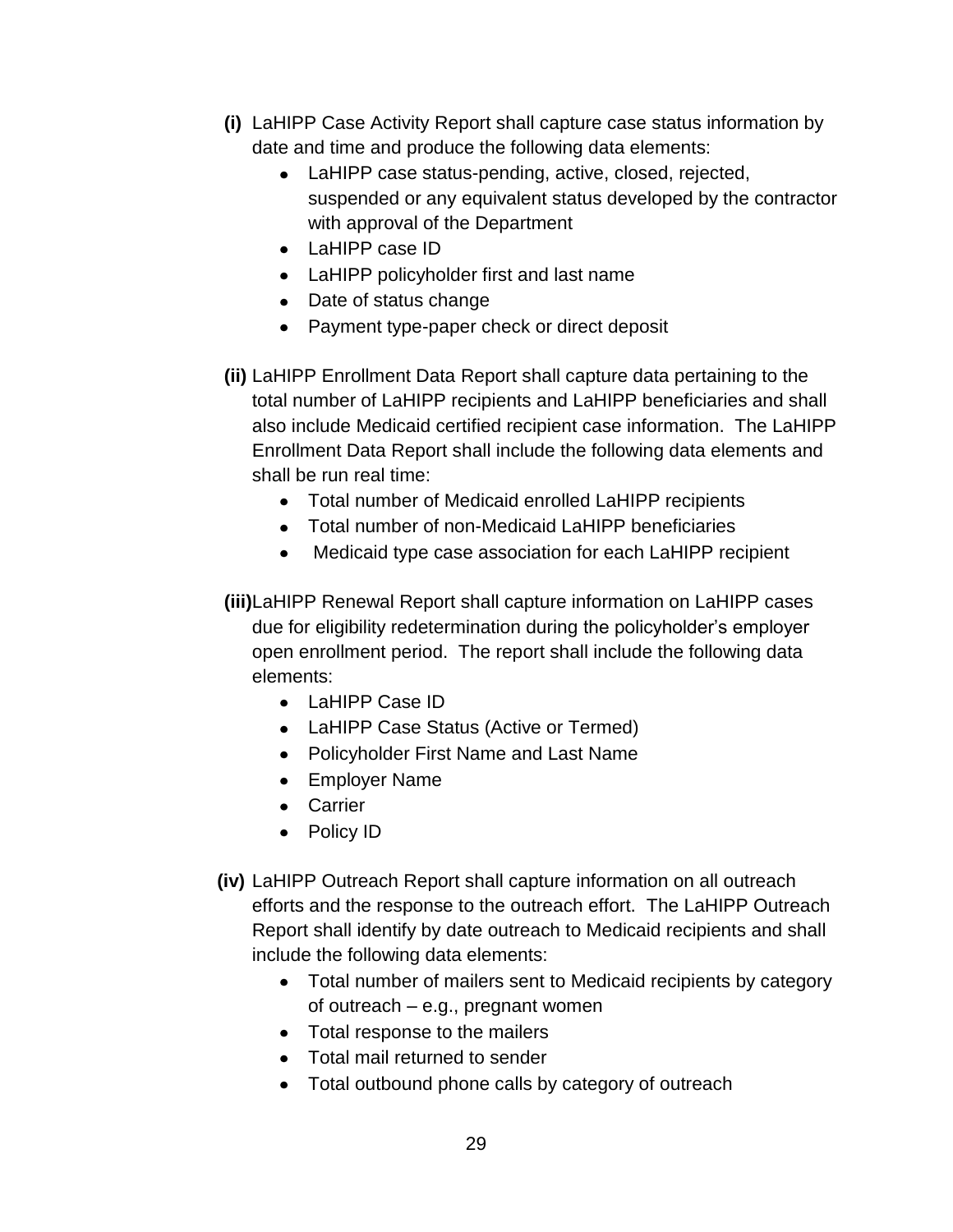**(i)** LaHIPP Case Activity Report shall capture case status information by date and time and produce the following data elements:

- LaHIPP case status-pending, active, closed, rejected, suspended or any equivalent status developed by the contractor with approval of the Department
- LaHIPP case ID
- LaHIPP policyholder first and last name
- Date of status change
- Payment type-paper check or direct deposit

**(ii)** LaHIPP Enrollment Data Report shall capture data pertaining to the total number of LaHIPP recipients and LaHIPP beneficiaries and shall also include Medicaid certified recipient case information. The LaHIPP Enrollment Data Report shall include the following data elements and shall be run real time:

- Total number of Medicaid enrolled LaHIPP recipients
- Total number of non-Medicaid LaHIPP beneficiaries
- Medicaid type case association for each LaHIPP recipient

**(iii)** LaHIPP Renewal Report shall capture information on LaHIPP cases due for eligibility redetermination during the policyholder's employer open enrollment period. The report shall include the following data elements:

- LaHIPP Case ID
- LaHIPP Case Status (Active or Termed)
- Policyholder First Name and Last Name
- Employer Name
- Carrier
- Policy ID

**(iv)** LaHIPP Outreach Report shall capture information on all outreach efforts and the response to the outreach effort. The LaHIPP Outreach Report shall identify by date outreach to Medicaid recipients and shall include the following data elements:

- Total number of mailers sent to Medicaid recipients by category of outreach – e.g., pregnant women
- Total response to the mailers
- Total mail returned to sender
- Total outbound phone calls by category of outreach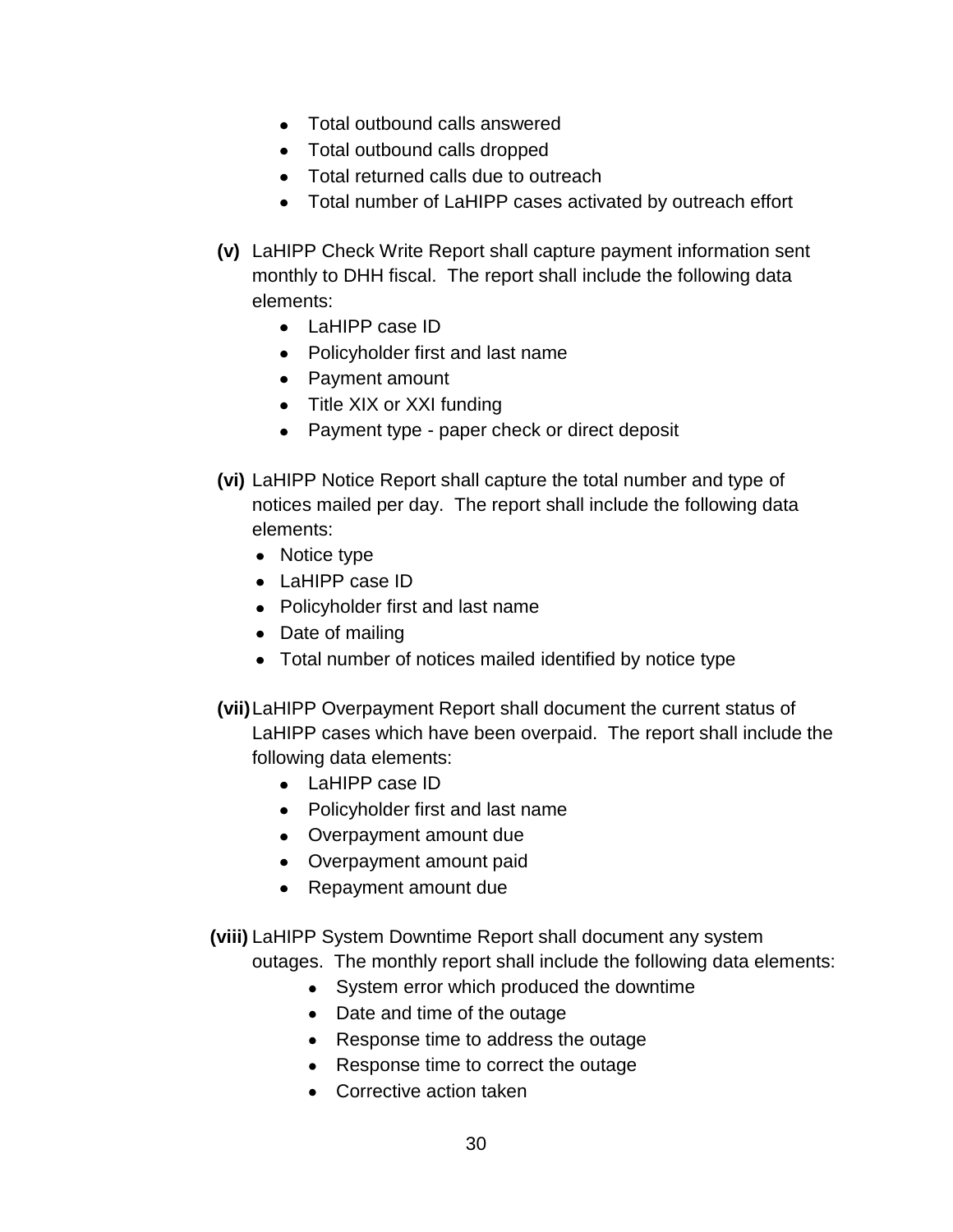- Total outbound calls answered
- Total outbound calls dropped
- Total returned calls due to outreach
- Total number of LaHIPP cases activated by outreach effort

**(v)** LaHIPP Check Write Report shall capture payment information sent monthly to DHH fiscal. The report shall include the following data elements:

- LaHIPP case ID
- Policyholder first and last name
- Payment amount
- Title XIX or XXI funding
- Payment type - paper check or direct deposit

**(vi)** LaHIPP Notice Report shall capture the total number and type of notices mailed per day. The report shall include the following data elements:

- Notice type
- LaHIPP case ID
- Policyholder first and last name
- Date of mailing
- Total number of notices mailed identified by notice type

**(vii)** LaHIPP Overpayment Report shall document the current status of LaHIPP cases which have been overpaid. The report shall include the following data elements:

- LaHIPP case ID
- Policyholder first and last name
- Overpayment amount due
- Overpayment amount paid
- Repayment amount due

**(viii)** LaHIPP System Downtime Report shall document any system outages. The monthly report shall include the following data elements:

- System error which produced the downtime
- Date and time of the outage
- Response time to address the outage
- Response time to correct the outage
- Corrective action taken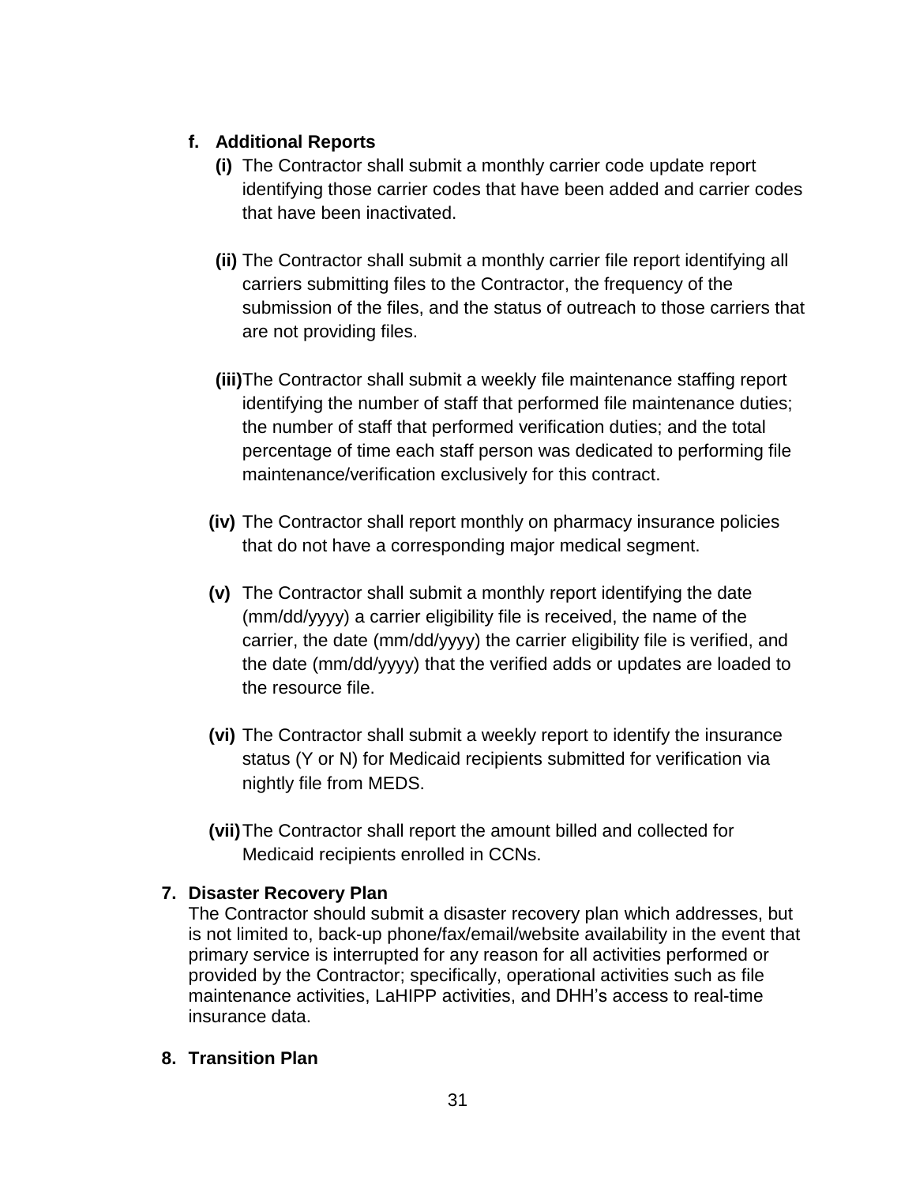**f. Additional Reports**

**(i)** The Contractor shall submit a monthly carrier code update report identifying those carrier codes that have been added and carrier codes that have been inactivated.

**(ii)** The Contractor shall submit a monthly carrier file report identifying all carriers submitting files to the Contractor, the frequency of the submission of the files, and the status of outreach to those carriers that are not providing files.

**(iii)** The Contractor shall submit a weekly file maintenance staffing report identifying the number of staff that performed file maintenance duties; the number of staff that performed verification duties; and the total percentage of time each staff person was dedicated to performing file maintenance/verification exclusively for this contract.

**(iv)** The Contractor shall report monthly on pharmacy insurance policies that do not have a corresponding major medical segment.

**(v)** The Contractor shall submit a monthly report identifying the date (mm/dd/yyyy) a carrier eligibility file is received, the name of the carrier, the date (mm/dd/yyyy) the carrier eligibility file is verified, and the date (mm/dd/yyyy) that the verified adds or updates are loaded to the resource file.

**(vi)** The Contractor shall submit a weekly report to identify the insurance status (Y or N) for Medicaid recipients submitted for verification via nightly file from MEDS.

**(vii)** The Contractor shall report the amount billed and collected for Medicaid recipients enrolled in CCNs.

**7. Disaster Recovery Plan**

The Contractor should submit a disaster recovery plan which addresses, but is not limited to, back-up phone/fax/email/website availability in the event that primary service is interrupted for any reason for all activities performed or provided by the Contractor; specifically, operational activities such as file maintenance activities, LaHIPP activities, and DHH's access to real-time insurance data.

**8. Transition Plan**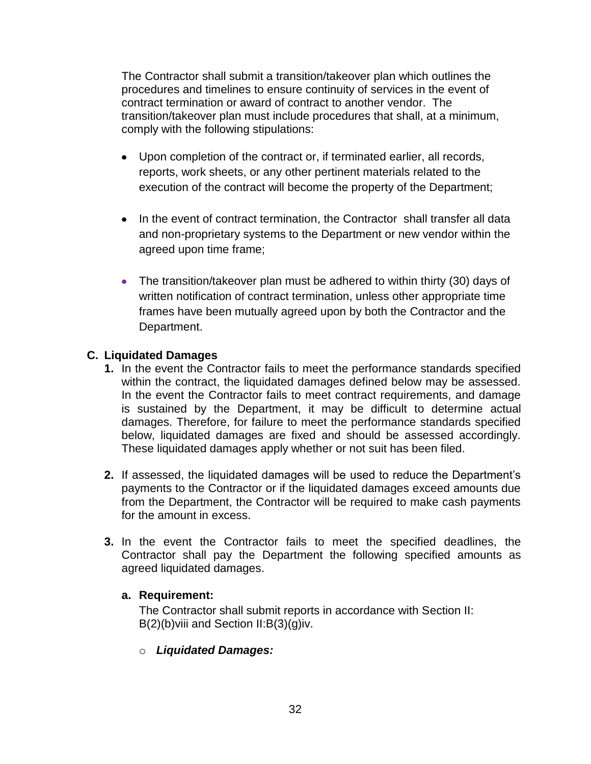The Contractor shall submit a transition/takeover plan which outlines the procedures and timelines to ensure continuity of services in the event of contract termination or award of contract to another vendor. The transition/takeover plan must include procedures that shall, at a minimum, comply with the following stipulations:

- Upon completion of the contract or, if terminated earlier, all records, reports, work sheets, or any other pertinent materials related to the execution of the contract will become the property of the Department;
- In the event of contract termination, the Contractor shall transfer all data and non-proprietary systems to the Department or new vendor within the agreed upon time frame;
- The transition/takeover plan must be adhered to within thirty (30) days of written notification of contract termination, unless other appropriate time frames have been mutually agreed upon by both the Contractor and the Department.

**C. Liquidated Damages**

**1.** In the event the Contractor fails to meet the performance standards specified within the contract, the liquidated damages defined below may be assessed. In the event the Contractor fails to meet contract requirements, and damage is sustained by the Department, it may be difficult to determine actual damages. Therefore, for failure to meet the performance standards specified below, liquidated damages are fixed and should be assessed accordingly. These liquidated damages apply whether or not suit has been filed.

**2.** If assessed, the liquidated damages will be used to reduce the Department's payments to the Contractor or if the liquidated damages exceed amounts due from the Department, the Contractor will be required to make cash payments for the amount in excess.

**3.** In the event the Contractor fails to meet the specified deadlines, the Contractor shall pay the Department the following specified amounts as agreed liquidated damages.

**a. Requirement:**

The Contractor shall submit reports in accordance with Section II: B(2)(b)viii and Section II:B(3)(g)iv.

- ***Liquidated Damages:***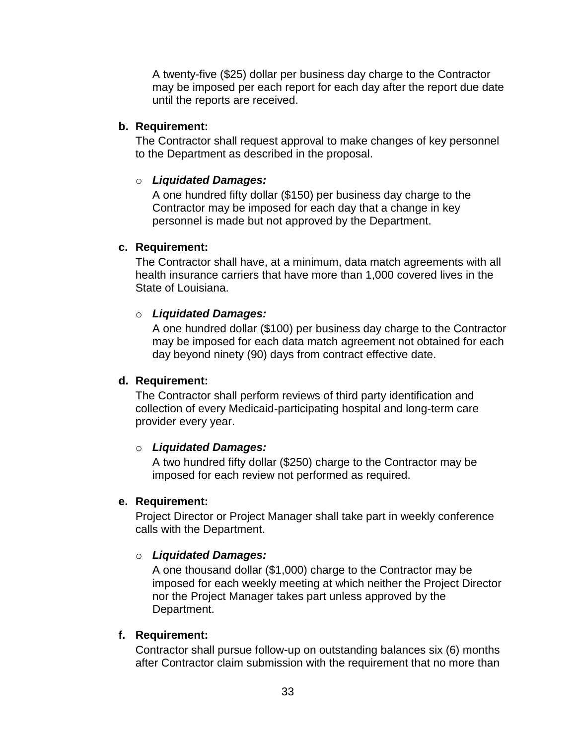A twenty-five ($25) dollar per business day charge to the Contractor may be imposed per each report for each day after the report due date until the reports are received.

**b. Requirement:**

The Contractor shall request approval to make changes of key personnel to the Department as described in the proposal.

- ***Liquidated Damages:***

  A one hundred fifty dollar ($150) per business day charge to the Contractor may be imposed for each day that a change in key personnel is made but not approved by the Department.

**c. Requirement:**

The Contractor shall have, at a minimum, data match agreements with all health insurance carriers that have more than 1,000 covered lives in the State of Louisiana.

- ***Liquidated Damages:***

  A one hundred dollar ($100) per business day charge to the Contractor may be imposed for each data match agreement not obtained for each day beyond ninety (90) days from contract effective date.

**d. Requirement:**

The Contractor shall perform reviews of third party identification and collection of every Medicaid-participating hospital and long-term care provider every year.

- ***Liquidated Damages:***

  A two hundred fifty dollar ($250) charge to the Contractor may be imposed for each review not performed as required.

**e. Requirement:**

Project Director or Project Manager shall take part in weekly conference calls with the Department.

- ***Liquidated Damages:***

  A one thousand dollar ($1,000) charge to the Contractor may be imposed for each weekly meeting at which neither the Project Director nor the Project Manager takes part unless approved by the Department.

**f. Requirement:**

Contractor shall pursue follow-up on outstanding balances six (6) months after Contractor claim submission with the requirement that no more than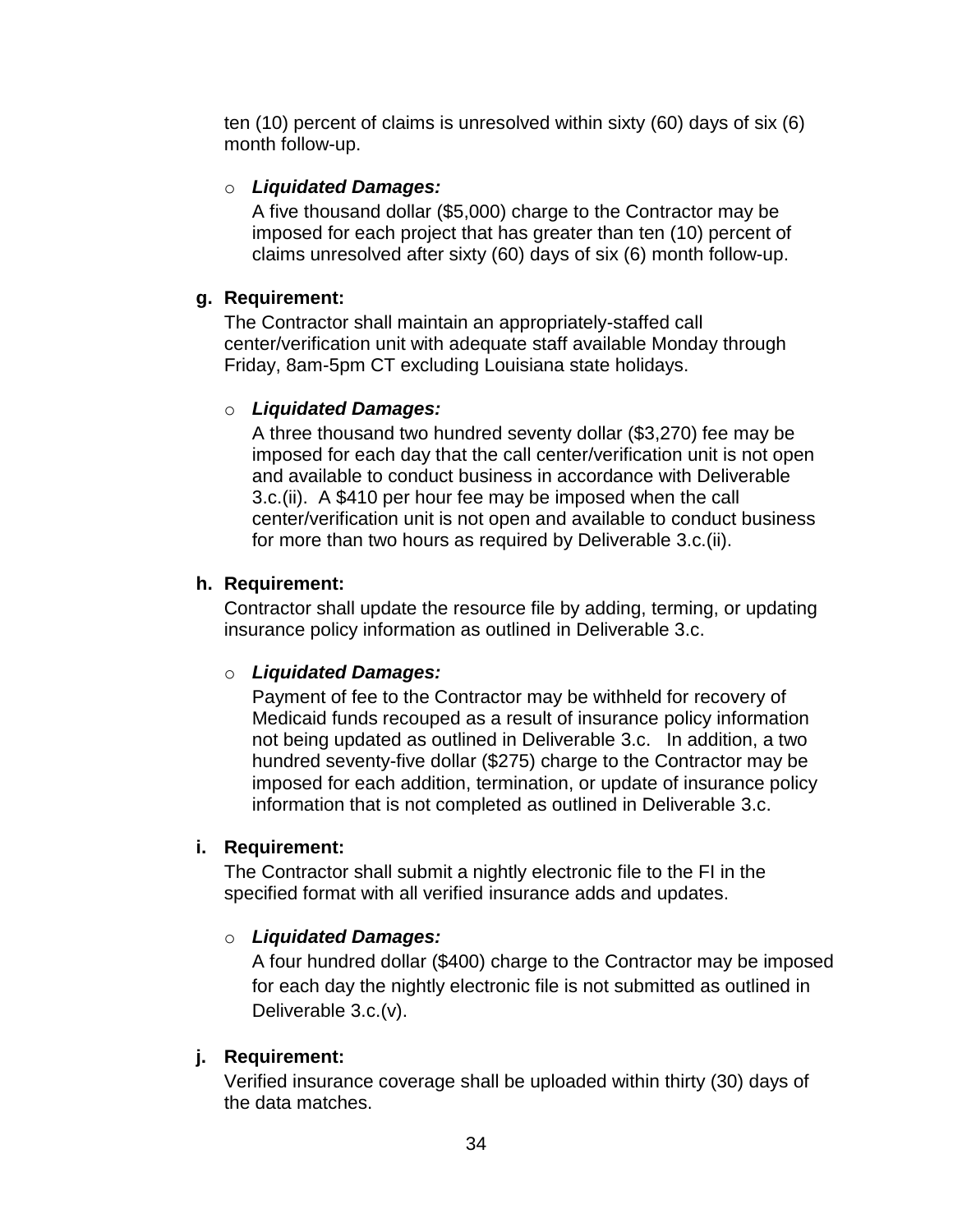ten (10) percent of claims is unresolved within sixty (60) days of six (6) month follow-up.

- ***Liquidated Damages:***

  A five thousand dollar ($5,000) charge to the Contractor may be imposed for each project that has greater than ten (10) percent of claims unresolved after sixty (60) days of six (6) month follow-up.

**g. Requirement:**

The Contractor shall maintain an appropriately-staffed call center/verification unit with adequate staff available Monday through Friday, 8am-5pm CT excluding Louisiana state holidays.

- ***Liquidated Damages:***

  A three thousand two hundred seventy dollar ($3,270) fee may be imposed for each day that the call center/verification unit is not open and available to conduct business in accordance with Deliverable 3.c.(ii). A $410 per hour fee may be imposed when the call center/verification unit is not open and available to conduct business for more than two hours as required by Deliverable 3.c.(ii).

**h. Requirement:**

Contractor shall update the resource file by adding, terming, or updating insurance policy information as outlined in Deliverable 3.c.

- ***Liquidated Damages:***

  Payment of fee to the Contractor may be withheld for recovery of Medicaid funds recouped as a result of insurance policy information not being updated as outlined in Deliverable 3.c. In addition, a two hundred seventy-five dollar ($275) charge to the Contractor may be imposed for each addition, termination, or update of insurance policy information that is not completed as outlined in Deliverable 3.c.

**i. Requirement:**

The Contractor shall submit a nightly electronic file to the FI in the specified format with all verified insurance adds and updates.

- ***Liquidated Damages:***

  A four hundred dollar ($400) charge to the Contractor may be imposed for each day the nightly electronic file is not submitted as outlined in Deliverable 3.c.(v).

**j. Requirement:**

Verified insurance coverage shall be uploaded within thirty (30) days of the data matches.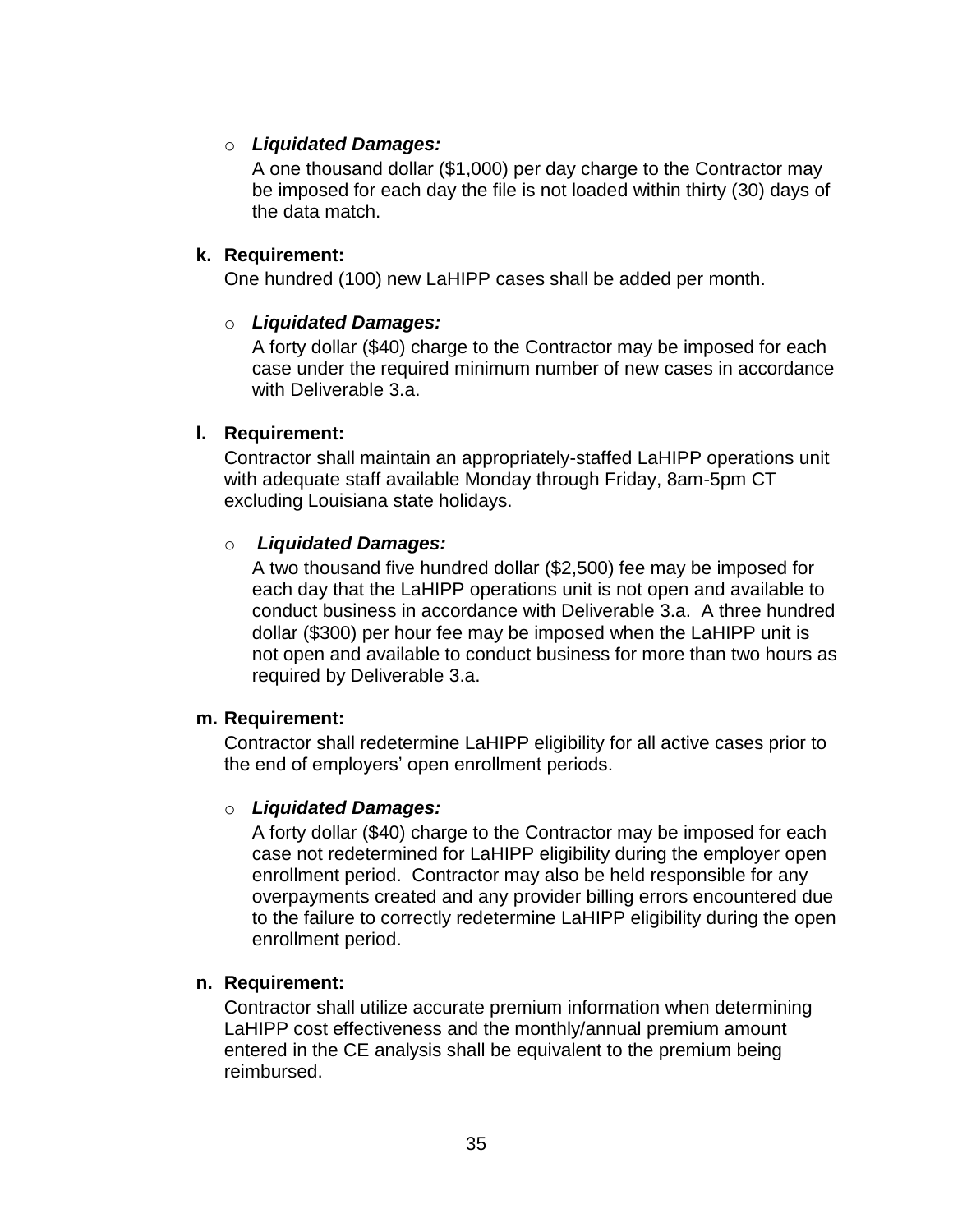- ***Liquidated Damages:***

  A one thousand dollar ($1,000) per day charge to the Contractor may be imposed for each day the file is not loaded within thirty (30) days of the data match.

**k. Requirement:**

One hundred (100) new LaHIPP cases shall be added per month.

- ***Liquidated Damages:***

  A forty dollar ($40) charge to the Contractor may be imposed for each case under the required minimum number of new cases in accordance with Deliverable 3.a.

**l. Requirement:**

Contractor shall maintain an appropriately-staffed LaHIPP operations unit with adequate staff available Monday through Friday, 8am-5pm CT excluding Louisiana state holidays.

- ***Liquidated Damages:***

  A two thousand five hundred dollar ($2,500) fee may be imposed for each day that the LaHIPP operations unit is not open and available to conduct business in accordance with Deliverable 3.a. A three hundred dollar ($300) per hour fee may be imposed when the LaHIPP unit is not open and available to conduct business for more than two hours as required by Deliverable 3.a.

**m. Requirement:**

Contractor shall redetermine LaHIPP eligibility for all active cases prior to the end of employers' open enrollment periods.

- ***Liquidated Damages:***

  A forty dollar ($40) charge to the Contractor may be imposed for each case not redetermined for LaHIPP eligibility during the employer open enrollment period. Contractor may also be held responsible for any overpayments created and any provider billing errors encountered due to the failure to correctly redetermine LaHIPP eligibility during the open enrollment period.

**n. Requirement:**

Contractor shall utilize accurate premium information when determining LaHIPP cost effectiveness and the monthly/annual premium amount entered in the CE analysis shall be equivalent to the premium being reimbursed.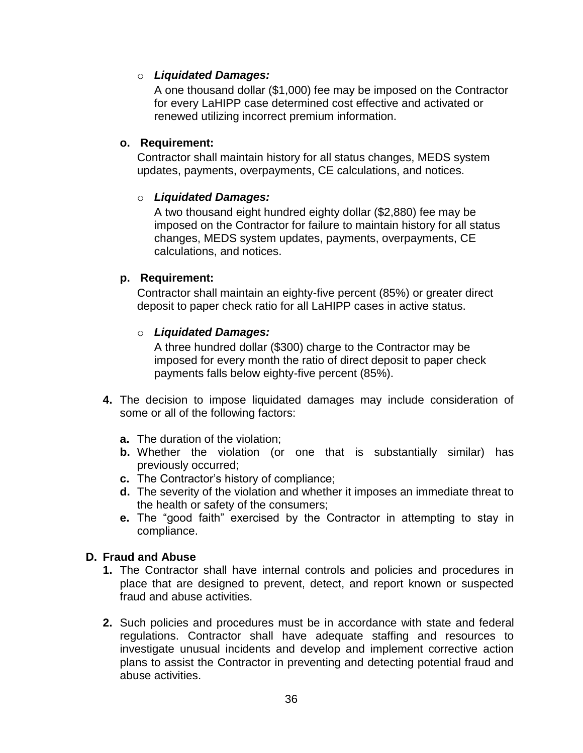- ***Liquidated Damages:***

  A one thousand dollar ($1,000) fee may be imposed on the Contractor for every LaHIPP case determined cost effective and activated or renewed utilizing incorrect premium information.

**o. Requirement:**

Contractor shall maintain history for all status changes, MEDS system updates, payments, overpayments, CE calculations, and notices.

- ***Liquidated Damages:***

  A two thousand eight hundred eighty dollar ($2,880) fee may be imposed on the Contractor for failure to maintain history for all status changes, MEDS system updates, payments, overpayments, CE calculations, and notices.

**p. Requirement:**

Contractor shall maintain an eighty-five percent (85%) or greater direct deposit to paper check ratio for all LaHIPP cases in active status.

- ***Liquidated Damages:***

  A three hundred dollar ($300) charge to the Contractor may be imposed for every month the ratio of direct deposit to paper check payments falls below eighty-five percent (85%).

**4.** The decision to impose liquidated damages may include consideration of some or all of the following factors:

- **a.** The duration of the violation;
- **b.** Whether the violation (or one that is substantially similar) has previously occurred;
- **c.** The Contractor's history of compliance;
- **d.** The severity of the violation and whether it imposes an immediate threat to the health or safety of the consumers;
- **e.** The "good faith" exercised by the Contractor in attempting to stay in compliance.

**D. Fraud and Abuse**

**1.** The Contractor shall have internal controls and policies and procedures in place that are designed to prevent, detect, and report known or suspected fraud and abuse activities.

**2.** Such policies and procedures must be in accordance with state and federal regulations. Contractor shall have adequate staffing and resources to investigate unusual incidents and develop and implement corrective action plans to assist the Contractor in preventing and detecting potential fraud and abuse activities.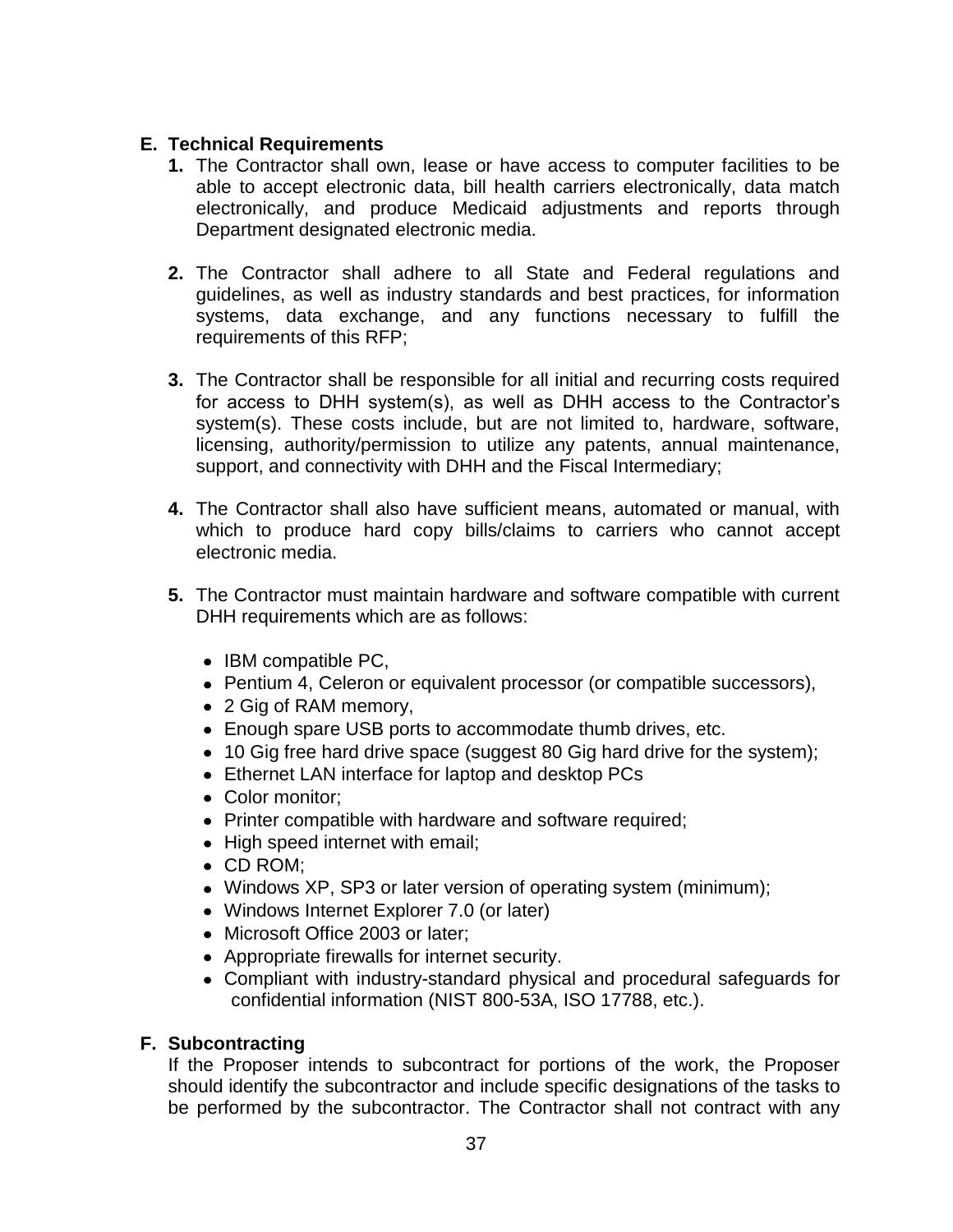## E. Technical Requirements

1. The Contractor shall own, lease or have access to computer facilities to be able to accept electronic data, bill health carriers electronically, data match electronically, and produce Medicaid adjustments and reports through Department designated electronic media.

2. The Contractor shall adhere to all State and Federal regulations and guidelines, as well as industry standards and best practices, for information systems, data exchange, and any functions necessary to fulfill the requirements of this RFP;

3. The Contractor shall be responsible for all initial and recurring costs required for access to DHH system(s), as well as DHH access to the Contractor's system(s). These costs include, but are not limited to, hardware, software, licensing, authority/permission to utilize any patents, annual maintenance, support, and connectivity with DHH and the Fiscal Intermediary;

4. The Contractor shall also have sufficient means, automated or manual, with which to produce hard copy bills/claims to carriers who cannot accept electronic media.

5. The Contractor must maintain hardware and software compatible with current DHH requirements which are as follows:

   - IBM compatible PC,
   - Pentium 4, Celeron or equivalent processor (or compatible successors),
   - 2 Gig of RAM memory,
   - Enough spare USB ports to accommodate thumb drives, etc.
   - 10 Gig free hard drive space (suggest 80 Gig hard drive for the system);
   - Ethernet LAN interface for laptop and desktop PCs
   - Color monitor;
   - Printer compatible with hardware and software required;
   - High speed internet with email;
   - CD ROM;
   - Windows XP, SP3 or later version of operating system (minimum);
   - Windows Internet Explorer 7.0 (or later)
   - Microsoft Office 2003 or later;
   - Appropriate firewalls for internet security.
   - Compliant with industry-standard physical and procedural safeguards for confidential information (NIST 800-53A, ISO 17788, etc.).

## F. Subcontracting

If the Proposer intends to subcontract for portions of the work, the Proposer should identify the subcontractor and include specific designations of the tasks to be performed by the subcontractor. The Contractor shall not contract with any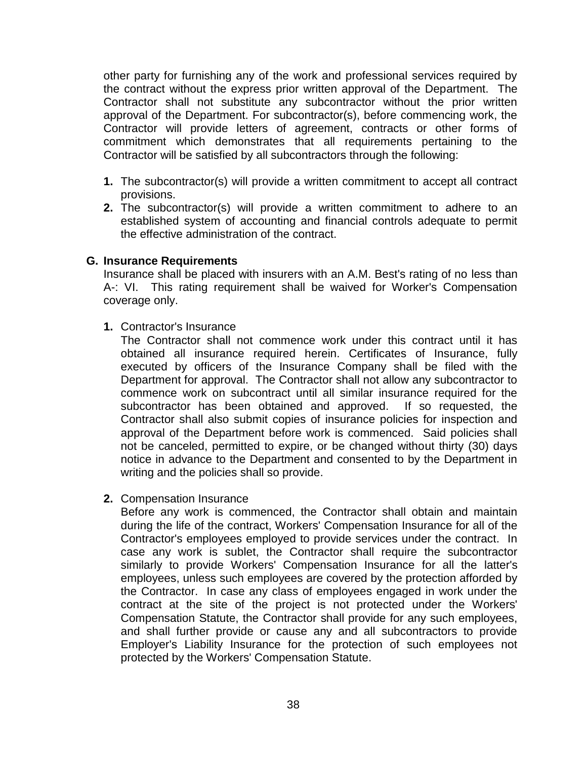other party for furnishing any of the work and professional services required by the contract without the express prior written approval of the Department. The Contractor shall not substitute any subcontractor without the prior written approval of the Department. For subcontractor(s), before commencing work, the Contractor will provide letters of agreement, contracts or other forms of commitment which demonstrates that all requirements pertaining to the Contractor will be satisfied by all subcontractors through the following:

1. The subcontractor(s) will provide a written commitment to accept all contract provisions.
2. The subcontractor(s) will provide a written commitment to adhere to an established system of accounting and financial controls adequate to permit the effective administration of the contract.

**G. Insurance Requirements**

Insurance shall be placed with insurers with an A.M. Best's rating of no less than A-: VI. This rating requirement shall be waived for Worker's Compensation coverage only.

1. Contractor's Insurance

   The Contractor shall not commence work under this contract until it has obtained all insurance required herein. Certificates of Insurance, fully executed by officers of the Insurance Company shall be filed with the Department for approval. The Contractor shall not allow any subcontractor to commence work on subcontract until all similar insurance required for the subcontractor has been obtained and approved. If so requested, the Contractor shall also submit copies of insurance policies for inspection and approval of the Department before work is commenced. Said policies shall not be canceled, permitted to expire, or be changed without thirty (30) days notice in advance to the Department and consented to by the Department in writing and the policies shall so provide.

2. Compensation Insurance

   Before any work is commenced, the Contractor shall obtain and maintain during the life of the contract, Workers' Compensation Insurance for all of the Contractor's employees employed to provide services under the contract. In case any work is sublet, the Contractor shall require the subcontractor similarly to provide Workers' Compensation Insurance for all the latter's employees, unless such employees are covered by the protection afforded by the Contractor. In case any class of employees engaged in work under the contract at the site of the project is not protected under the Workers' Compensation Statute, the Contractor shall provide for any such employees, and shall further provide or cause any and all subcontractors to provide Employer's Liability Insurance for the protection of such employees not protected by the Workers' Compensation Statute.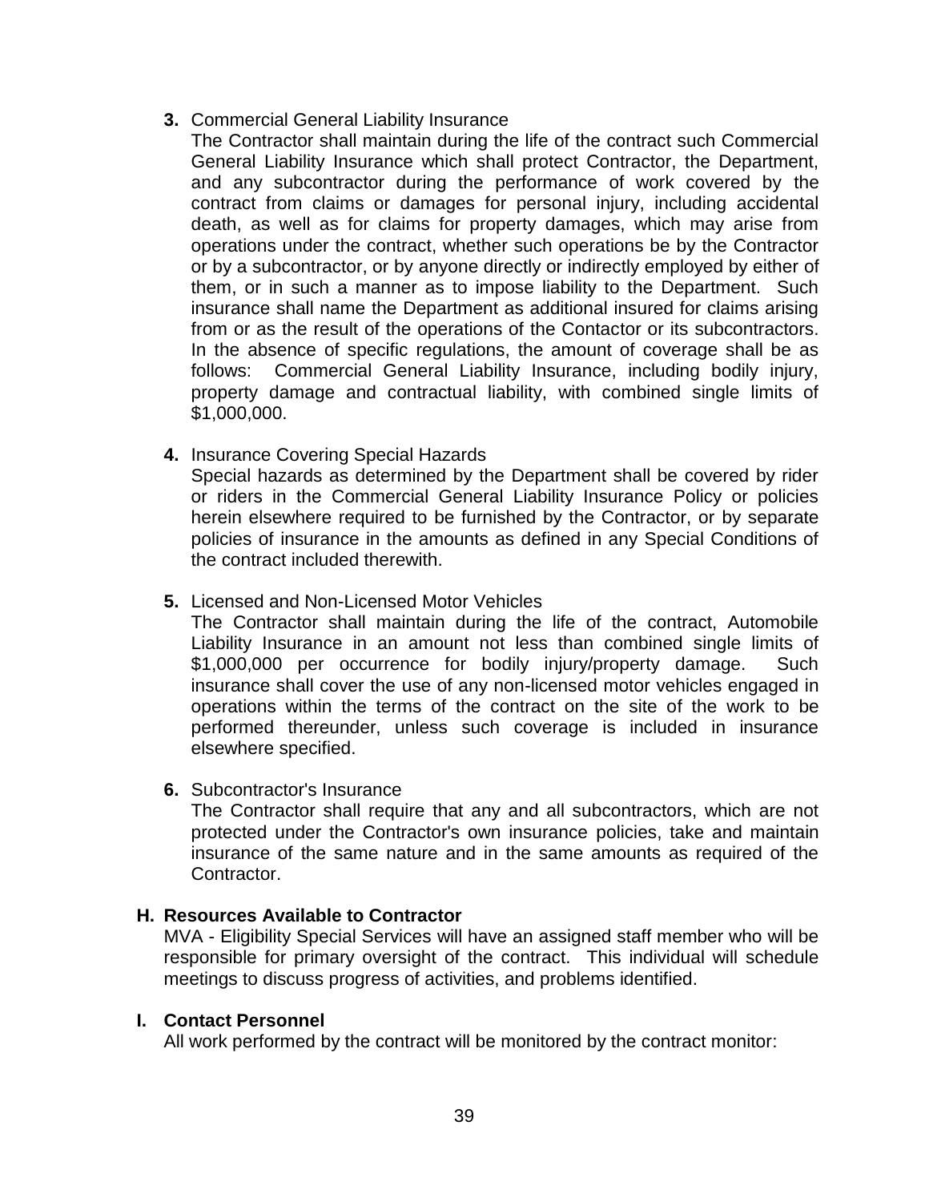**3.** Commercial General Liability Insurance

The Contractor shall maintain during the life of the contract such Commercial General Liability Insurance which shall protect Contractor, the Department, and any subcontractor during the performance of work covered by the contract from claims or damages for personal injury, including accidental death, as well as for claims for property damages, which may arise from operations under the contract, whether such operations be by the Contractor or by a subcontractor, or by anyone directly or indirectly employed by either of them, or in such a manner as to impose liability to the Department. Such insurance shall name the Department as additional insured for claims arising from or as the result of the operations of the Contactor or its subcontractors. In the absence of specific regulations, the amount of coverage shall be as follows: Commercial General Liability Insurance, including bodily injury, property damage and contractual liability, with combined single limits of $1,000,000.

**4.** Insurance Covering Special Hazards

Special hazards as determined by the Department shall be covered by rider or riders in the Commercial General Liability Insurance Policy or policies herein elsewhere required to be furnished by the Contractor, or by separate policies of insurance in the amounts as defined in any Special Conditions of the contract included therewith.

**5.** Licensed and Non-Licensed Motor Vehicles

The Contractor shall maintain during the life of the contract, Automobile Liability Insurance in an amount not less than combined single limits of $1,000,000 per occurrence for bodily injury/property damage. Such insurance shall cover the use of any non-licensed motor vehicles engaged in operations within the terms of the contract on the site of the work to be performed thereunder, unless such coverage is included in insurance elsewhere specified.

**6.** Subcontractor's Insurance

The Contractor shall require that any and all subcontractors, which are not protected under the Contractor's own insurance policies, take and maintain insurance of the same nature and in the same amounts as required of the Contractor.

**H. Resources Available to Contractor**

MVA - Eligibility Special Services will have an assigned staff member who will be responsible for primary oversight of the contract. This individual will schedule meetings to discuss progress of activities, and problems identified.

**I. Contact Personnel**

All work performed by the contract will be monitored by the contract monitor: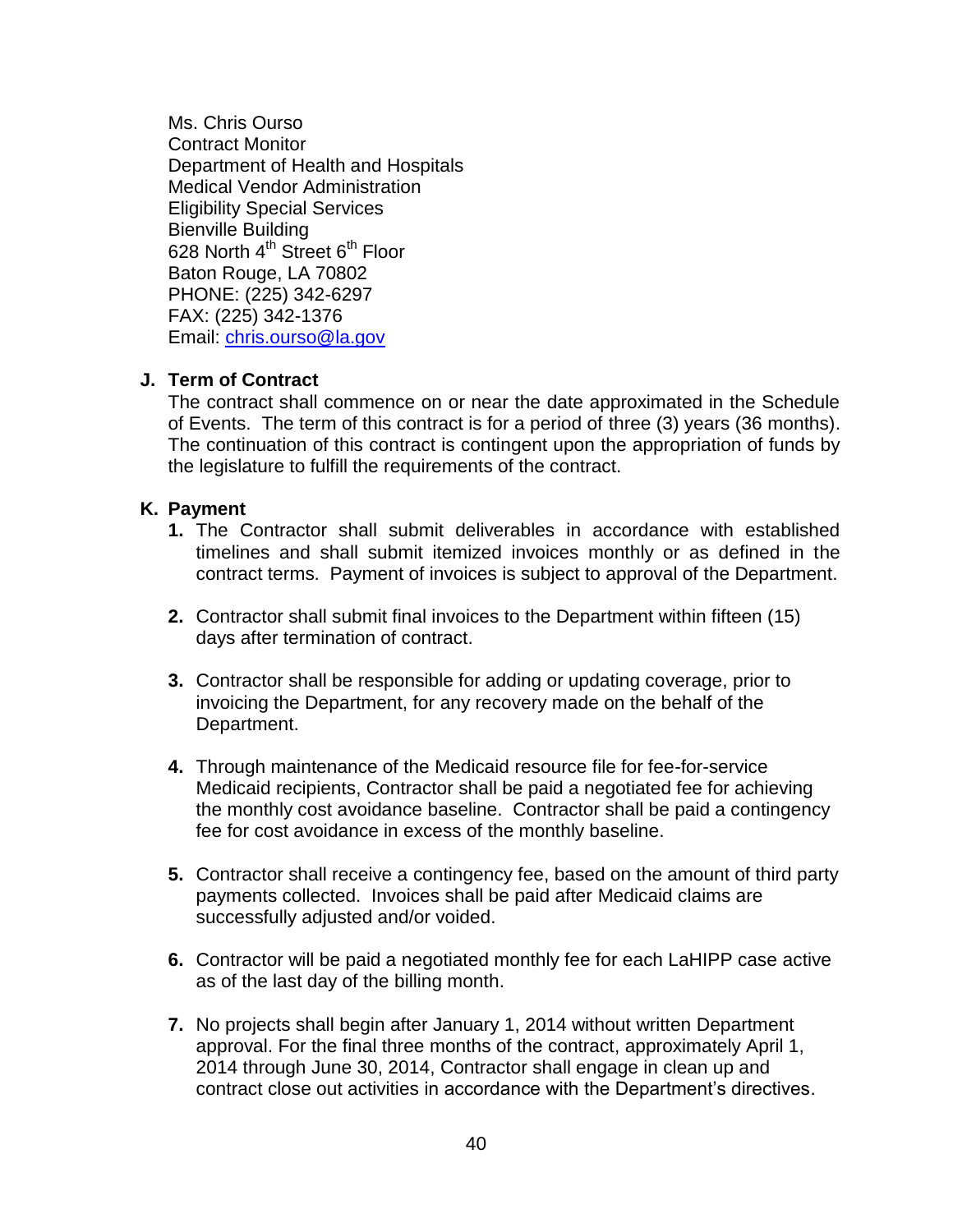Ms. Chris Ourso
Contract Monitor
Department of Health and Hospitals
Medical Vendor Administration
Eligibility Special Services
Bienville Building
628 North 4th Street 6th Floor
Baton Rouge, LA 70802
PHONE: (225) 342-6297
FAX: (225) 342-1376
Email: chris.ourso@la.gov

**J. Term of Contract**

The contract shall commence on or near the date approximated in the Schedule of Events. The term of this contract is for a period of three (3) years (36 months). The continuation of this contract is contingent upon the appropriation of funds by the legislature to fulfill the requirements of the contract.

**K. Payment**

1. The Contractor shall submit deliverables in accordance with established timelines and shall submit itemized invoices monthly or as defined in the contract terms. Payment of invoices is subject to approval of the Department.

2. Contractor shall submit final invoices to the Department within fifteen (15) days after termination of contract.

3. Contractor shall be responsible for adding or updating coverage, prior to invoicing the Department, for any recovery made on the behalf of the Department.

4. Through maintenance of the Medicaid resource file for fee-for-service Medicaid recipients, Contractor shall be paid a negotiated fee for achieving the monthly cost avoidance baseline. Contractor shall be paid a contingency fee for cost avoidance in excess of the monthly baseline.

5. Contractor shall receive a contingency fee, based on the amount of third party payments collected. Invoices shall be paid after Medicaid claims are successfully adjusted and/or voided.

6. Contractor will be paid a negotiated monthly fee for each LaHIPP case active as of the last day of the billing month.

7. No projects shall begin after January 1, 2014 without written Department approval. For the final three months of the contract, approximately April 1, 2014 through June 30, 2014, Contractor shall engage in clean up and contract close out activities in accordance with the Department's directives.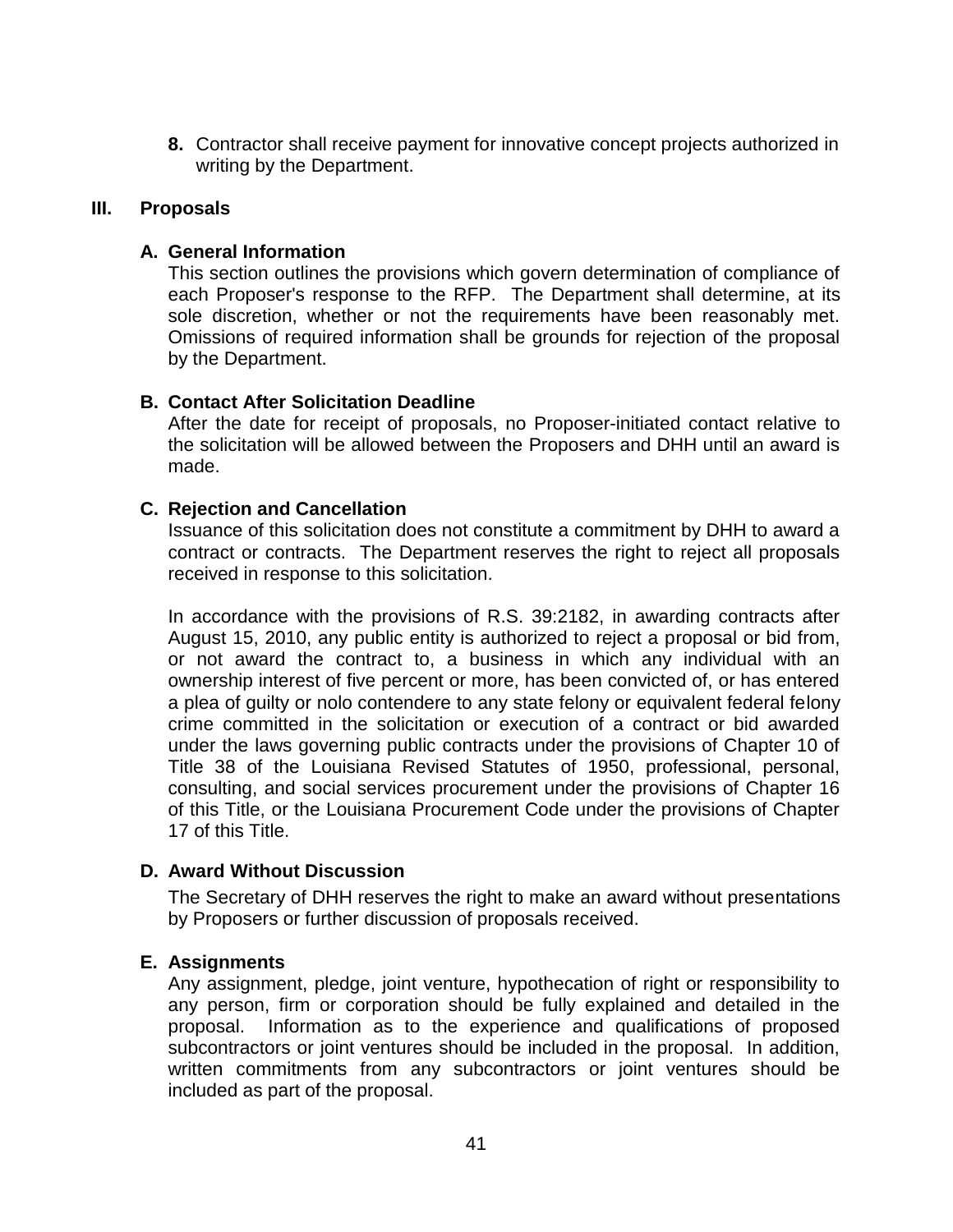8. Contractor shall receive payment for innovative concept projects authorized in writing by the Department.

## III. Proposals

### A. General Information

This section outlines the provisions which govern determination of compliance of each Proposer's response to the RFP. The Department shall determine, at its sole discretion, whether or not the requirements have been reasonably met. Omissions of required information shall be grounds for rejection of the proposal by the Department.

### B. Contact After Solicitation Deadline

After the date for receipt of proposals, no Proposer-initiated contact relative to the solicitation will be allowed between the Proposers and DHH until an award is made.

### C. Rejection and Cancellation

Issuance of this solicitation does not constitute a commitment by DHH to award a contract or contracts. The Department reserves the right to reject all proposals received in response to this solicitation.

In accordance with the provisions of R.S. 39:2182, in awarding contracts after August 15, 2010, any public entity is authorized to reject a proposal or bid from, or not award the contract to, a business in which any individual with an ownership interest of five percent or more, has been convicted of, or has entered a plea of guilty or nolo contendere to any state felony or equivalent federal felony crime committed in the solicitation or execution of a contract or bid awarded under the laws governing public contracts under the provisions of Chapter 10 of Title 38 of the Louisiana Revised Statutes of 1950, professional, personal, consulting, and social services procurement under the provisions of Chapter 16 of this Title, or the Louisiana Procurement Code under the provisions of Chapter 17 of this Title.

### D. Award Without Discussion

The Secretary of DHH reserves the right to make an award without presentations by Proposers or further discussion of proposals received.

### E. Assignments

Any assignment, pledge, joint venture, hypothecation of right or responsibility to any person, firm or corporation should be fully explained and detailed in the proposal. Information as to the experience and qualifications of proposed subcontractors or joint ventures should be included in the proposal. In addition, written commitments from any subcontractors or joint ventures should be included as part of the proposal.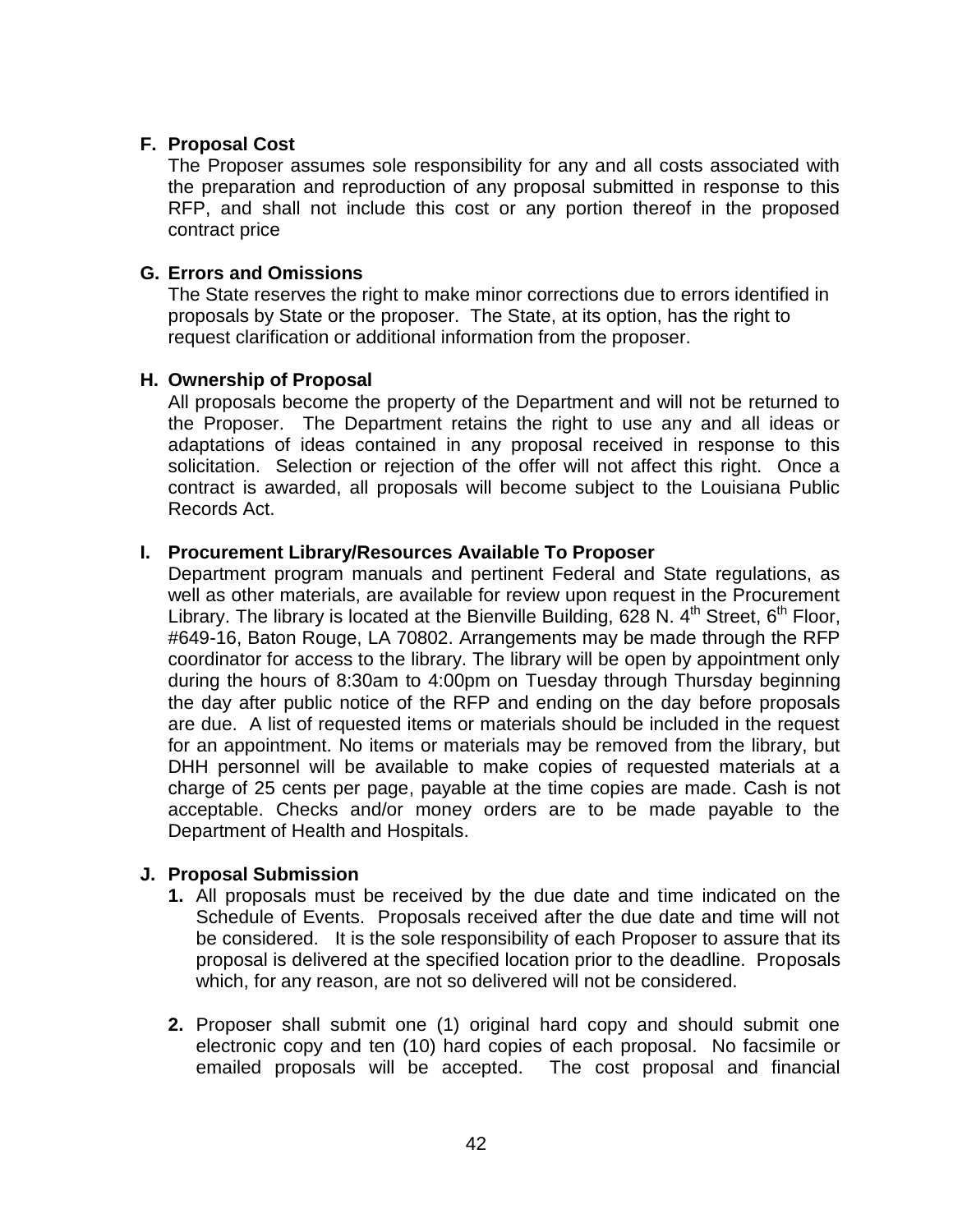**F. Proposal Cost**

The Proposer assumes sole responsibility for any and all costs associated with the preparation and reproduction of any proposal submitted in response to this RFP, and shall not include this cost or any portion thereof in the proposed contract price

**G. Errors and Omissions**

The State reserves the right to make minor corrections due to errors identified in proposals by State or the proposer. The State, at its option, has the right to request clarification or additional information from the proposer.

**H. Ownership of Proposal**

All proposals become the property of the Department and will not be returned to the Proposer. The Department retains the right to use any and all ideas or adaptations of ideas contained in any proposal received in response to this solicitation. Selection or rejection of the offer will not affect this right. Once a contract is awarded, all proposals will become subject to the Louisiana Public Records Act.

**I. Procurement Library/Resources Available To Proposer**

Department program manuals and pertinent Federal and State regulations, as well as other materials, are available for review upon request in the Procurement Library. The library is located at the Bienville Building, 628 N. 4th Street, 6th Floor, #649-16, Baton Rouge, LA 70802. Arrangements may be made through the RFP coordinator for access to the library. The library will be open by appointment only during the hours of 8:30am to 4:00pm on Tuesday through Thursday beginning the day after public notice of the RFP and ending on the day before proposals are due. A list of requested items or materials should be included in the request for an appointment. No items or materials may be removed from the library, but DHH personnel will be available to make copies of requested materials at a charge of 25 cents per page, payable at the time copies are made. Cash is not acceptable. Checks and/or money orders are to be made payable to the Department of Health and Hospitals.

**J. Proposal Submission**

1. All proposals must be received by the due date and time indicated on the Schedule of Events. Proposals received after the due date and time will not be considered. It is the sole responsibility of each Proposer to assure that its proposal is delivered at the specified location prior to the deadline. Proposals which, for any reason, are not so delivered will not be considered.

2. Proposer shall submit one (1) original hard copy and should submit one electronic copy and ten (10) hard copies of each proposal. No facsimile or emailed proposals will be accepted. The cost proposal and financial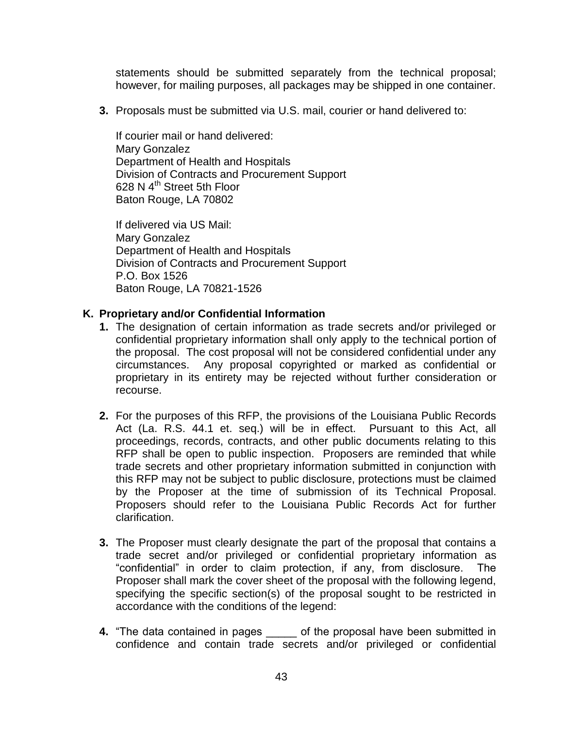statements should be submitted separately from the technical proposal; however, for mailing purposes, all packages may be shipped in one container.

3. Proposals must be submitted via U.S. mail, courier or hand delivered to:

   If courier mail or hand delivered:
   Mary Gonzalez
   Department of Health and Hospitals
   Division of Contracts and Procurement Support
   628 N 4th Street 5th Floor
   Baton Rouge, LA 70802

   If delivered via US Mail:
   Mary Gonzalez
   Department of Health and Hospitals
   Division of Contracts and Procurement Support
   P.O. Box 1526
   Baton Rouge, LA 70821-1526

## K. Proprietary and/or Confidential Information

1. The designation of certain information as trade secrets and/or privileged or confidential proprietary information shall only apply to the technical portion of the proposal. The cost proposal will not be considered confidential under any circumstances. Any proposal copyrighted or marked as confidential or proprietary in its entirety may be rejected without further consideration or recourse.

2. For the purposes of this RFP, the provisions of the Louisiana Public Records Act (La. R.S. 44.1 et. seq.) will be in effect. Pursuant to this Act, all proceedings, records, contracts, and other public documents relating to this RFP shall be open to public inspection. Proposers are reminded that while trade secrets and other proprietary information submitted in conjunction with this RFP may not be subject to public disclosure, protections must be claimed by the Proposer at the time of submission of its Technical Proposal. Proposers should refer to the Louisiana Public Records Act for further clarification.

3. The Proposer must clearly designate the part of the proposal that contains a trade secret and/or privileged or confidential proprietary information as "confidential" in order to claim protection, if any, from disclosure. The Proposer shall mark the cover sheet of the proposal with the following legend, specifying the specific section(s) of the proposal sought to be restricted in accordance with the conditions of the legend:

4. "The data contained in pages _____ of the proposal have been submitted in confidence and contain trade secrets and/or privileged or confidential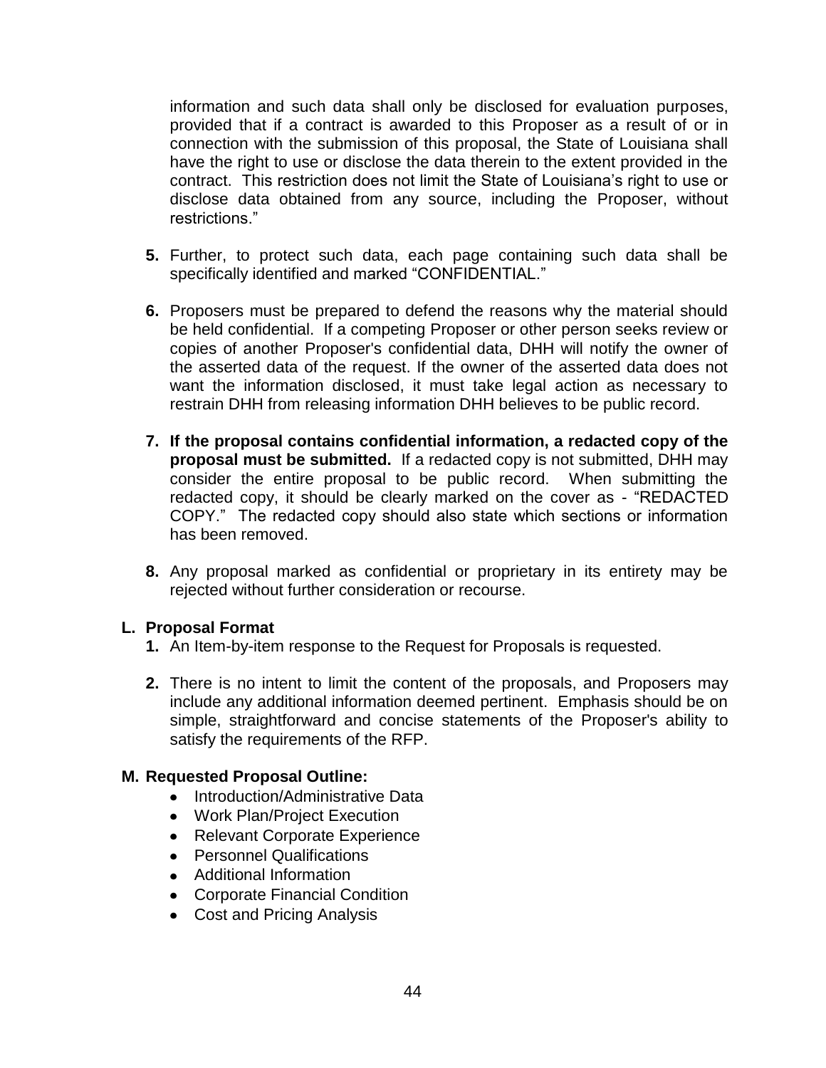information and such data shall only be disclosed for evaluation purposes, provided that if a contract is awarded to this Proposer as a result of or in connection with the submission of this proposal, the State of Louisiana shall have the right to use or disclose the data therein to the extent provided in the contract. This restriction does not limit the State of Louisiana's right to use or disclose data obtained from any source, including the Proposer, without restrictions."

**5.** Further, to protect such data, each page containing such data shall be specifically identified and marked "CONFIDENTIAL."

**6.** Proposers must be prepared to defend the reasons why the material should be held confidential. If a competing Proposer or other person seeks review or copies of another Proposer's confidential data, DHH will notify the owner of the asserted data of the request. If the owner of the asserted data does not want the information disclosed, it must take legal action as necessary to restrain DHH from releasing information DHH believes to be public record.

**7. If the proposal contains confidential information, a redacted copy of the proposal must be submitted.** If a redacted copy is not submitted, DHH may consider the entire proposal to be public record. When submitting the redacted copy, it should be clearly marked on the cover as - "REDACTED COPY." The redacted copy should also state which sections or information has been removed.

**8.** Any proposal marked as confidential or proprietary in its entirety may be rejected without further consideration or recourse.

### L. Proposal Format

**1.** An Item-by-item response to the Request for Proposals is requested.

**2.** There is no intent to limit the content of the proposals, and Proposers may include any additional information deemed pertinent. Emphasis should be on simple, straightforward and concise statements of the Proposer's ability to satisfy the requirements of the RFP.

### M. Requested Proposal Outline:

- Introduction/Administrative Data
- Work Plan/Project Execution
- Relevant Corporate Experience
- Personnel Qualifications
- Additional Information
- Corporate Financial Condition
- Cost and Pricing Analysis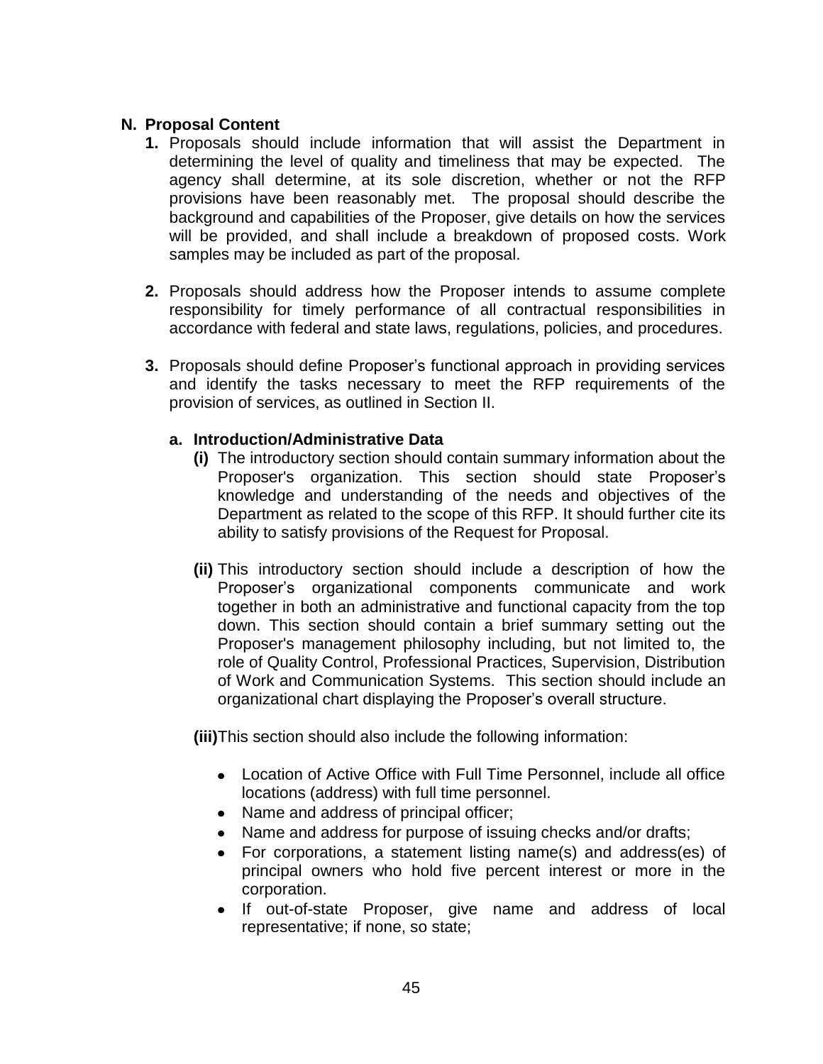## N. Proposal Content

1. Proposals should include information that will assist the Department in determining the level of quality and timeliness that may be expected. The agency shall determine, at its sole discretion, whether or not the RFP provisions have been reasonably met. The proposal should describe the background and capabilities of the Proposer, give details on how the services will be provided, and shall include a breakdown of proposed costs. Work samples may be included as part of the proposal.

2. Proposals should address how the Proposer intends to assume complete responsibility for timely performance of all contractual responsibilities in accordance with federal and state laws, regulations, policies, and procedures.

3. Proposals should define Proposer's functional approach in providing services and identify the tasks necessary to meet the RFP requirements of the provision of services, as outlined in Section II.

   **a. Introduction/Administrative Data**

   **(i)** The introductory section should contain summary information about the Proposer's organization. This section should state Proposer's knowledge and understanding of the needs and objectives of the Department as related to the scope of this RFP. It should further cite its ability to satisfy provisions of the Request for Proposal.

   **(ii)** This introductory section should include a description of how the Proposer's organizational components communicate and work together in both an administrative and functional capacity from the top down. This section should contain a brief summary setting out the Proposer's management philosophy including, but not limited to, the role of Quality Control, Professional Practices, Supervision, Distribution of Work and Communication Systems. This section should include an organizational chart displaying the Proposer's overall structure.

   **(iii)** This section should also include the following information:

   - Location of Active Office with Full Time Personnel, include all office locations (address) with full time personnel.
   - Name and address of principal officer;
   - Name and address for purpose of issuing checks and/or drafts;
   - For corporations, a statement listing name(s) and address(es) of principal owners who hold five percent interest or more in the corporation.
   - If out-of-state Proposer, give name and address of local representative; if none, so state;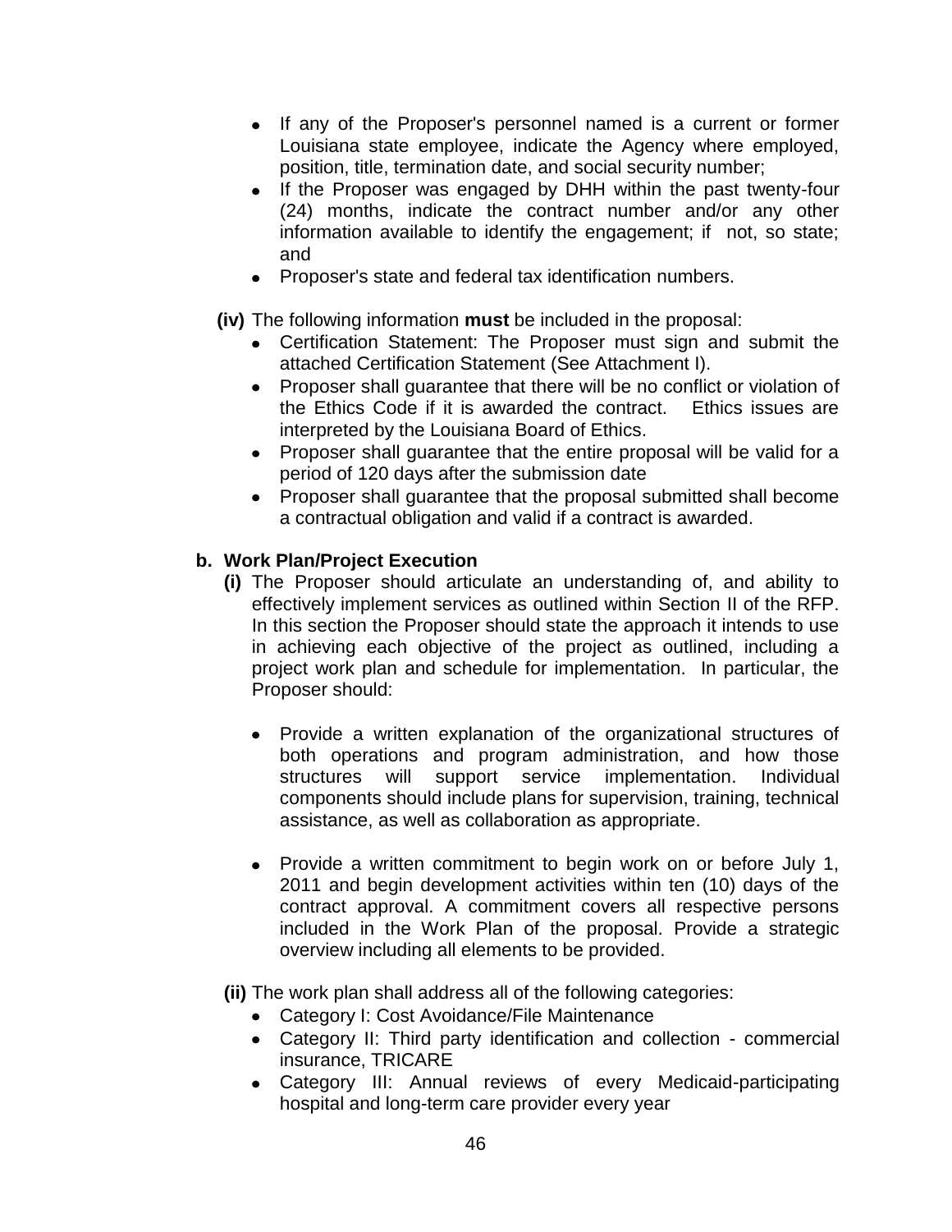- If any of the Proposer's personnel named is a current or former Louisiana state employee, indicate the Agency where employed, position, title, termination date, and social security number;
- If the Proposer was engaged by DHH within the past twenty-four (24) months, indicate the contract number and/or any other information available to identify the engagement; if not, so state; and
- Proposer's state and federal tax identification numbers.

**(iv)** The following information **must** be included in the proposal:

- Certification Statement: The Proposer must sign and submit the attached Certification Statement (See Attachment I).
- Proposer shall guarantee that there will be no conflict or violation of the Ethics Code if it is awarded the contract. Ethics issues are interpreted by the Louisiana Board of Ethics.
- Proposer shall guarantee that the entire proposal will be valid for a period of 120 days after the submission date
- Proposer shall guarantee that the proposal submitted shall become a contractual obligation and valid if a contract is awarded.

**b. Work Plan/Project Execution**

**(i)** The Proposer should articulate an understanding of, and ability to effectively implement services as outlined within Section II of the RFP. In this section the Proposer should state the approach it intends to use in achieving each objective of the project as outlined, including a project work plan and schedule for implementation. In particular, the Proposer should:

- Provide a written explanation of the organizational structures of both operations and program administration, and how those structures will support service implementation. Individual components should include plans for supervision, training, technical assistance, as well as collaboration as appropriate.

- Provide a written commitment to begin work on or before July 1, 2011 and begin development activities within ten (10) days of the contract approval. A commitment covers all respective persons included in the Work Plan of the proposal. Provide a strategic overview including all elements to be provided.

**(ii)** The work plan shall address all of the following categories:

- Category I: Cost Avoidance/File Maintenance
- Category II: Third party identification and collection - commercial insurance, TRICARE
- Category III: Annual reviews of every Medicaid-participating hospital and long-term care provider every year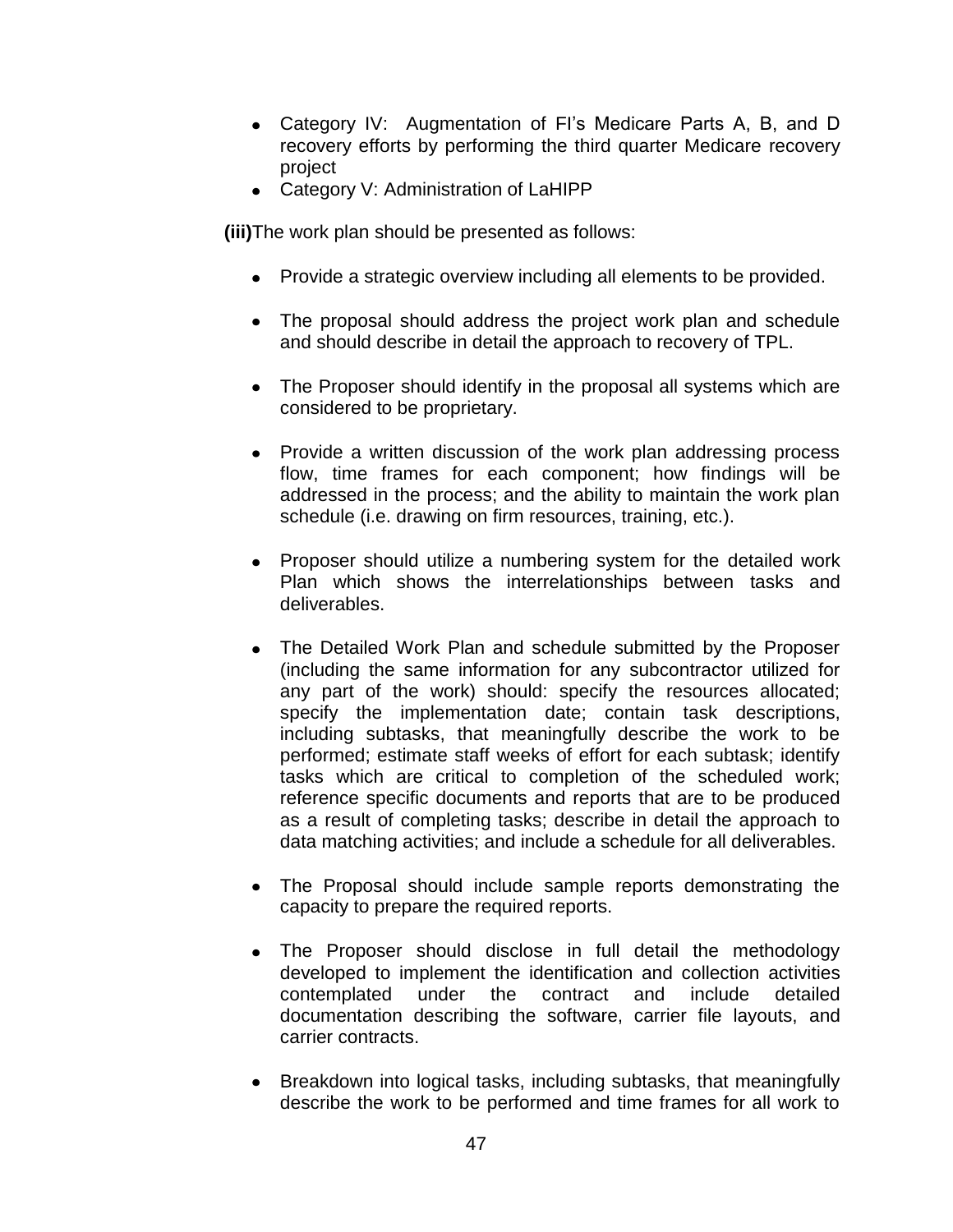- Category IV: Augmentation of FI's Medicare Parts A, B, and D recovery efforts by performing the third quarter Medicare recovery project
- Category V: Administration of LaHIPP

**(iii)**The work plan should be presented as follows:

- Provide a strategic overview including all elements to be provided.
- The proposal should address the project work plan and schedule and should describe in detail the approach to recovery of TPL.
- The Proposer should identify in the proposal all systems which are considered to be proprietary.
- Provide a written discussion of the work plan addressing process flow, time frames for each component; how findings will be addressed in the process; and the ability to maintain the work plan schedule (i.e. drawing on firm resources, training, etc.).
- Proposer should utilize a numbering system for the detailed work Plan which shows the interrelationships between tasks and deliverables.
- The Detailed Work Plan and schedule submitted by the Proposer (including the same information for any subcontractor utilized for any part of the work) should: specify the resources allocated; specify the implementation date; contain task descriptions, including subtasks, that meaningfully describe the work to be performed; estimate staff weeks of effort for each subtask; identify tasks which are critical to completion of the scheduled work; reference specific documents and reports that are to be produced as a result of completing tasks; describe in detail the approach to data matching activities; and include a schedule for all deliverables.
- The Proposal should include sample reports demonstrating the capacity to prepare the required reports.
- The Proposer should disclose in full detail the methodology developed to implement the identification and collection activities contemplated under the contract and include detailed documentation describing the software, carrier file layouts, and carrier contracts.
- Breakdown into logical tasks, including subtasks, that meaningfully describe the work to be performed and time frames for all work to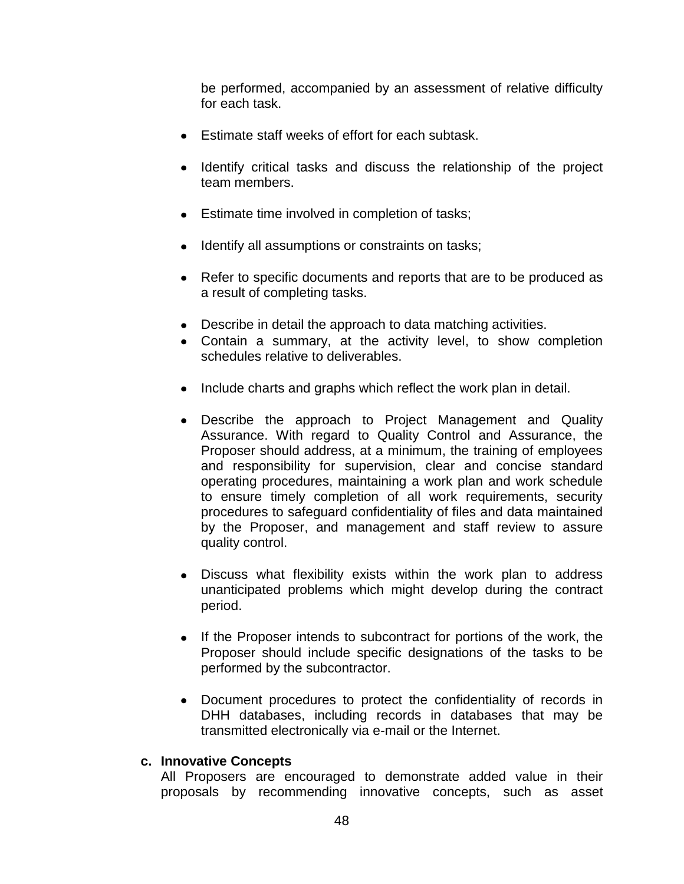be performed, accompanied by an assessment of relative difficulty for each task.

- Estimate staff weeks of effort for each subtask.
- Identify critical tasks and discuss the relationship of the project team members.
- Estimate time involved in completion of tasks;
- Identify all assumptions or constraints on tasks;
- Refer to specific documents and reports that are to be produced as a result of completing tasks.
- Describe in detail the approach to data matching activities.
- Contain a summary, at the activity level, to show completion schedules relative to deliverables.
- Include charts and graphs which reflect the work plan in detail.
- Describe the approach to Project Management and Quality Assurance. With regard to Quality Control and Assurance, the Proposer should address, at a minimum, the training of employees and responsibility for supervision, clear and concise standard operating procedures, maintaining a work plan and work schedule to ensure timely completion of all work requirements, security procedures to safeguard confidentiality of files and data maintained by the Proposer, and management and staff review to assure quality control.
- Discuss what flexibility exists within the work plan to address unanticipated problems which might develop during the contract period.
- If the Proposer intends to subcontract for portions of the work, the Proposer should include specific designations of the tasks to be performed by the subcontractor.
- Document procedures to protect the confidentiality of records in DHH databases, including records in databases that may be transmitted electronically via e-mail or the Internet.

**c. Innovative Concepts**

All Proposers are encouraged to demonstrate added value in their proposals by recommending innovative concepts, such as asset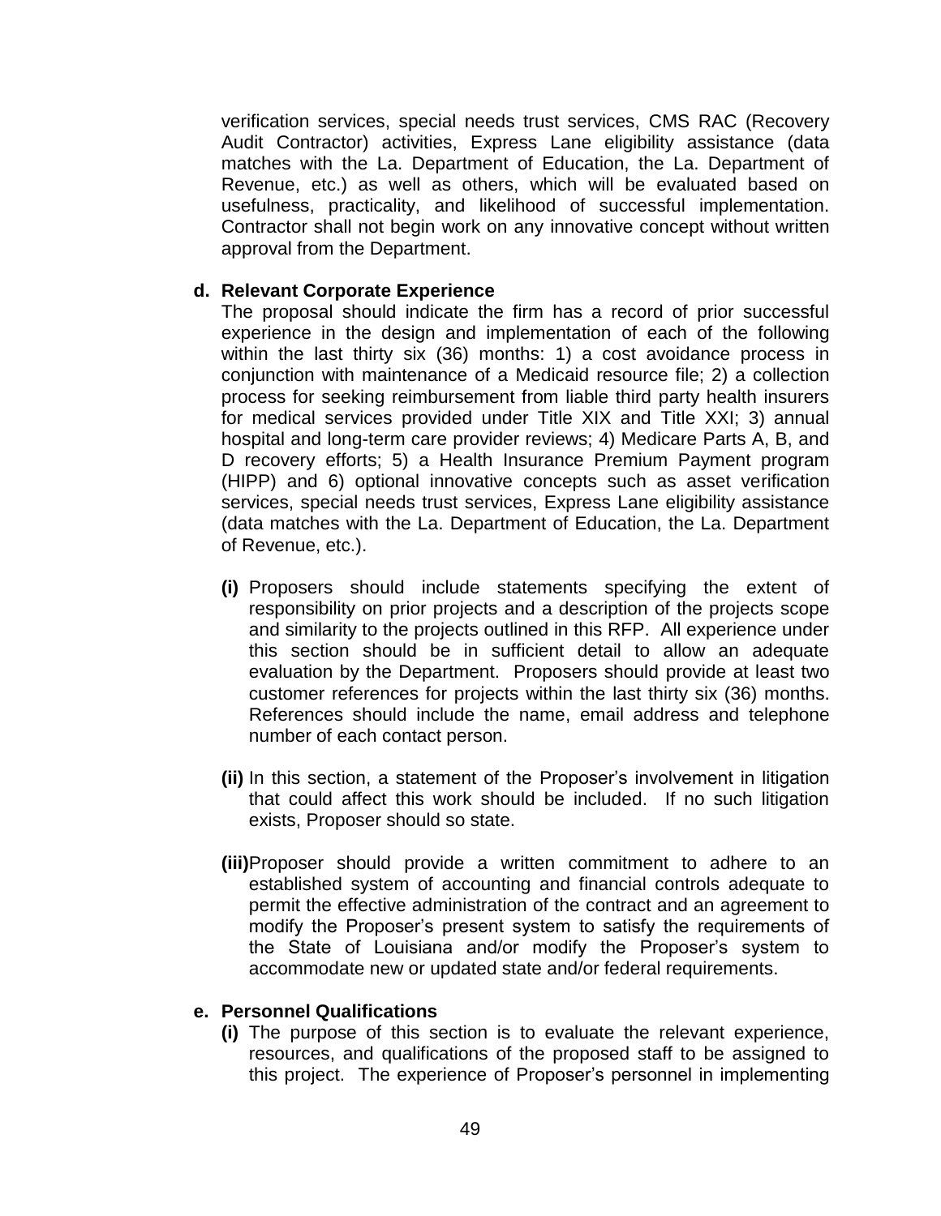verification services, special needs trust services, CMS RAC (Recovery Audit Contractor) activities, Express Lane eligibility assistance (data matches with the La. Department of Education, the La. Department of Revenue, etc.) as well as others, which will be evaluated based on usefulness, practicality, and likelihood of successful implementation. Contractor shall not begin work on any innovative concept without written approval from the Department.

**d. Relevant Corporate Experience**

The proposal should indicate the firm has a record of prior successful experience in the design and implementation of each of the following within the last thirty six (36) months: 1) a cost avoidance process in conjunction with maintenance of a Medicaid resource file; 2) a collection process for seeking reimbursement from liable third party health insurers for medical services provided under Title XIX and Title XXI; 3) annual hospital and long-term care provider reviews; 4) Medicare Parts A, B, and D recovery efforts; 5) a Health Insurance Premium Payment program (HIPP) and 6) optional innovative concepts such as asset verification services, special needs trust services, Express Lane eligibility assistance (data matches with the La. Department of Education, the La. Department of Revenue, etc.).

**(i)** Proposers should include statements specifying the extent of responsibility on prior projects and a description of the projects scope and similarity to the projects outlined in this RFP. All experience under this section should be in sufficient detail to allow an adequate evaluation by the Department. Proposers should provide at least two customer references for projects within the last thirty six (36) months. References should include the name, email address and telephone number of each contact person.

**(ii)** In this section, a statement of the Proposer's involvement in litigation that could affect this work should be included. If no such litigation exists, Proposer should so state.

**(iii)** Proposer should provide a written commitment to adhere to an established system of accounting and financial controls adequate to permit the effective administration of the contract and an agreement to modify the Proposer's present system to satisfy the requirements of the State of Louisiana and/or modify the Proposer's system to accommodate new or updated state and/or federal requirements.

**e. Personnel Qualifications**

**(i)** The purpose of this section is to evaluate the relevant experience, resources, and qualifications of the proposed staff to be assigned to this project. The experience of Proposer's personnel in implementing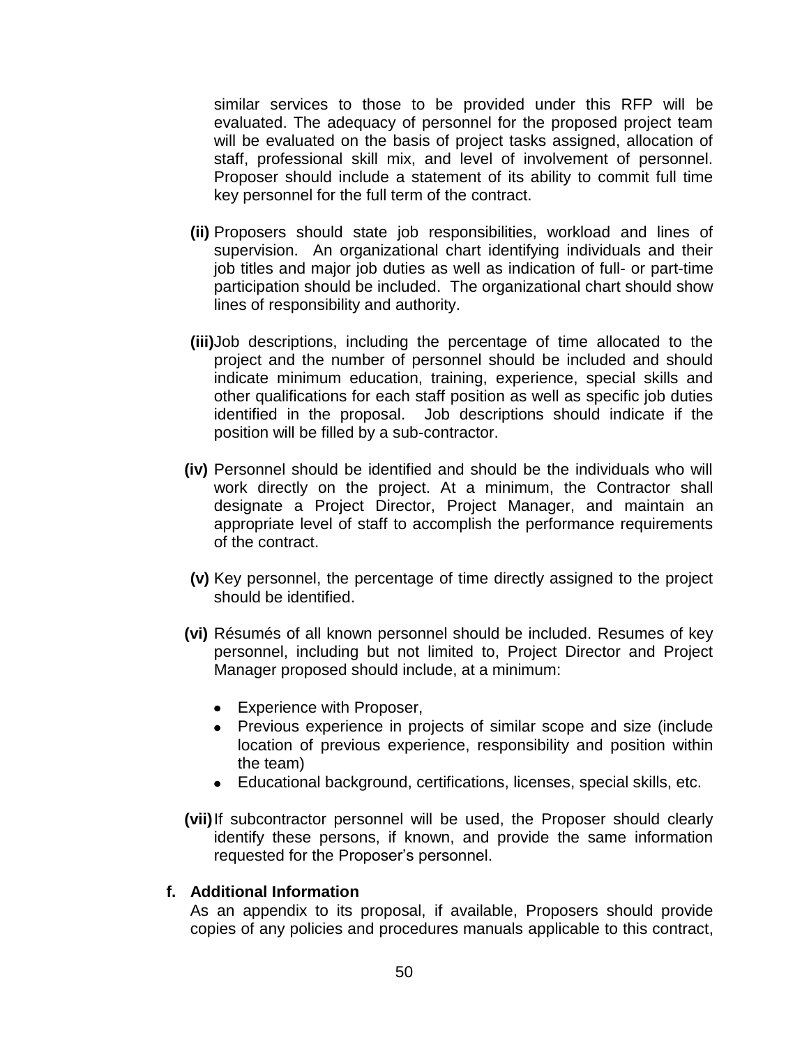similar services to those to be provided under this RFP will be evaluated. The adequacy of personnel for the proposed project team will be evaluated on the basis of project tasks assigned, allocation of staff, professional skill mix, and level of involvement of personnel. Proposer should include a statement of its ability to commit full time key personnel for the full term of the contract.

**(ii)** Proposers should state job responsibilities, workload and lines of supervision. An organizational chart identifying individuals and their job titles and major job duties as well as indication of full- or part-time participation should be included. The organizational chart should show lines of responsibility and authority.

**(iii)** Job descriptions, including the percentage of time allocated to the project and the number of personnel should be included and should indicate minimum education, training, experience, special skills and other qualifications for each staff position as well as specific job duties identified in the proposal. Job descriptions should indicate if the position will be filled by a sub-contractor.

**(iv)** Personnel should be identified and should be the individuals who will work directly on the project. At a minimum, the Contractor shall designate a Project Director, Project Manager, and maintain an appropriate level of staff to accomplish the performance requirements of the contract.

**(v)** Key personnel, the percentage of time directly assigned to the project should be identified.

**(vi)** Résumés of all known personnel should be included. Resumes of key personnel, including but not limited to, Project Director and Project Manager proposed should include, at a minimum:

- Experience with Proposer,
- Previous experience in projects of similar scope and size (include location of previous experience, responsibility and position within the team)
- Educational background, certifications, licenses, special skills, etc.

**(vii)** If subcontractor personnel will be used, the Proposer should clearly identify these persons, if known, and provide the same information requested for the Proposer's personnel.

**f. Additional Information**

As an appendix to its proposal, if available, Proposers should provide copies of any policies and procedures manuals applicable to this contract,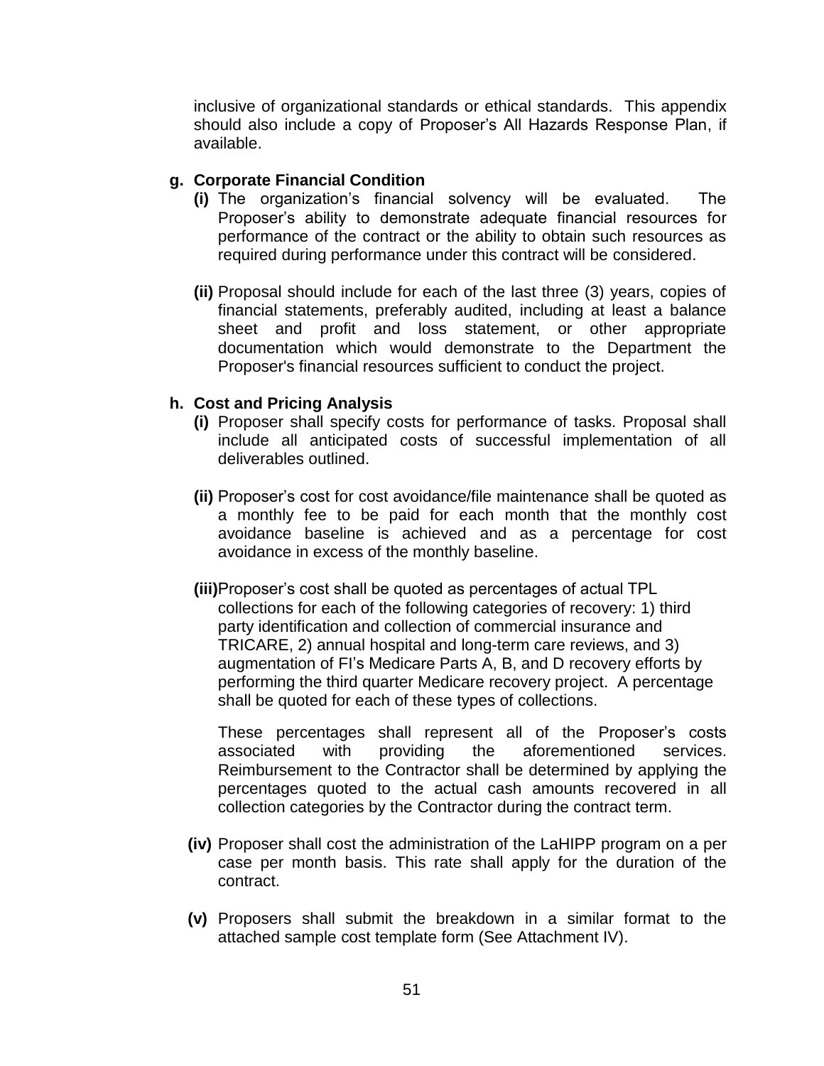inclusive of organizational standards or ethical standards. This appendix should also include a copy of Proposer's All Hazards Response Plan, if available.

**g. Corporate Financial Condition**

**(i)** The organization's financial solvency will be evaluated. The Proposer's ability to demonstrate adequate financial resources for performance of the contract or the ability to obtain such resources as required during performance under this contract will be considered.

**(ii)** Proposal should include for each of the last three (3) years, copies of financial statements, preferably audited, including at least a balance sheet and profit and loss statement, or other appropriate documentation which would demonstrate to the Department the Proposer's financial resources sufficient to conduct the project.

**h. Cost and Pricing Analysis**

**(i)** Proposer shall specify costs for performance of tasks. Proposal shall include all anticipated costs of successful implementation of all deliverables outlined.

**(ii)** Proposer's cost for cost avoidance/file maintenance shall be quoted as a monthly fee to be paid for each month that the monthly cost avoidance baseline is achieved and as a percentage for cost avoidance in excess of the monthly baseline.

**(iii)** Proposer's cost shall be quoted as percentages of actual TPL collections for each of the following categories of recovery: 1) third party identification and collection of commercial insurance and TRICARE, 2) annual hospital and long-term care reviews, and 3) augmentation of FI's Medicare Parts A, B, and D recovery efforts by performing the third quarter Medicare recovery project. A percentage shall be quoted for each of these types of collections.

These percentages shall represent all of the Proposer's costs associated with providing the aforementioned services. Reimbursement to the Contractor shall be determined by applying the percentages quoted to the actual cash amounts recovered in all collection categories by the Contractor during the contract term.

**(iv)** Proposer shall cost the administration of the LaHIPP program on a per case per month basis. This rate shall apply for the duration of the contract.

**(v)** Proposers shall submit the breakdown in a similar format to the attached sample cost template form (See Attachment IV).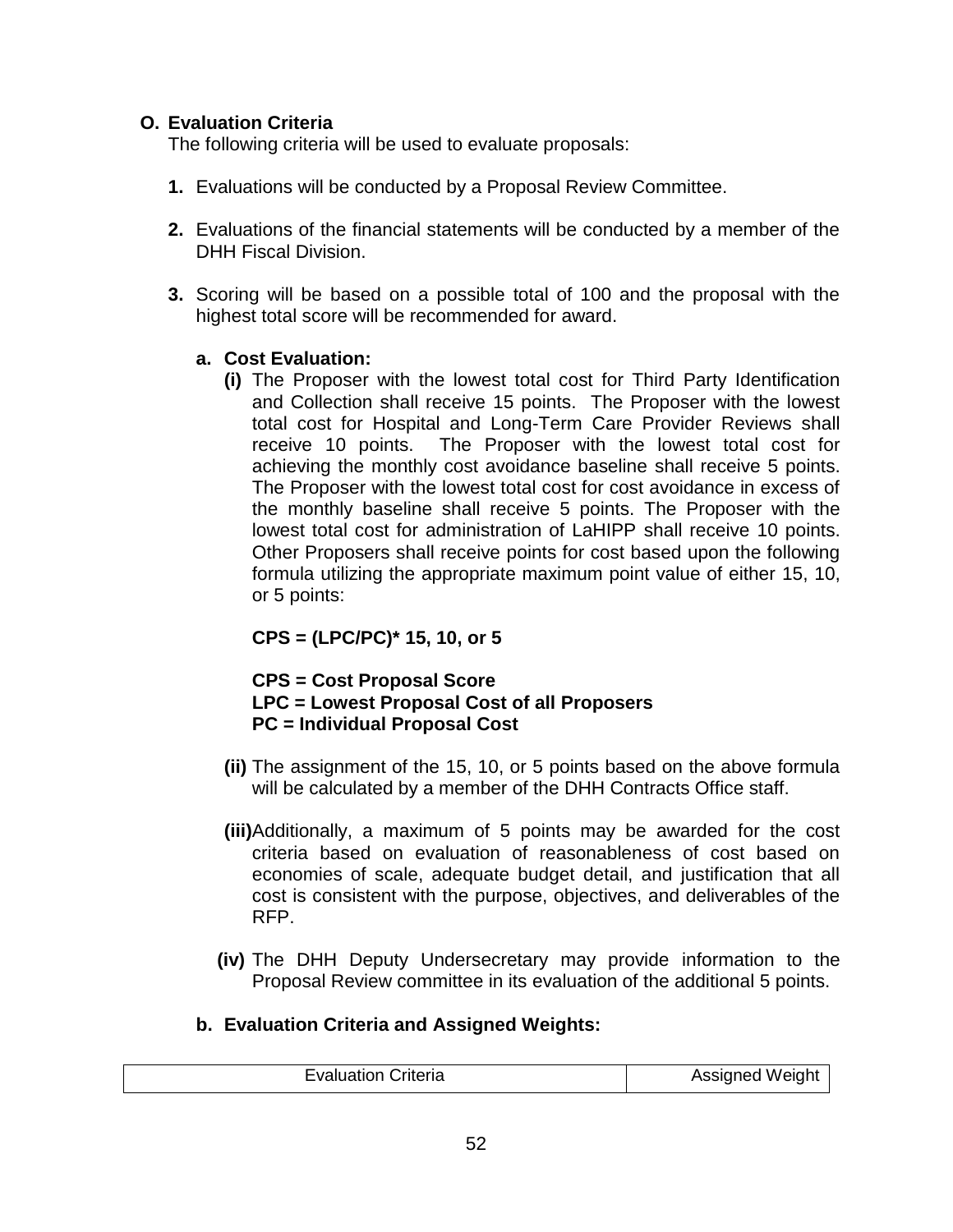## O. Evaluation Criteria

The following criteria will be used to evaluate proposals:

1. Evaluations will be conducted by a Proposal Review Committee.

2. Evaluations of the financial statements will be conducted by a member of the DHH Fiscal Division.

3. Scoring will be based on a possible total of 100 and the proposal with the highest total score will be recommended for award.

### a. Cost Evaluation:

**(i)** The Proposer with the lowest total cost for Third Party Identification and Collection shall receive 15 points. The Proposer with the lowest total cost for Hospital and Long-Term Care Provider Reviews shall receive 10 points. The Proposer with the lowest total cost for achieving the monthly cost avoidance baseline shall receive 5 points. The Proposer with the lowest total cost for cost avoidance in excess of the monthly baseline shall receive 5 points. The Proposer with the lowest total cost for administration of LaHIPP shall receive 10 points. Other Proposers shall receive points for cost based upon the following formula utilizing the appropriate maximum point value of either 15, 10, or 5 points:

**CPS = (LPC/PC)* 15, 10, or 5**

**CPS = Cost Proposal Score**
**LPC = Lowest Proposal Cost of all Proposers**
**PC = Individual Proposal Cost**

**(ii)** The assignment of the 15, 10, or 5 points based on the above formula will be calculated by a member of the DHH Contracts Office staff.

**(iii)** Additionally, a maximum of 5 points may be awarded for the cost criteria based on evaluation of reasonableness of cost based on economies of scale, adequate budget detail, and justification that all cost is consistent with the purpose, objectives, and deliverables of the RFP.

**(iv)** The DHH Deputy Undersecretary may provide information to the Proposal Review committee in its evaluation of the additional 5 points.

### b. Evaluation Criteria and Assigned Weights:

| Evaluation Criteria | Assigned Weight |
|---|---|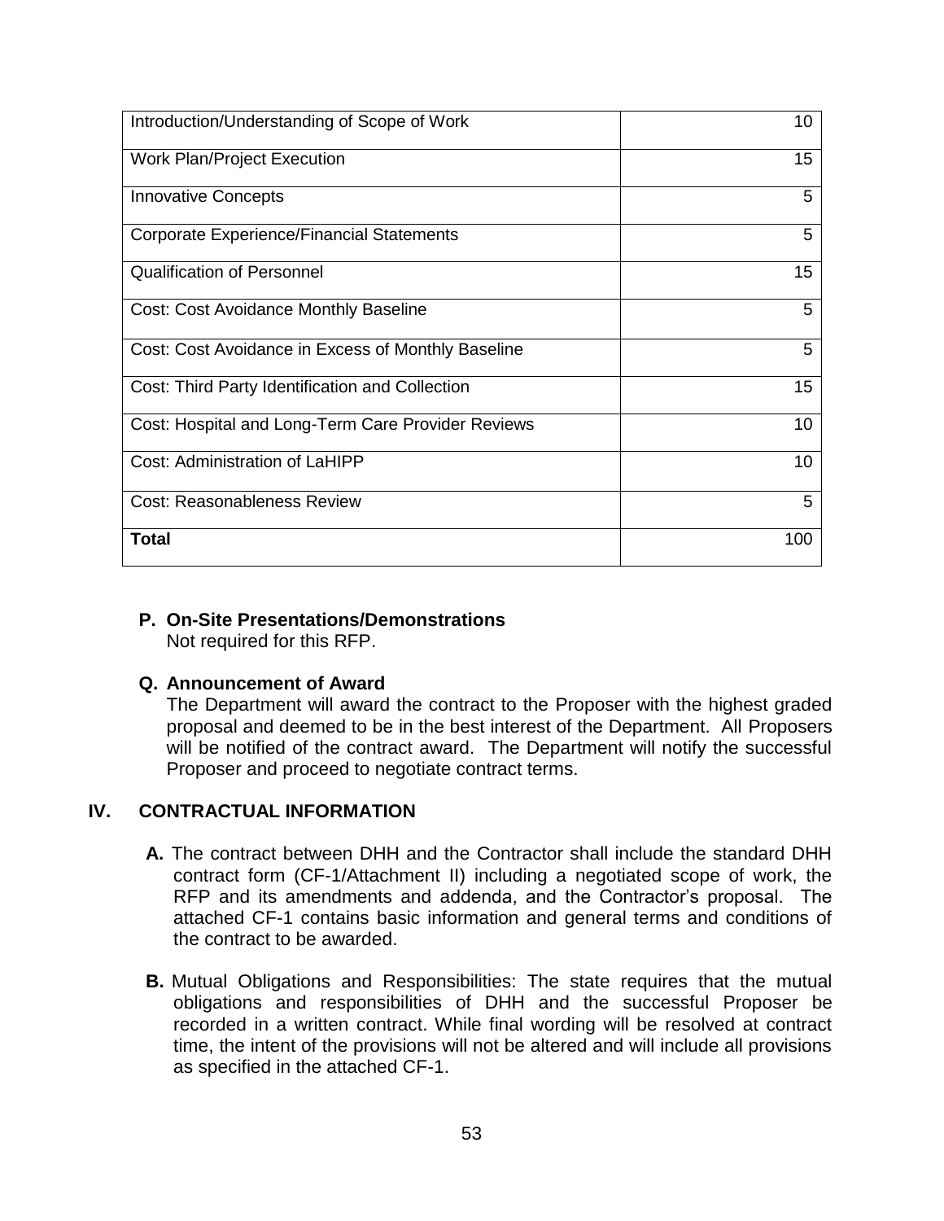| | |
|---|---|
| Introduction/Understanding of Scope of Work | 10 |
| Work Plan/Project Execution | 15 |
| Innovative Concepts | 5 |
| Corporate Experience/Financial Statements | 5 |
| Qualification of Personnel | 15 |
| Cost: Cost Avoidance Monthly Baseline | 5 |
| Cost: Cost Avoidance in Excess of Monthly Baseline | 5 |
| Cost: Third Party Identification and Collection | 15 |
| Cost: Hospital and Long-Term Care Provider Reviews | 10 |
| Cost: Administration of LaHIPP | 10 |
| Cost: Reasonableness Review | 5 |
| **Total** | 100 |

**P. On-Site Presentations/Demonstrations**
Not required for this RFP.

**Q. Announcement of Award**
The Department will award the contract to the Proposer with the highest graded proposal and deemed to be in the best interest of the Department. All Proposers will be notified of the contract award. The Department will notify the successful Proposer and proceed to negotiate contract terms.

## IV. CONTRACTUAL INFORMATION

**A.** The contract between DHH and the Contractor shall include the standard DHH contract form (CF-1/Attachment II) including a negotiated scope of work, the RFP and its amendments and addenda, and the Contractor's proposal. The attached CF-1 contains basic information and general terms and conditions of the contract to be awarded.

**B.** Mutual Obligations and Responsibilities: The state requires that the mutual obligations and responsibilities of DHH and the successful Proposer be recorded in a written contract. While final wording will be resolved at contract time, the intent of the provisions will not be altered and will include all provisions as specified in the attached CF-1.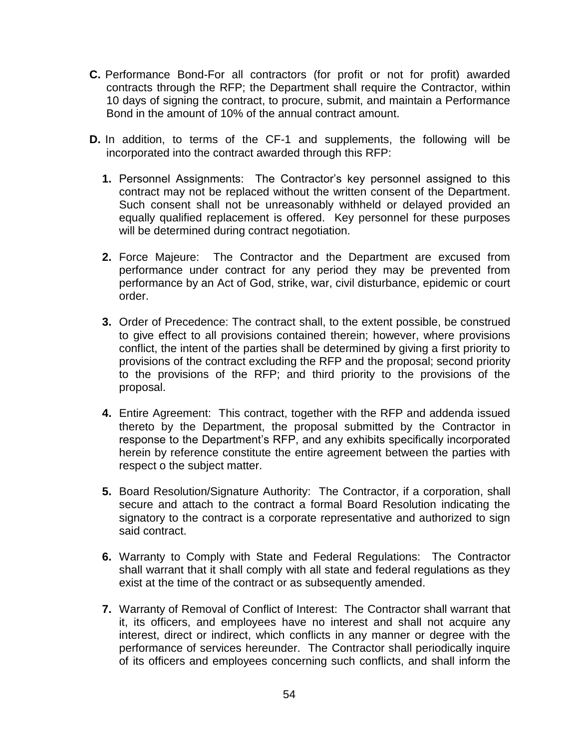**C.** Performance Bond-For all contractors (for profit or not for profit) awarded contracts through the RFP; the Department shall require the Contractor, within 10 days of signing the contract, to procure, submit, and maintain a Performance Bond in the amount of 10% of the annual contract amount.

**D.** In addition, to terms of the CF-1 and supplements, the following will be incorporated into the contract awarded through this RFP:

   **1.** Personnel Assignments: The Contractor's key personnel assigned to this contract may not be replaced without the written consent of the Department. Such consent shall not be unreasonably withheld or delayed provided an equally qualified replacement is offered. Key personnel for these purposes will be determined during contract negotiation.

   **2.** Force Majeure: The Contractor and the Department are excused from performance under contract for any period they may be prevented from performance by an Act of God, strike, war, civil disturbance, epidemic or court order.

   **3.** Order of Precedence: The contract shall, to the extent possible, be construed to give effect to all provisions contained therein; however, where provisions conflict, the intent of the parties shall be determined by giving a first priority to provisions of the contract excluding the RFP and the proposal; second priority to the provisions of the RFP; and third priority to the provisions of the proposal.

   **4.** Entire Agreement: This contract, together with the RFP and addenda issued thereto by the Department, the proposal submitted by the Contractor in response to the Department's RFP, and any exhibits specifically incorporated herein by reference constitute the entire agreement between the parties with respect o the subject matter.

   **5.** Board Resolution/Signature Authority: The Contractor, if a corporation, shall secure and attach to the contract a formal Board Resolution indicating the signatory to the contract is a corporate representative and authorized to sign said contract.

   **6.** Warranty to Comply with State and Federal Regulations: The Contractor shall warrant that it shall comply with all state and federal regulations as they exist at the time of the contract or as subsequently amended.

   **7.** Warranty of Removal of Conflict of Interest: The Contractor shall warrant that it, its officers, and employees have no interest and shall not acquire any interest, direct or indirect, which conflicts in any manner or degree with the performance of services hereunder. The Contractor shall periodically inquire of its officers and employees concerning such conflicts, and shall inform the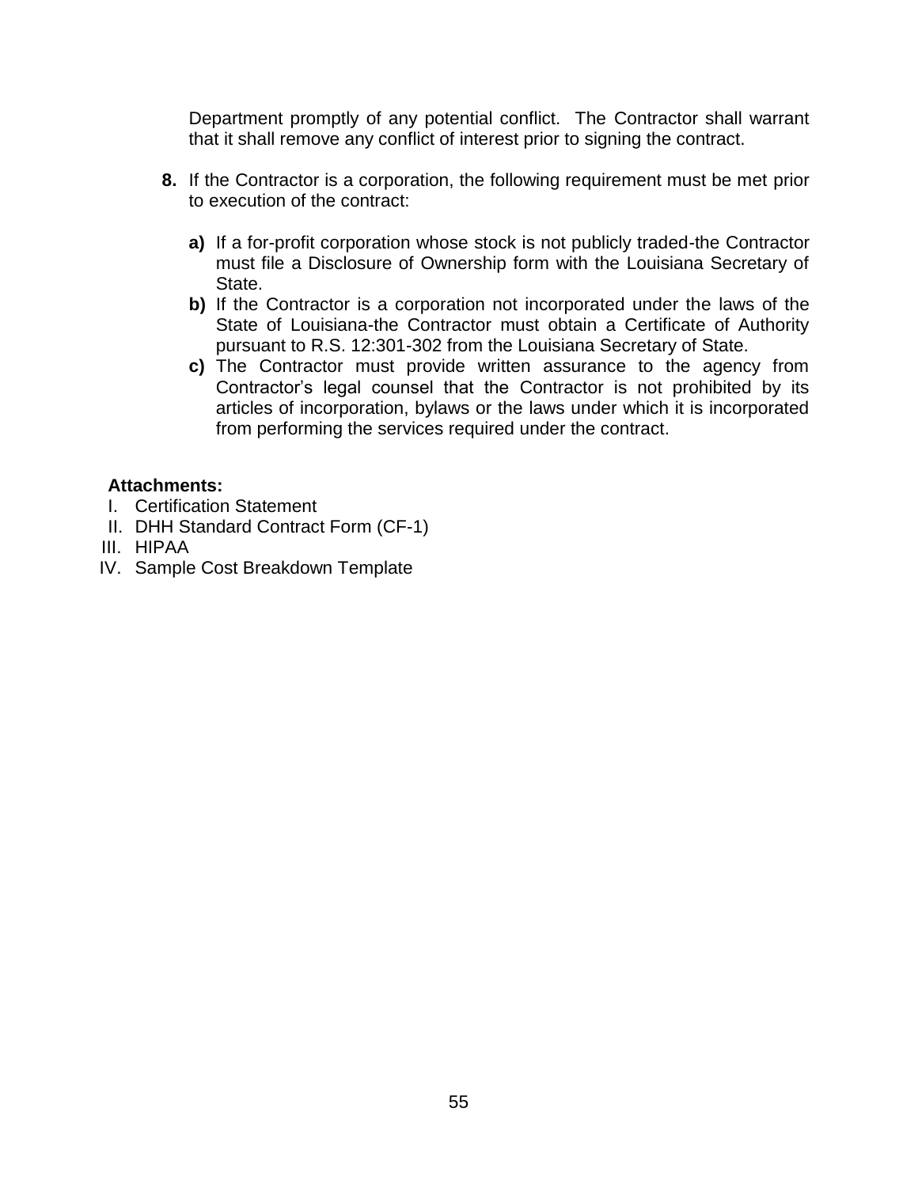Department promptly of any potential conflict. The Contractor shall warrant that it shall remove any conflict of interest prior to signing the contract.

**8.** If the Contractor is a corporation, the following requirement must be met prior to execution of the contract:

- **a)** If a for-profit corporation whose stock is not publicly traded-the Contractor must file a Disclosure of Ownership form with the Louisiana Secretary of State.
- **b)** If the Contractor is a corporation not incorporated under the laws of the State of Louisiana-the Contractor must obtain a Certificate of Authority pursuant to R.S. 12:301-302 from the Louisiana Secretary of State.
- **c)** The Contractor must provide written assurance to the agency from Contractor's legal counsel that the Contractor is not prohibited by its articles of incorporation, bylaws or the laws under which it is incorporated from performing the services required under the contract.

**Attachments:**

I. Certification Statement
II. DHH Standard Contract Form (CF-1)
III. HIPAA
IV. Sample Cost Breakdown Template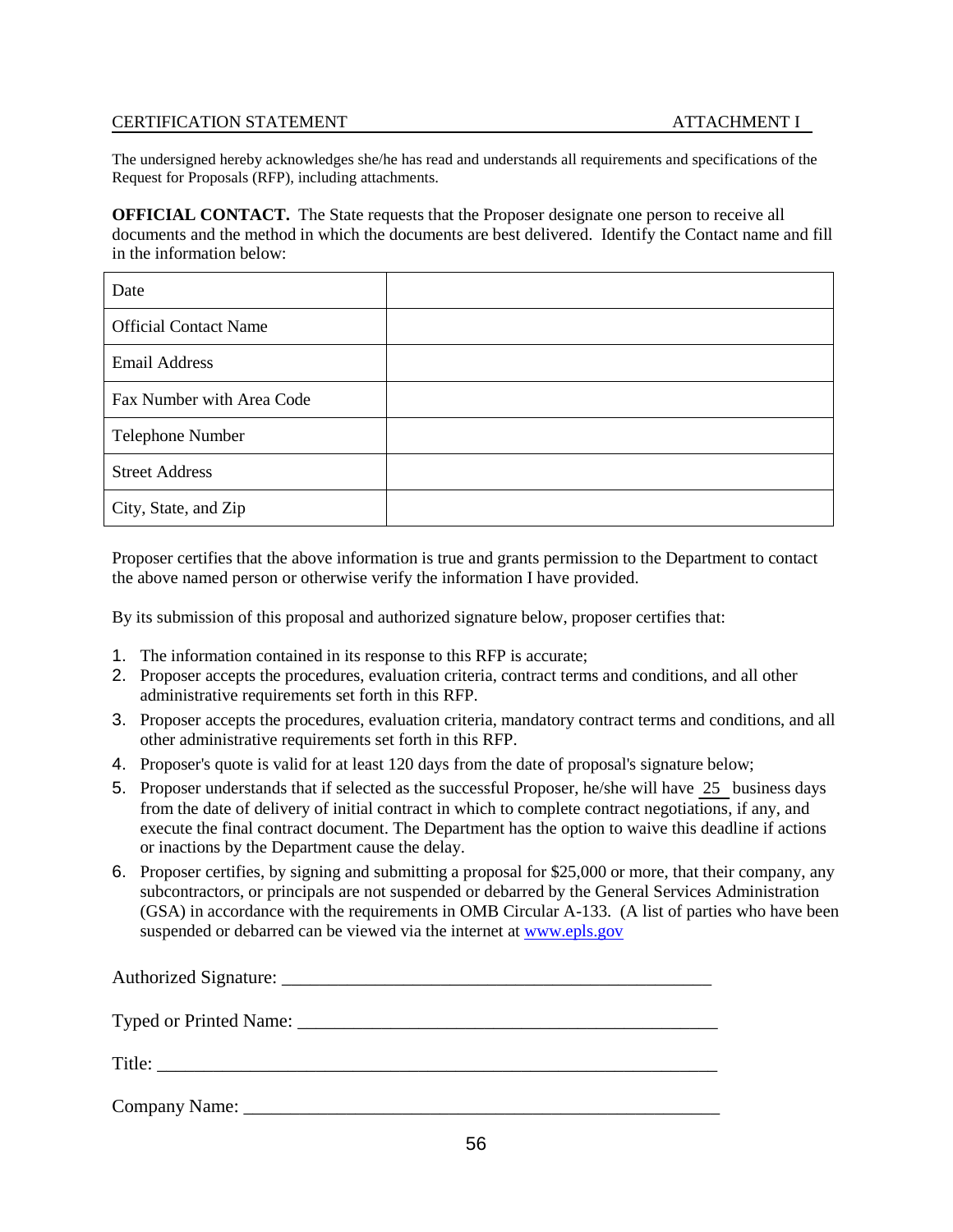CERTIFICATION STATEMENT ATTACHMENT I

The undersigned hereby acknowledges she/he has read and understands all requirements and specifications of the Request for Proposals (RFP), including attachments.

**OFFICIAL CONTACT.** The State requests that the Proposer designate one person to receive all documents and the method in which the documents are best delivered. Identify the Contact name and fill in the information below:

| | |
|---|---|
| Date | |
| Official Contact Name | |
| Email Address | |
| Fax Number with Area Code | |
| Telephone Number | |
| Street Address | |
| City, State, and Zip | |

Proposer certifies that the above information is true and grants permission to the Department to contact the above named person or otherwise verify the information I have provided.

By its submission of this proposal and authorized signature below, proposer certifies that:

1. The information contained in its response to this RFP is accurate;
2. Proposer accepts the procedures, evaluation criteria, contract terms and conditions, and all other administrative requirements set forth in this RFP.
3. Proposer accepts the procedures, evaluation criteria, mandatory contract terms and conditions, and all other administrative requirements set forth in this RFP.
4. Proposer's quote is valid for at least 120 days from the date of proposal's signature below;
5. Proposer understands that if selected as the successful Proposer, he/she will have 25 business days from the date of delivery of initial contract in which to complete contract negotiations, if any, and execute the final contract document. The Department has the option to waive this deadline if actions or inactions by the Department cause the delay.
6. Proposer certifies, by signing and submitting a proposal for $25,000 or more, that their company, any subcontractors, or principals are not suspended or debarred by the General Services Administration (GSA) in accordance with the requirements in OMB Circular A-133. (A list of parties who have been suspended or debarred can be viewed via the internet at www.epls.gov

Authorized Signature: ________________________________________________

Typed or Printed Name: ______________________________________________

Title: _____________________________________________________________

Company Name: ____________________________________________________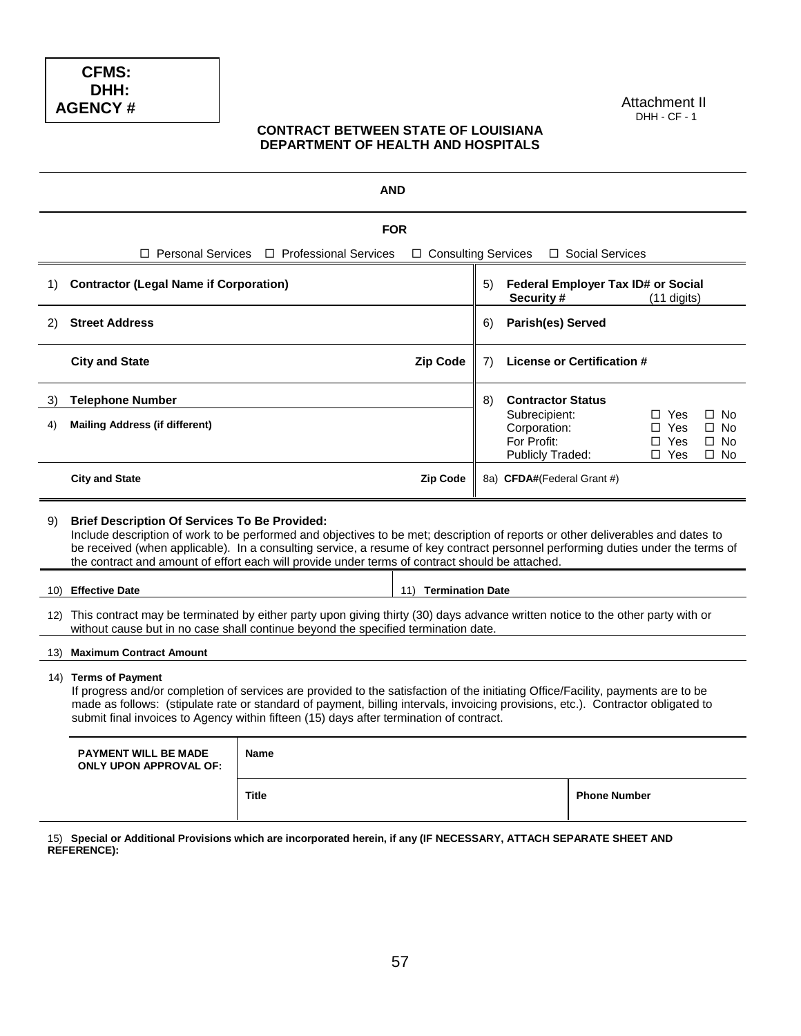| CFMS: |
|---|
| DHH: |
| AGENCY # |

Attachment II
DHH - CF - 1

**CONTRACT BETWEEN STATE OF LOUISIANA**
**DEPARTMENT OF HEALTH AND HOSPITALS**

**AND**

**FOR**

☐ Personal Services ☐ Professional Services ☐ Consulting Services ☐ Social Services

| | | |
|---|---|---|
| 1) **Contractor (Legal Name if Corporation)** | | 5) **Federal Employer Tax ID# or Social Security #** (11 digits) |
| 2) **Street Address** | | 6) **Parish(es) Served** |
| **City and State** | **Zip Code** | 7) **License or Certification #** |
| 3) **Telephone Number** | | 8) **Contractor Status**<br>Subrecipient: ☐ Yes ☐ No<br>Corporation: ☐ Yes ☐ No<br>For Profit: ☐ Yes ☐ No<br>Publicly Traded: ☐ Yes ☐ No |
| 4) **Mailing Address (if different)** | | |
| **City and State** | **Zip Code** | 8a) **CFDA#**(Federal Grant #) |

9) **Brief Description Of Services To Be Provided:**
Include description of work to be performed and objectives to be met; description of reports or other deliverables and dates to be received (when applicable). In a consulting service, a resume of key contract personnel performing duties under the terms of the contract and amount of effort each will provide under terms of contract should be attached.

| | |
|---|---|
| 10) **Effective Date** | 11) **Termination Date** |

12) This contract may be terminated by either party upon giving thirty (30) days advance written notice to the other party with or without cause but in no case shall continue beyond the specified termination date.

13) **Maximum Contract Amount**

14) **Terms of Payment**
If progress and/or completion of services are provided to the satisfaction of the initiating Office/Facility, payments are to be made as follows: (stipulate rate or standard of payment, billing intervals, invoicing provisions, etc.). Contractor obligated to submit final invoices to Agency within fifteen (15) days after termination of contract.

| | | |
|---|---|---|
| **PAYMENT WILL BE MADE ONLY UPON APPROVAL OF:** | **Name** | |
| | **Title** | **Phone Number** |

15) **Special or Additional Provisions which are incorporated herein, if any (IF NECESSARY, ATTACH SEPARATE SHEET AND REFERENCE):**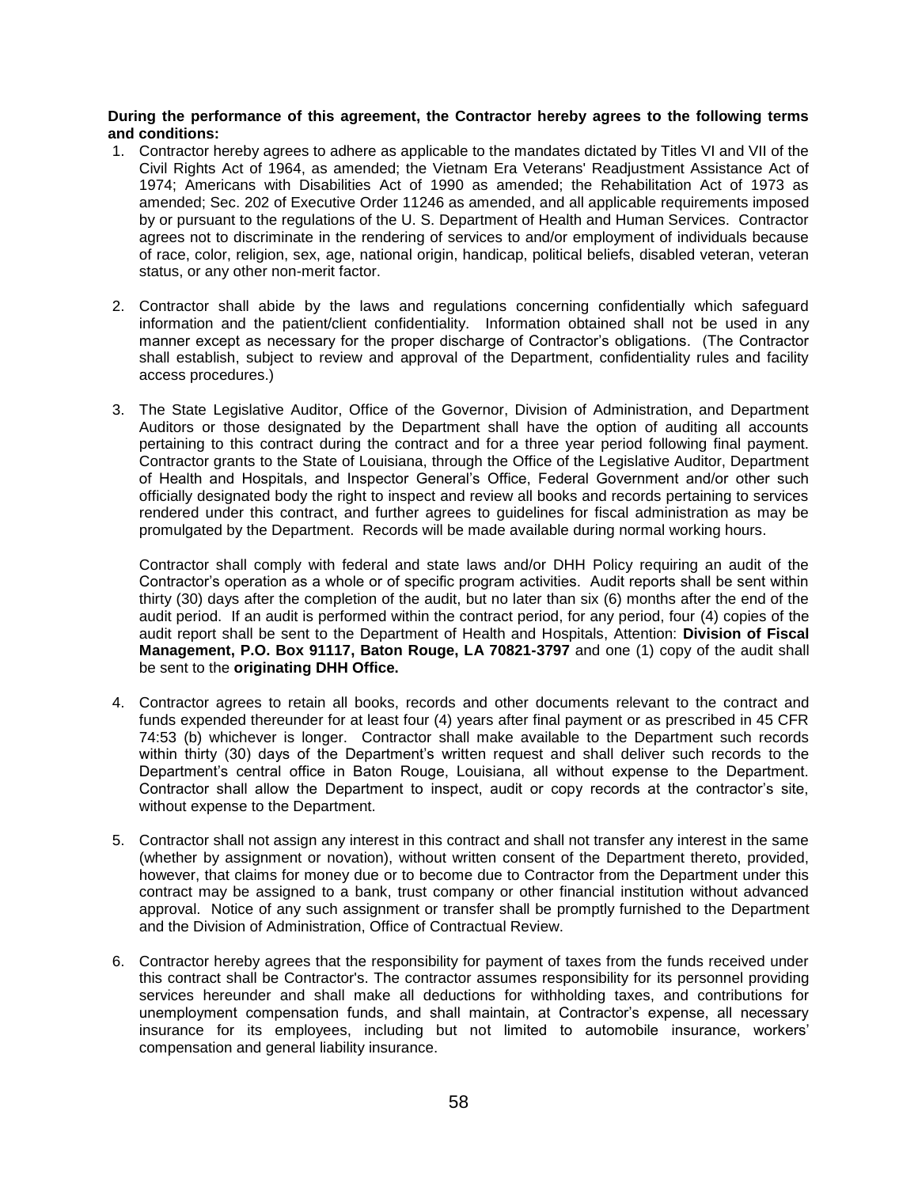**During the performance of this agreement, the Contractor hereby agrees to the following terms and conditions:**

1. Contractor hereby agrees to adhere as applicable to the mandates dictated by Titles VI and VII of the Civil Rights Act of 1964, as amended; the Vietnam Era Veterans' Readjustment Assistance Act of 1974; Americans with Disabilities Act of 1990 as amended; the Rehabilitation Act of 1973 as amended; Sec. 202 of Executive Order 11246 as amended, and all applicable requirements imposed by or pursuant to the regulations of the U. S. Department of Health and Human Services. Contractor agrees not to discriminate in the rendering of services to and/or employment of individuals because of race, color, religion, sex, age, national origin, handicap, political beliefs, disabled veteran, veteran status, or any other non-merit factor.

2. Contractor shall abide by the laws and regulations concerning confidentially which safeguard information and the patient/client confidentiality. Information obtained shall not be used in any manner except as necessary for the proper discharge of Contractor's obligations. (The Contractor shall establish, subject to review and approval of the Department, confidentiality rules and facility access procedures.)

3. The State Legislative Auditor, Office of the Governor, Division of Administration, and Department Auditors or those designated by the Department shall have the option of auditing all accounts pertaining to this contract during the contract and for a three year period following final payment. Contractor grants to the State of Louisiana, through the Office of the Legislative Auditor, Department of Health and Hospitals, and Inspector General's Office, Federal Government and/or other such officially designated body the right to inspect and review all books and records pertaining to services rendered under this contract, and further agrees to guidelines for fiscal administration as may be promulgated by the Department. Records will be made available during normal working hours.

   Contractor shall comply with federal and state laws and/or DHH Policy requiring an audit of the Contractor's operation as a whole or of specific program activities. Audit reports shall be sent within thirty (30) days after the completion of the audit, but no later than six (6) months after the end of the audit period. If an audit is performed within the contract period, for any period, four (4) copies of the audit report shall be sent to the Department of Health and Hospitals, Attention: **Division of Fiscal Management, P.O. Box 91117, Baton Rouge, LA 70821-3797** and one (1) copy of the audit shall be sent to the **originating DHH Office.**

4. Contractor agrees to retain all books, records and other documents relevant to the contract and funds expended thereunder for at least four (4) years after final payment or as prescribed in 45 CFR 74:53 (b) whichever is longer. Contractor shall make available to the Department such records within thirty (30) days of the Department's written request and shall deliver such records to the Department's central office in Baton Rouge, Louisiana, all without expense to the Department. Contractor shall allow the Department to inspect, audit or copy records at the contractor's site, without expense to the Department.

5. Contractor shall not assign any interest in this contract and shall not transfer any interest in the same (whether by assignment or novation), without written consent of the Department thereto, provided, however, that claims for money due or to become due to Contractor from the Department under this contract may be assigned to a bank, trust company or other financial institution without advanced approval. Notice of any such assignment or transfer shall be promptly furnished to the Department and the Division of Administration, Office of Contractual Review.

6. Contractor hereby agrees that the responsibility for payment of taxes from the funds received under this contract shall be Contractor's. The contractor assumes responsibility for its personnel providing services hereunder and shall make all deductions for withholding taxes, and contributions for unemployment compensation funds, and shall maintain, at Contractor's expense, all necessary insurance for its employees, including but not limited to automobile insurance, workers' compensation and general liability insurance.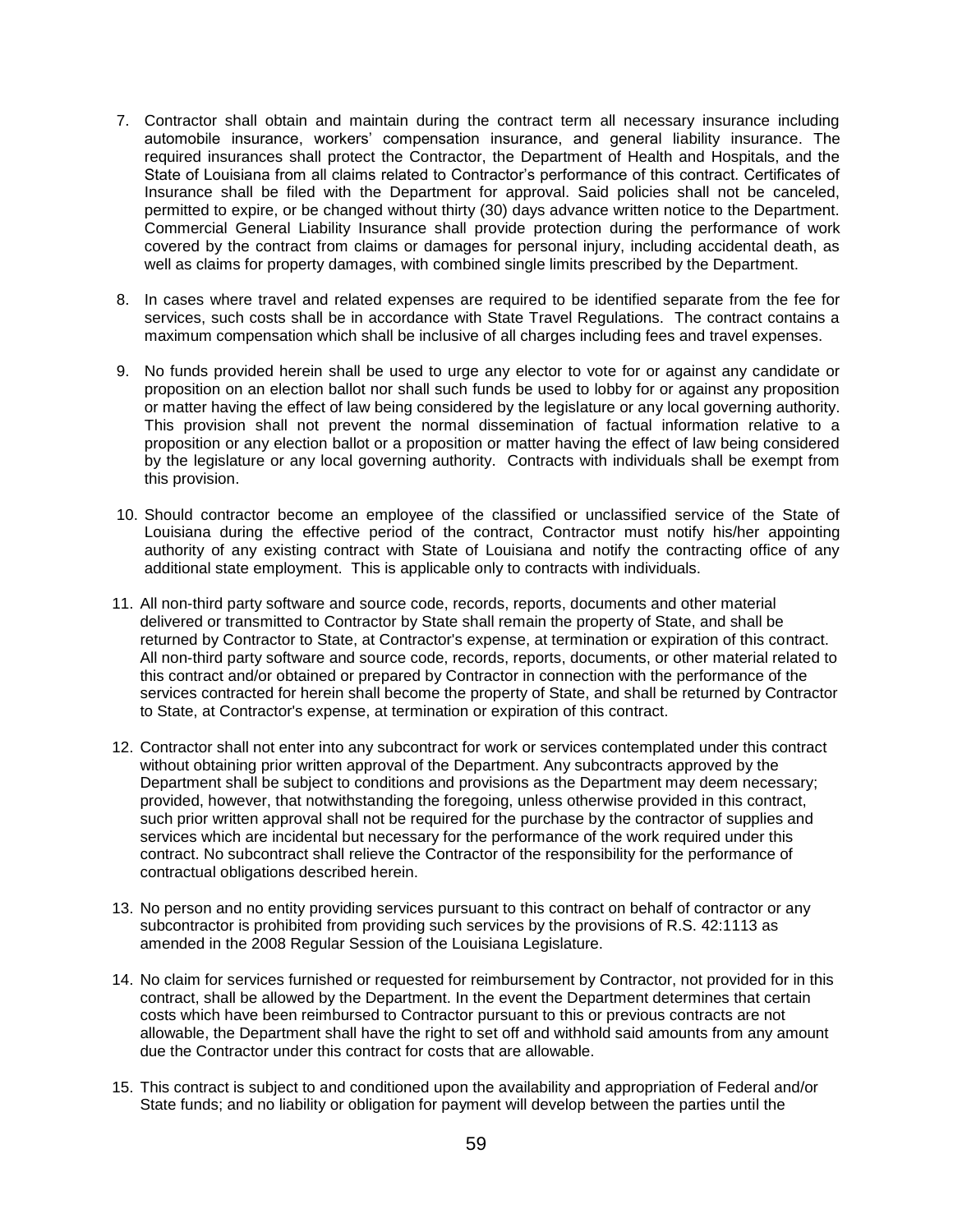7. Contractor shall obtain and maintain during the contract term all necessary insurance including automobile insurance, workers' compensation insurance, and general liability insurance. The required insurances shall protect the Contractor, the Department of Health and Hospitals, and the State of Louisiana from all claims related to Contractor's performance of this contract. Certificates of Insurance shall be filed with the Department for approval. Said policies shall not be canceled, permitted to expire, or be changed without thirty (30) days advance written notice to the Department. Commercial General Liability Insurance shall provide protection during the performance of work covered by the contract from claims or damages for personal injury, including accidental death, as well as claims for property damages, with combined single limits prescribed by the Department.

8. In cases where travel and related expenses are required to be identified separate from the fee for services, such costs shall be in accordance with State Travel Regulations. The contract contains a maximum compensation which shall be inclusive of all charges including fees and travel expenses.

9. No funds provided herein shall be used to urge any elector to vote for or against any candidate or proposition on an election ballot nor shall such funds be used to lobby for or against any proposition or matter having the effect of law being considered by the legislature or any local governing authority. This provision shall not prevent the normal dissemination of factual information relative to a proposition or any election ballot or a proposition or matter having the effect of law being considered by the legislature or any local governing authority. Contracts with individuals shall be exempt from this provision.

10. Should contractor become an employee of the classified or unclassified service of the State of Louisiana during the effective period of the contract, Contractor must notify his/her appointing authority of any existing contract with State of Louisiana and notify the contracting office of any additional state employment. This is applicable only to contracts with individuals.

11. All non-third party software and source code, records, reports, documents and other material delivered or transmitted to Contractor by State shall remain the property of State, and shall be returned by Contractor to State, at Contractor's expense, at termination or expiration of this contract. All non-third party software and source code, records, reports, documents, or other material related to this contract and/or obtained or prepared by Contractor in connection with the performance of the services contracted for herein shall become the property of State, and shall be returned by Contractor to State, at Contractor's expense, at termination or expiration of this contract.

12. Contractor shall not enter into any subcontract for work or services contemplated under this contract without obtaining prior written approval of the Department. Any subcontracts approved by the Department shall be subject to conditions and provisions as the Department may deem necessary; provided, however, that notwithstanding the foregoing, unless otherwise provided in this contract, such prior written approval shall not be required for the purchase by the contractor of supplies and services which are incidental but necessary for the performance of the work required under this contract. No subcontract shall relieve the Contractor of the responsibility for the performance of contractual obligations described herein.

13. No person and no entity providing services pursuant to this contract on behalf of contractor or any subcontractor is prohibited from providing such services by the provisions of R.S. 42:1113 as amended in the 2008 Regular Session of the Louisiana Legislature.

14. No claim for services furnished or requested for reimbursement by Contractor, not provided for in this contract, shall be allowed by the Department. In the event the Department determines that certain costs which have been reimbursed to Contractor pursuant to this or previous contracts are not allowable, the Department shall have the right to set off and withhold said amounts from any amount due the Contractor under this contract for costs that are allowable.

15. This contract is subject to and conditioned upon the availability and appropriation of Federal and/or State funds; and no liability or obligation for payment will develop between the parties until the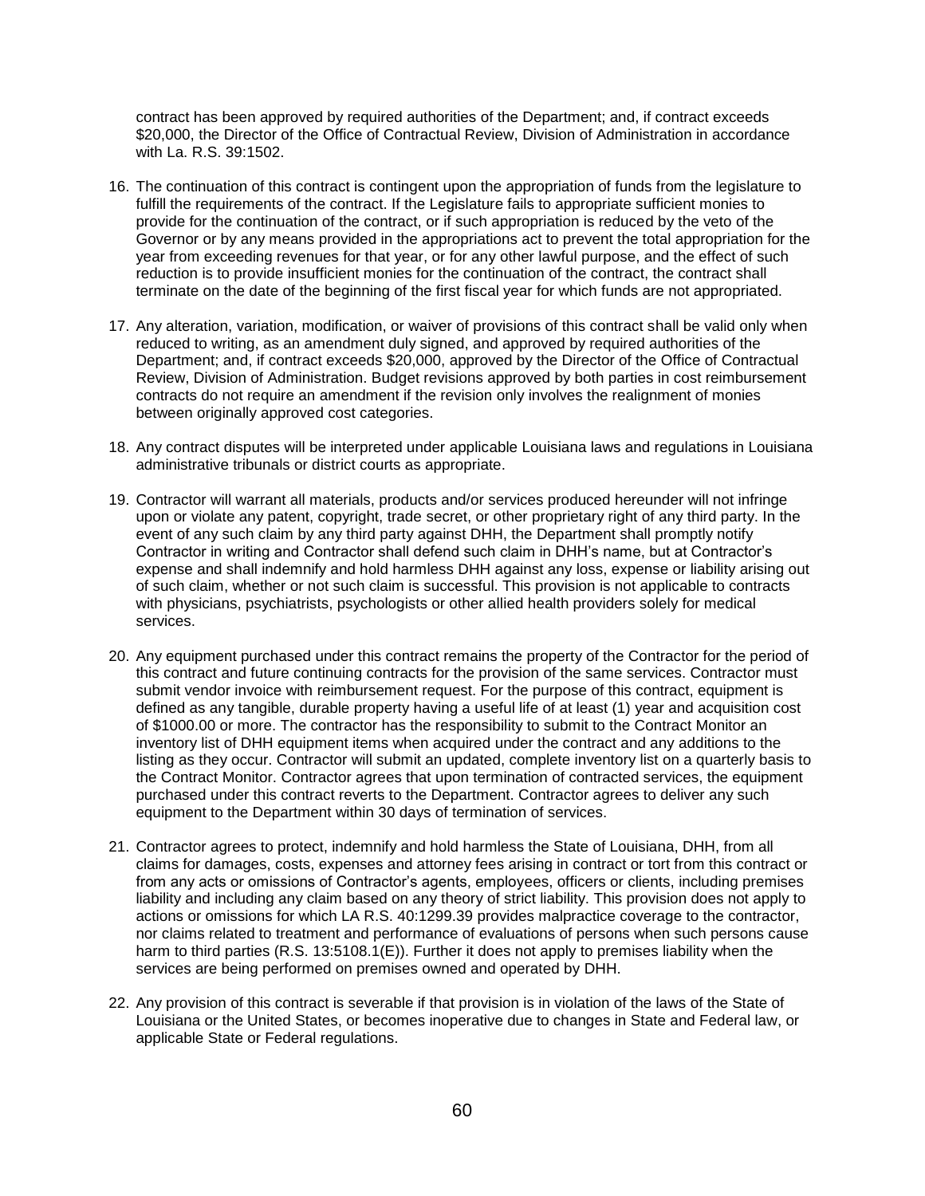contract has been approved by required authorities of the Department; and, if contract exceeds $20,000, the Director of the Office of Contractual Review, Division of Administration in accordance with La. R.S. 39:1502.

16. The continuation of this contract is contingent upon the appropriation of funds from the legislature to fulfill the requirements of the contract. If the Legislature fails to appropriate sufficient monies to provide for the continuation of the contract, or if such appropriation is reduced by the veto of the Governor or by any means provided in the appropriations act to prevent the total appropriation for the year from exceeding revenues for that year, or for any other lawful purpose, and the effect of such reduction is to provide insufficient monies for the continuation of the contract, the contract shall terminate on the date of the beginning of the first fiscal year for which funds are not appropriated.

17. Any alteration, variation, modification, or waiver of provisions of this contract shall be valid only when reduced to writing, as an amendment duly signed, and approved by required authorities of the Department; and, if contract exceeds $20,000, approved by the Director of the Office of Contractual Review, Division of Administration. Budget revisions approved by both parties in cost reimbursement contracts do not require an amendment if the revision only involves the realignment of monies between originally approved cost categories.

18. Any contract disputes will be interpreted under applicable Louisiana laws and regulations in Louisiana administrative tribunals or district courts as appropriate.

19. Contractor will warrant all materials, products and/or services produced hereunder will not infringe upon or violate any patent, copyright, trade secret, or other proprietary right of any third party. In the event of any such claim by any third party against DHH, the Department shall promptly notify Contractor in writing and Contractor shall defend such claim in DHH's name, but at Contractor's expense and shall indemnify and hold harmless DHH against any loss, expense or liability arising out of such claim, whether or not such claim is successful. This provision is not applicable to contracts with physicians, psychiatrists, psychologists or other allied health providers solely for medical services.

20. Any equipment purchased under this contract remains the property of the Contractor for the period of this contract and future continuing contracts for the provision of the same services. Contractor must submit vendor invoice with reimbursement request. For the purpose of this contract, equipment is defined as any tangible, durable property having a useful life of at least (1) year and acquisition cost of $1000.00 or more. The contractor has the responsibility to submit to the Contract Monitor an inventory list of DHH equipment items when acquired under the contract and any additions to the listing as they occur. Contractor will submit an updated, complete inventory list on a quarterly basis to the Contract Monitor. Contractor agrees that upon termination of contracted services, the equipment purchased under this contract reverts to the Department. Contractor agrees to deliver any such equipment to the Department within 30 days of termination of services.

21. Contractor agrees to protect, indemnify and hold harmless the State of Louisiana, DHH, from all claims for damages, costs, expenses and attorney fees arising in contract or tort from this contract or from any acts or omissions of Contractor's agents, employees, officers or clients, including premises liability and including any claim based on any theory of strict liability. This provision does not apply to actions or omissions for which LA R.S. 40:1299.39 provides malpractice coverage to the contractor, nor claims related to treatment and performance of evaluations of persons when such persons cause harm to third parties (R.S. 13:5108.1(E)). Further it does not apply to premises liability when the services are being performed on premises owned and operated by DHH.

22. Any provision of this contract is severable if that provision is in violation of the laws of the State of Louisiana or the United States, or becomes inoperative due to changes in State and Federal law, or applicable State or Federal regulations.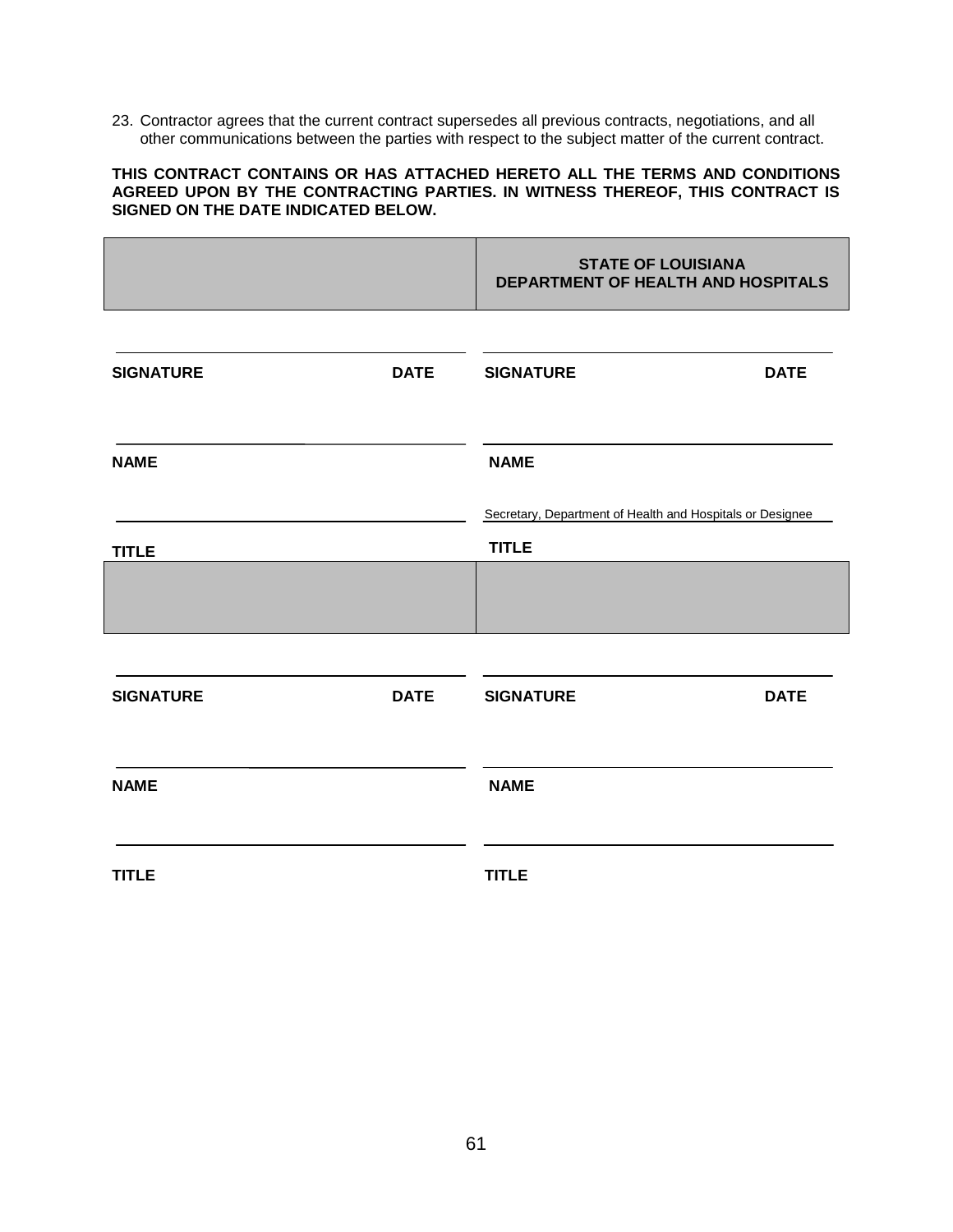23. Contractor agrees that the current contract supersedes all previous contracts, negotiations, and all other communications between the parties with respect to the subject matter of the current contract.

**THIS CONTRACT CONTAINS OR HAS ATTACHED HERETO ALL THE TERMS AND CONDITIONS AGREED UPON BY THE CONTRACTING PARTIES. IN WITNESS THEREOF, THIS CONTRACT IS SIGNED ON THE DATE INDICATED BELOW.**

| | **STATE OF LOUISIANA DEPARTMENT OF HEALTH AND HOSPITALS** |
|---|---|
| **SIGNATURE** **DATE** | **SIGNATURE** **DATE** |
| **NAME** | **NAME** |
| **TITLE** | Secretary, Department of Health and Hospitals or Designee<br>**TITLE** |
| | |
| **SIGNATURE** **DATE** | **SIGNATURE** **DATE** |
| **NAME** | **NAME** |
| **TITLE** | **TITLE** |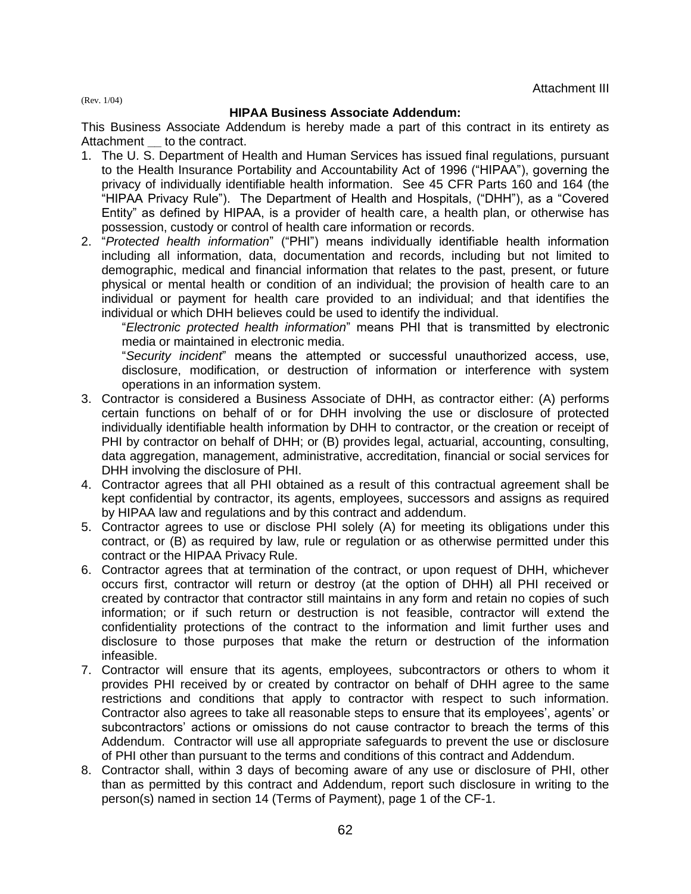Attachment III

(Rev. 1/04)

**HIPAA Business Associate Addendum:**

This Business Associate Addendum is hereby made a part of this contract in its entirety as Attachment __ to the contract.

1. The U. S. Department of Health and Human Services has issued final regulations, pursuant to the Health Insurance Portability and Accountability Act of 1996 ("HIPAA"), governing the privacy of individually identifiable health information. See 45 CFR Parts 160 and 164 (the "HIPAA Privacy Rule"). The Department of Health and Hospitals, ("DHH"), as a "Covered Entity" as defined by HIPAA, is a provider of health care, a health plan, or otherwise has possession, custody or control of health care information or records.
2. "*Protected health information*" ("PHI") means individually identifiable health information including all information, data, documentation and records, including but not limited to demographic, medical and financial information that relates to the past, present, or future physical or mental health or condition of an individual; the provision of health care to an individual or payment for health care provided to an individual; and that identifies the individual or which DHH believes could be used to identify the individual.
   "*Electronic protected health information*" means PHI that is transmitted by electronic media or maintained in electronic media.
   "*Security incident*" means the attempted or successful unauthorized access, use, disclosure, modification, or destruction of information or interference with system operations in an information system.
3. Contractor is considered a Business Associate of DHH, as contractor either: (A) performs certain functions on behalf of or for DHH involving the use or disclosure of protected individually identifiable health information by DHH to contractor, or the creation or receipt of PHI by contractor on behalf of DHH; or (B) provides legal, actuarial, accounting, consulting, data aggregation, management, administrative, accreditation, financial or social services for DHH involving the disclosure of PHI.
4. Contractor agrees that all PHI obtained as a result of this contractual agreement shall be kept confidential by contractor, its agents, employees, successors and assigns as required by HIPAA law and regulations and by this contract and addendum.
5. Contractor agrees to use or disclose PHI solely (A) for meeting its obligations under this contract, or (B) as required by law, rule or regulation or as otherwise permitted under this contract or the HIPAA Privacy Rule.
6. Contractor agrees that at termination of the contract, or upon request of DHH, whichever occurs first, contractor will return or destroy (at the option of DHH) all PHI received or created by contractor that contractor still maintains in any form and retain no copies of such information; or if such return or destruction is not feasible, contractor will extend the confidentiality protections of the contract to the information and limit further uses and disclosure to those purposes that make the return or destruction of the information infeasible.
7. Contractor will ensure that its agents, employees, subcontractors or others to whom it provides PHI received by or created by contractor on behalf of DHH agree to the same restrictions and conditions that apply to contractor with respect to such information. Contractor also agrees to take all reasonable steps to ensure that its employees', agents' or subcontractors' actions or omissions do not cause contractor to breach the terms of this Addendum. Contractor will use all appropriate safeguards to prevent the use or disclosure of PHI other than pursuant to the terms and conditions of this contract and Addendum.
8. Contractor shall, within 3 days of becoming aware of any use or disclosure of PHI, other than as permitted by this contract and Addendum, report such disclosure in writing to the person(s) named in section 14 (Terms of Payment), page 1 of the CF-1.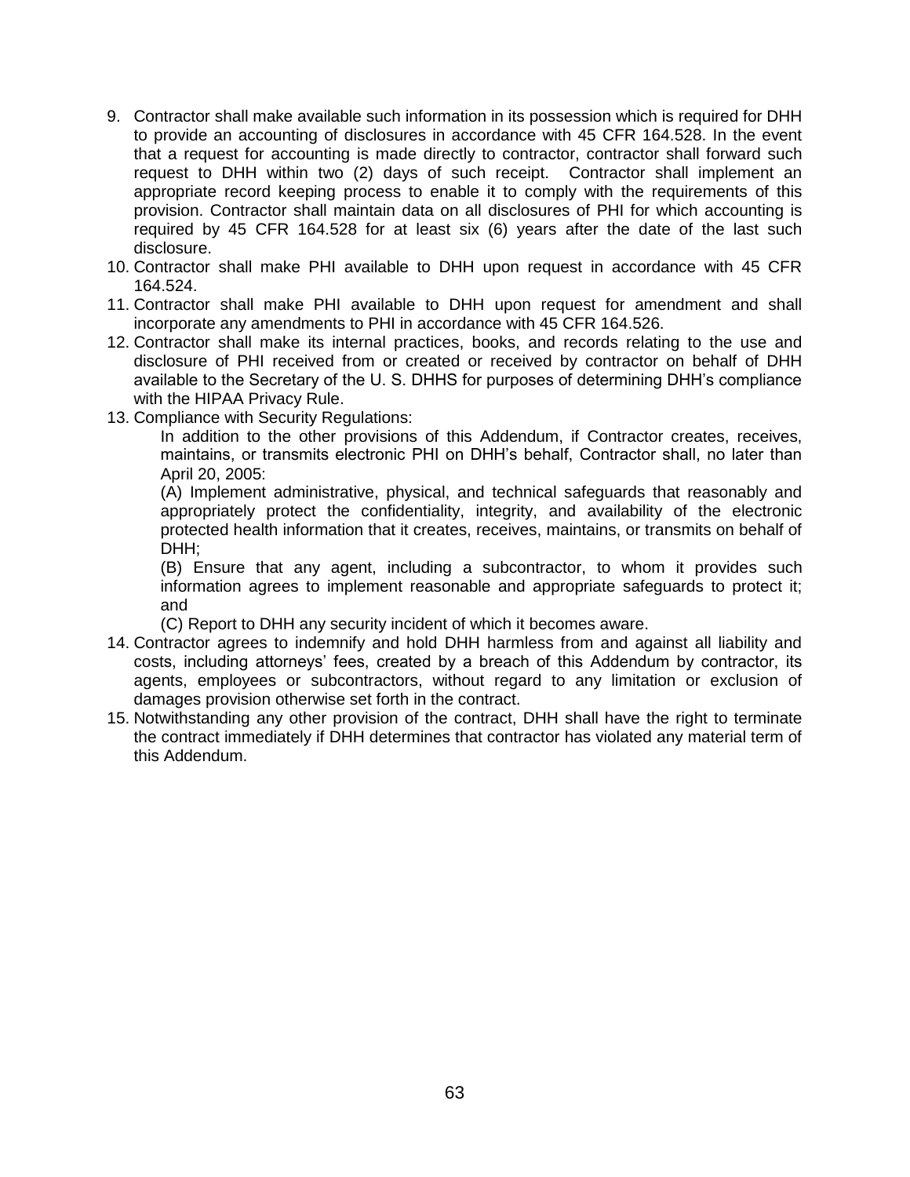9. Contractor shall make available such information in its possession which is required for DHH to provide an accounting of disclosures in accordance with 45 CFR 164.528. In the event that a request for accounting is made directly to contractor, contractor shall forward such request to DHH within two (2) days of such receipt. Contractor shall implement an appropriate record keeping process to enable it to comply with the requirements of this provision. Contractor shall maintain data on all disclosures of PHI for which accounting is required by 45 CFR 164.528 for at least six (6) years after the date of the last such disclosure.
10. Contractor shall make PHI available to DHH upon request in accordance with 45 CFR 164.524.
11. Contractor shall make PHI available to DHH upon request for amendment and shall incorporate any amendments to PHI in accordance with 45 CFR 164.526.
12. Contractor shall make its internal practices, books, and records relating to the use and disclosure of PHI received from or created or received by contractor on behalf of DHH available to the Secretary of the U. S. DHHS for purposes of determining DHH's compliance with the HIPAA Privacy Rule.
13. Compliance with Security Regulations:

    In addition to the other provisions of this Addendum, if Contractor creates, receives, maintains, or transmits electronic PHI on DHH's behalf, Contractor shall, no later than April 20, 2005:

    (A) Implement administrative, physical, and technical safeguards that reasonably and appropriately protect the confidentiality, integrity, and availability of the electronic protected health information that it creates, receives, maintains, or transmits on behalf of DHH;

    (B) Ensure that any agent, including a subcontractor, to whom it provides such information agrees to implement reasonable and appropriate safeguards to protect it; and

    (C) Report to DHH any security incident of which it becomes aware.
14. Contractor agrees to indemnify and hold DHH harmless from and against all liability and costs, including attorneys' fees, created by a breach of this Addendum by contractor, its agents, employees or subcontractors, without regard to any limitation or exclusion of damages provision otherwise set forth in the contract.
15. Notwithstanding any other provision of the contract, DHH shall have the right to terminate the contract immediately if DHH determines that contractor has violated any material term of this Addendum.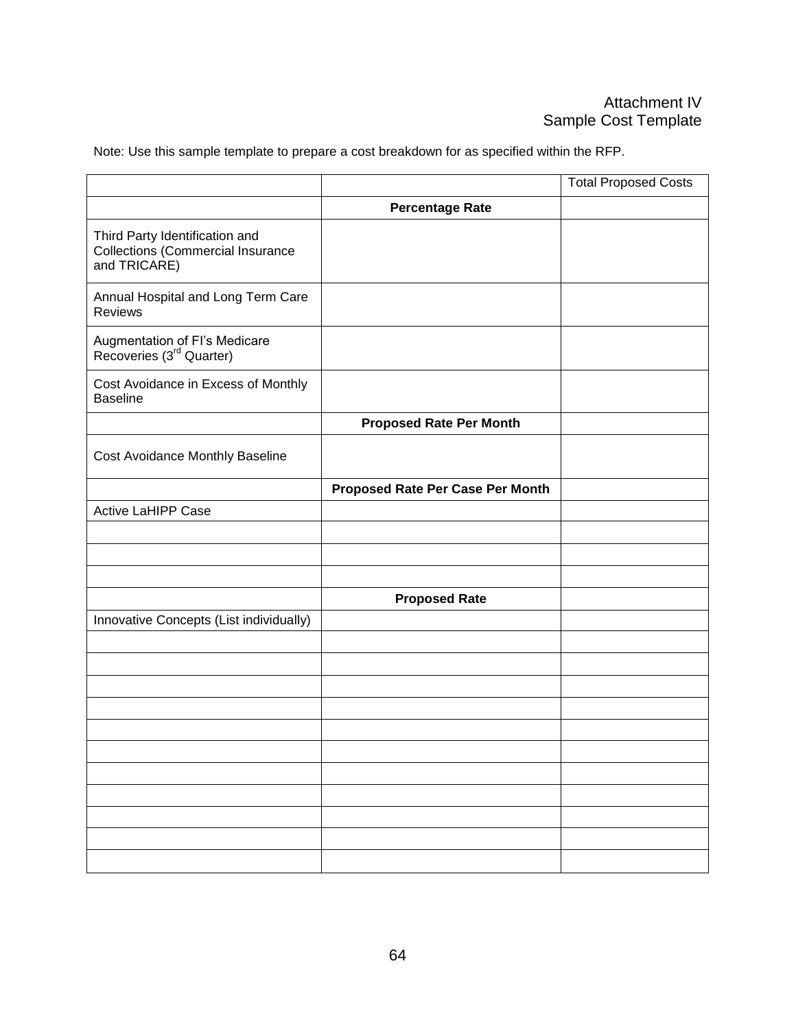Attachment IV
Sample Cost Template

Note: Use this sample template to prepare a cost breakdown for as specified within the RFP.

| | | Total Proposed Costs |
|---|---|---|
| | **Percentage Rate** | |
| Third Party Identification and Collections (Commercial Insurance and TRICARE) | | |
| Annual Hospital and Long Term Care Reviews | | |
| Augmentation of FI's Medicare Recoveries (3rd Quarter) | | |
| Cost Avoidance in Excess of Monthly Baseline | | |
| | **Proposed Rate Per Month** | |
| Cost Avoidance Monthly Baseline | | |
| | **Proposed Rate Per Case Per Month** | |
| Active LaHIPP Case | | |
| | | |
| | | |
| | | |
| | **Proposed Rate** | |
| Innovative Concepts (List individually) | | |
| | | |
| | | |
| | | |
| | | |
| | | |
| | | |
| | | |
| | | |
| | | |
| | | |
| | | |